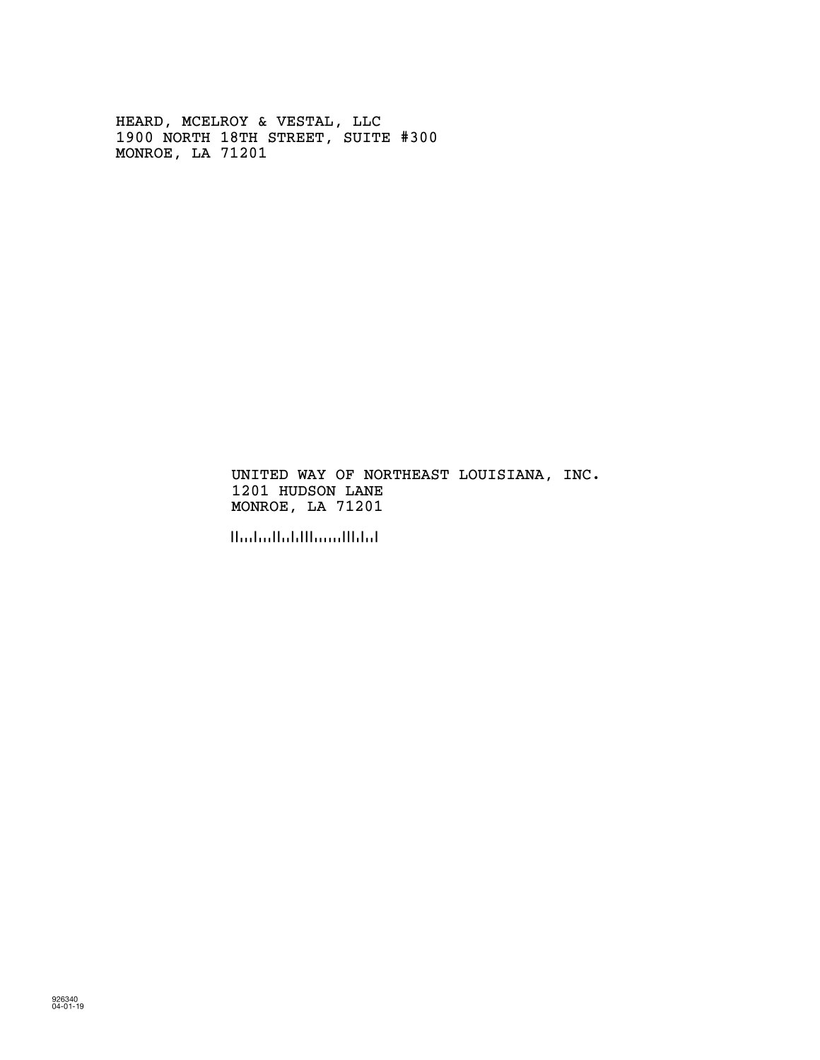HEARD, MCELROY & VESTAL, LLC
1900 NORTH 18TH STREET, SUITE #300
MONROE, LA 71201

UNITED WAY OF NORTHEAST LOUISIANA, INC.
1201 HUDSON LANE
MONROE, LA 71201

926340
04-01-19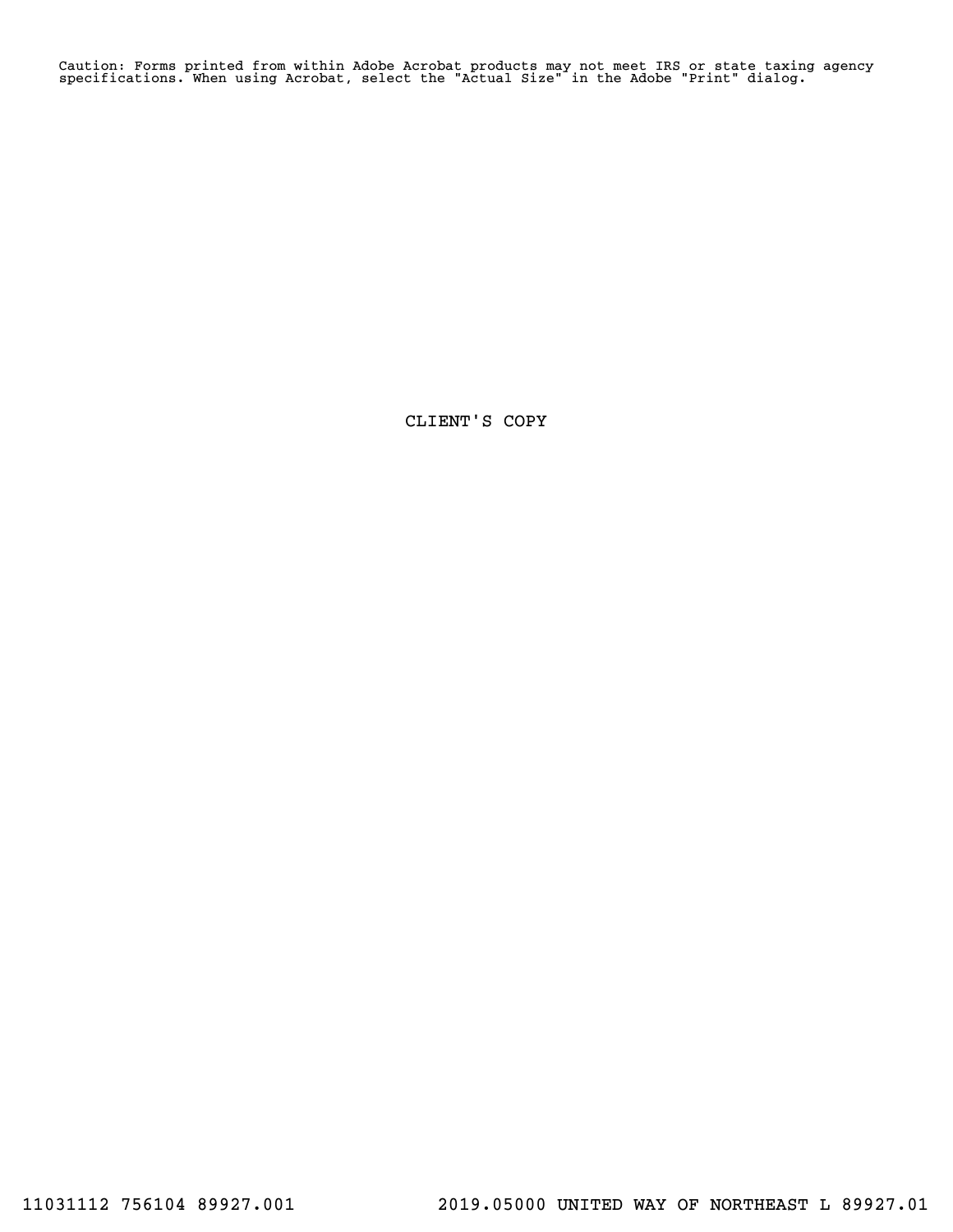Caution: Forms printed from within Adobe Acrobat products may not meet IRS or state taxing agency specifications. When using Acrobat, select the "Actual Size" in the Adobe "Print" dialog.

CLIENT'S COPY

11031112 756104 89927.001 2019.05000 UNITED WAY OF NORTHEAST L 89927.01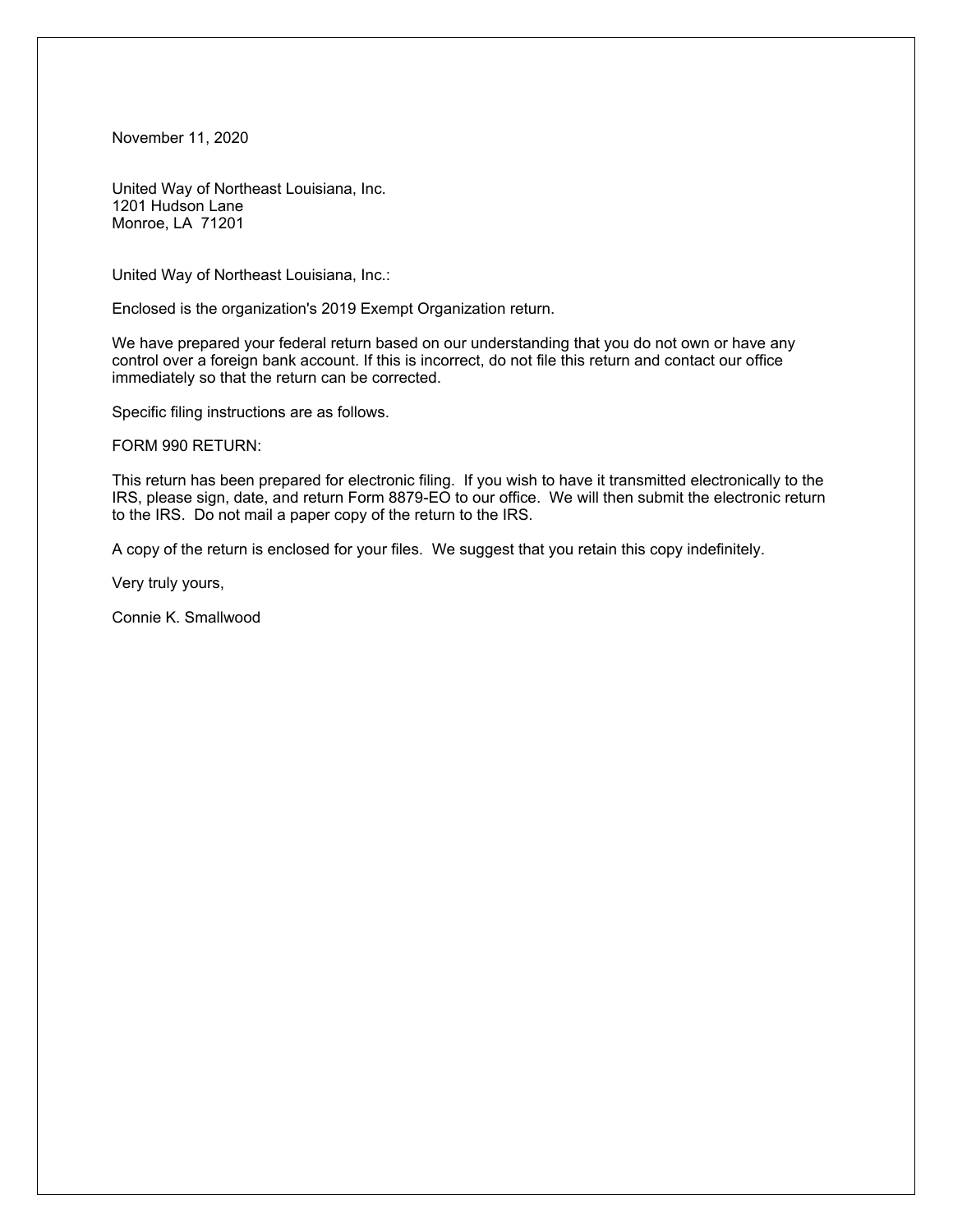November 11, 2020

United Way of Northeast Louisiana, Inc.
1201 Hudson Lane
Monroe, LA 71201

United Way of Northeast Louisiana, Inc.:

Enclosed is the organization's 2019 Exempt Organization return.

We have prepared your federal return based on our understanding that you do not own or have any control over a foreign bank account. If this is incorrect, do not file this return and contact our office immediately so that the return can be corrected.

Specific filing instructions are as follows.

FORM 990 RETURN:

This return has been prepared for electronic filing. If you wish to have it transmitted electronically to the IRS, please sign, date, and return Form 8879-EO to our office. We will then submit the electronic return to the IRS. Do not mail a paper copy of the return to the IRS.

A copy of the return is enclosed for your files. We suggest that you retain this copy indefinitely.

Very truly yours,

Connie K. Smallwood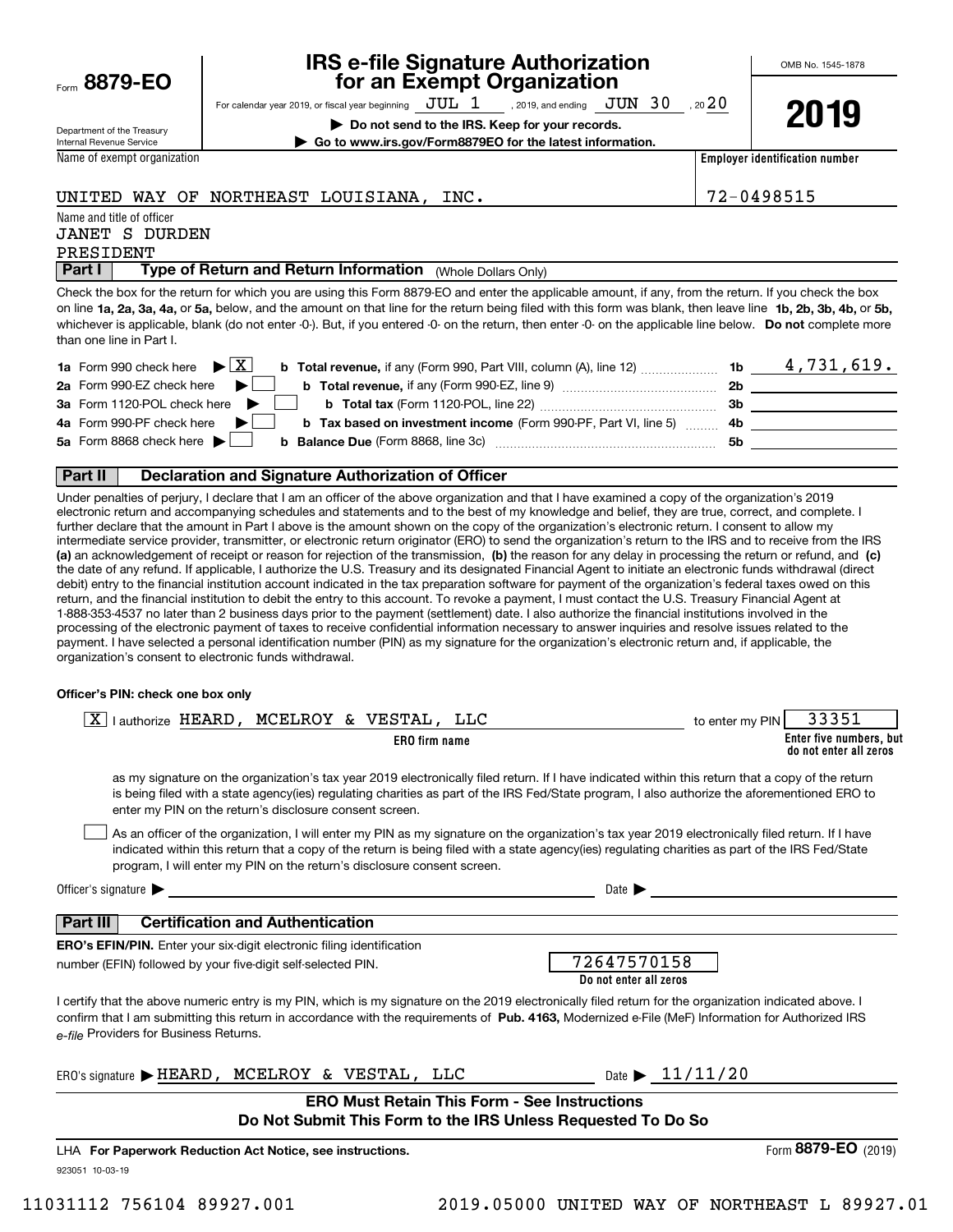Form **8879-EO**

Department of the Treasury
Internal Revenue Service

# IRS e-file Signature Authorization for an Exempt Organization

For calendar year 2019, or fiscal year beginning JUL 1, 2019, and ending JUN 30, 2020

▶ **Do not send to the IRS. Keep for your records.**

▶ **Go to www.irs.gov/Form8879EO for the latest information.**

OMB No. 1545-1878

**2019**

Name of exempt organization: UNITED WAY OF NORTHEAST LOUISIANA, INC.

**Employer identification number:** 72-0498515

Name and title of officer:
JANET S DURDEN
PRESIDENT

## Part I — Type of Return and Return Information (Whole Dollars Only)

Check the box for the return for which you are using this Form 8879-EO and enter the applicable amount, if any, from the return. If you check the box on line **1a, 2a, 3a, 4a,** or **5a,** below, and the amount on that line for the return being filed with this form was blank, then leave line **1b, 2b, 3b, 4b,** or **5b,** whichever is applicable, blank (do not enter -0-). But, if you entered -0- on the return, then enter -0- on the applicable line below. **Do not** complete more than one line in Part I.

| | | | |
|---|---|---|---|
| **1a** Form 990 check here ▶ [X] | **b Total revenue,** if any (Form 990, Part VIII, column (A), line 12) | 1b | 4,731,619. |
| **2a** Form 990-EZ check here ▶ [ ] | **b Total revenue,** if any (Form 990-EZ, line 9) | 2b | |
| **3a** Form 1120-POL check here ▶ [ ] | **b Total tax** (Form 1120-POL, line 22) | 3b | |
| **4a** Form 990-PF check here ▶ [ ] | **b Tax based on investment income** (Form 990-PF, Part VI, line 5) | 4b | |
| **5a** Form 8868 check here ▶ [ ] | **b Balance Due** (Form 8868, line 3c) | 5b | |

## Part II — Declaration and Signature Authorization of Officer

Under penalties of perjury, I declare that I am an officer of the above organization and that I have examined a copy of the organization's 2019 electronic return and accompanying schedules and statements and to the best of my knowledge and belief, they are true, correct, and complete. I further declare that the amount in Part I above is the amount shown on the copy of the organization's electronic return. I consent to allow my intermediate service provider, transmitter, or electronic return originator (ERO) to send the organization's return to the IRS and to receive from the IRS **(a)** an acknowledgement of receipt or reason for rejection of the transmission, **(b)** the reason for any delay in processing the return or refund, and **(c)** the date of any refund. If applicable, I authorize the U.S. Treasury and its designated Financial Agent to initiate an electronic funds withdrawal (direct debit) entry to the financial institution account indicated in the tax preparation software for payment of the organization's federal taxes owed on this return, and the financial institution to debit the entry to this account. To revoke a payment, I must contact the U.S. Treasury Financial Agent at 1-888-353-4537 no later than 2 business days prior to the payment (settlement) date. I also authorize the financial institutions involved in the processing of the electronic payment of taxes to receive confidential information necessary to answer inquiries and resolve issues related to the payment. I have selected a personal identification number (PIN) as my signature for the organization's electronic return and, if applicable, the organization's consent to electronic funds withdrawal.

**Officer's PIN: check one box only**

[X] I authorize HEARD, MCELROY & VESTAL, LLC (**ERO firm name**) to enter my PIN 33351 (**Enter five numbers, but do not enter all zeros**)

as my signature on the organization's tax year 2019 electronically filed return. If I have indicated within this return that a copy of the return is being filed with a state agency(ies) regulating charities as part of the IRS Fed/State program, I also authorize the aforementioned ERO to enter my PIN on the return's disclosure consent screen.

[ ] As an officer of the organization, I will enter my PIN as my signature on the organization's tax year 2019 electronically filed return. If I have indicated within this return that a copy of the return is being filed with a state agency(ies) regulating charities as part of the IRS Fed/State program, I will enter my PIN on the return's disclosure consent screen.

Officer's signature ▶ ______________________ Date ▶ ____________

## Part III — Certification and Authentication

**ERO's EFIN/PIN.** Enter your six-digit electronic filing identification number (EFIN) followed by your five-digit self-selected PIN. 72647570158 (**Do not enter all zeros**)

I certify that the above numeric entry is my PIN, which is my signature on the 2019 electronically filed return for the organization indicated above. I confirm that I am submitting this return in accordance with the requirements of **Pub. 4163,** Modernized e-File (MeF) Information for Authorized IRS *e-file* Providers for Business Returns.

ERO's signature ▶ HEARD, MCELROY & VESTAL, LLC Date ▶ 11/11/20

**ERO Must Retain This Form - See Instructions**
**Do Not Submit This Form to the IRS Unless Requested To Do So**

LHA **For Paperwork Reduction Act Notice, see instructions.** Form **8879-EO** (2019)

923051 10-03-19

11031112 756104 89927.001 2019.05000 UNITED WAY OF NORTHEAST L 89927.01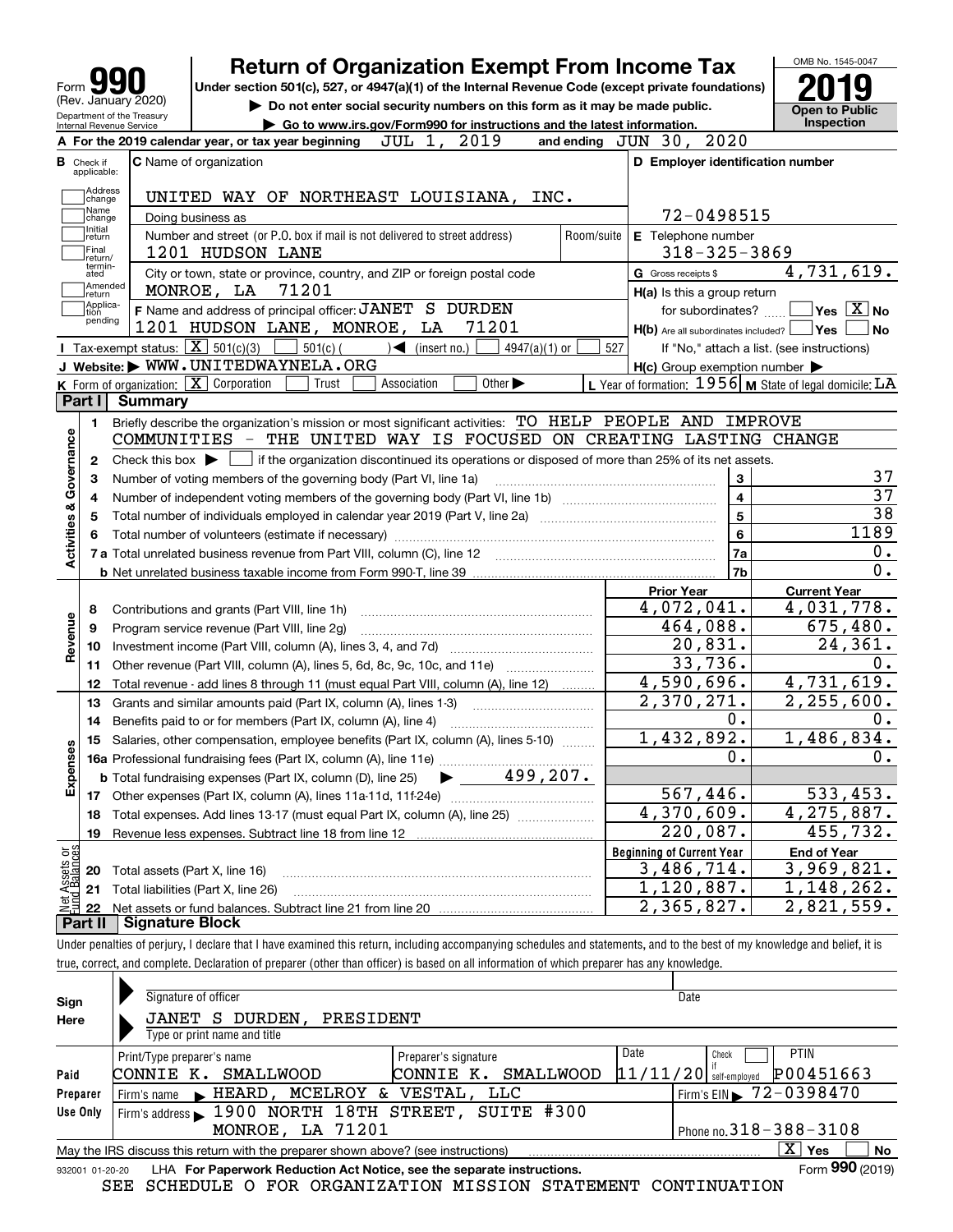Form **990** (Rev. January 2020)
Department of the Treasury
Internal Revenue Service

# Return of Organization Exempt From Income Tax

**Under section 501(c), 527, or 4947(a)(1) of the Internal Revenue Code (except private foundations)**

▶ Do not enter social security numbers on this form as it may be made public.

▶ Go to www.irs.gov/Form990 for instructions and the latest information.

OMB No. 1545-0047

**2019**

**Open to Public Inspection**

**A** For the 2019 calendar year, or tax year beginning JUL 1, 2019 and ending JUN 30, 2020

**B** Check if applicable: Address change; Name change; Initial return; Final return/terminated; Amended return; Application pending

**C** Name of organization: UNITED WAY OF NORTHEAST LOUISIANA, INC.

Doing business as

Number and street (or P.O. box if mail is not delivered to street address): 1201 HUDSON LANE — Room/suite

City or town, state or province, country, and ZIP or foreign postal code: MONROE, LA 71201

**D** Employer identification number: 72-0498515

**E** Telephone number: 318-325-3869

**G** Gross receipts $ 4,731,619.

**F** Name and address of principal officer: JANET S DURDEN, 1201 HUDSON LANE, MONROE, LA 71201

**H(a)** Is this a group return for subordinates? ☐ Yes ☒ No

**H(b)** Are all subordinates included? ☐ Yes ☐ No — If "No," attach a list. (see instructions)

**H(c)** Group exemption number ▶

**I** Tax-exempt status: ☒ 501(c)(3) ☐ 501(c) ( ) ◀ (insert no.) ☐ 4947(a)(1) or ☐ 527

**J** Website: ▶ WWW.UNITEDWAYNELA.ORG

**K** Form of organization: ☒ Corporation ☐ Trust ☐ Association ☐ Other ▶

**L** Year of formation: 1956 **M** State of legal domicile: LA

## Part I Summary

**Activities & Governance**

1. Briefly describe the organization's mission or most significant activities: TO HELP PEOPLE AND IMPROVE COMMUNITIES - THE UNITED WAY IS FOCUSED ON CREATING LASTING CHANGE
2. Check this box ▶ ☐ if the organization discontinued its operations or disposed of more than 25% of its net assets.

| | | | |
|---|---|---|---|
| 3 | Number of voting members of the governing body (Part VI, line 1a) | 3 | 37 |
| 4 | Number of independent voting members of the governing body (Part VI, line 1b) | 4 | 37 |
| 5 | Total number of individuals employed in calendar year 2019 (Part V, line 2a) | 5 | 38 |
| 6 | Total number of volunteers (estimate if necessary) | 6 | 1189 |
| 7a | Total unrelated business revenue from Part VIII, column (C), line 12 | 7a | 0. |
| b | Net unrelated business taxable income from Form 990-T, line 39 | 7b | 0. |

| | | | Prior Year | Current Year |
|---|---|---|---|---|
| **Revenue** | 8 | Contributions and grants (Part VIII, line 1h) | 4,072,041. | 4,031,778. |
| | 9 | Program service revenue (Part VIII, line 2g) | 464,088. | 675,480. |
| | 10 | Investment income (Part VIII, column (A), lines 3, 4, and 7d) | 20,831. | 24,361. |
| | 11 | Other revenue (Part VIII, column (A), lines 5, 6d, 8c, 9c, 10c, and 11e) | 33,736. | 0. |
| | 12 | Total revenue - add lines 8 through 11 (must equal Part VIII, column (A), line 12) | 4,590,696. | 4,731,619. |
| **Expenses** | 13 | Grants and similar amounts paid (Part IX, column (A), lines 1-3) | 2,370,271. | 2,255,600. |
| | 14 | Benefits paid to or for members (Part IX, column (A), line 4) | 0. | 0. |
| | 15 | Salaries, other compensation, employee benefits (Part IX, column (A), lines 5-10) | 1,432,892. | 1,486,834. |
| | 16a | Professional fundraising fees (Part IX, column (A), line 11e) | 0. | 0. |
| | b | Total fundraising expenses (Part IX, column (D), line 25) ▶ 499,207. | | |
| | 17 | Other expenses (Part IX, column (A), lines 11a-11d, 11f-24e) | 567,446. | 533,453. |
| | 18 | Total expenses. Add lines 13-17 (must equal Part IX, column (A), line 25) | 4,370,609. | 4,275,887. |
| | 19 | Revenue less expenses. Subtract line 18 from line 12 | 220,087. | 455,732. |
| | | | **Beginning of Current Year** | **End of Year** |
| **Net Assets or Fund Balances** | 20 | Total assets (Part X, line 16) | 3,486,714. | 3,969,821. |
| | 21 | Total liabilities (Part X, line 26) | 1,120,887. | 1,148,262. |
| | 22 | Net assets or fund balances. Subtract line 21 from line 20 | 2,365,827. | 2,821,559. |

## Part II Signature Block

Under penalties of perjury, I declare that I have examined this return, including accompanying schedules and statements, and to the best of my knowledge and belief, it is true, correct, and complete. Declaration of preparer (other than officer) is based on all information of which preparer has any knowledge.

**Sign Here**

Signature of officer — Date

JANET S DURDEN, PRESIDENT
Type or print name and title

| | Print/Type preparer's name | Preparer's signature | Date | Check ☐ if self-employed | PTIN |
|---|---|---|---|---|---|
| **Paid Preparer Use Only** | CONNIE K. SMALLWOOD | CONNIE K. SMALLWOOD | 11/11/20 | | P00451663 |
| | Firm's name ▶ HEARD, MCELROY & VESTAL, LLC | | Firm's EIN ▶ 72-0398470 | | |
| | Firm's address ▶ 1900 NORTH 18TH STREET, SUITE #300, MONROE, LA 71201 | | Phone no. 318-388-3108 | | |

May the IRS discuss this return with the preparer shown above? (see instructions) ☒ Yes ☐ No

932001 01-20-20 LHA **For Paperwork Reduction Act Notice, see the separate instructions.** Form **990** (2019)

SEE SCHEDULE O FOR ORGANIZATION MISSION STATEMENT CONTINUATION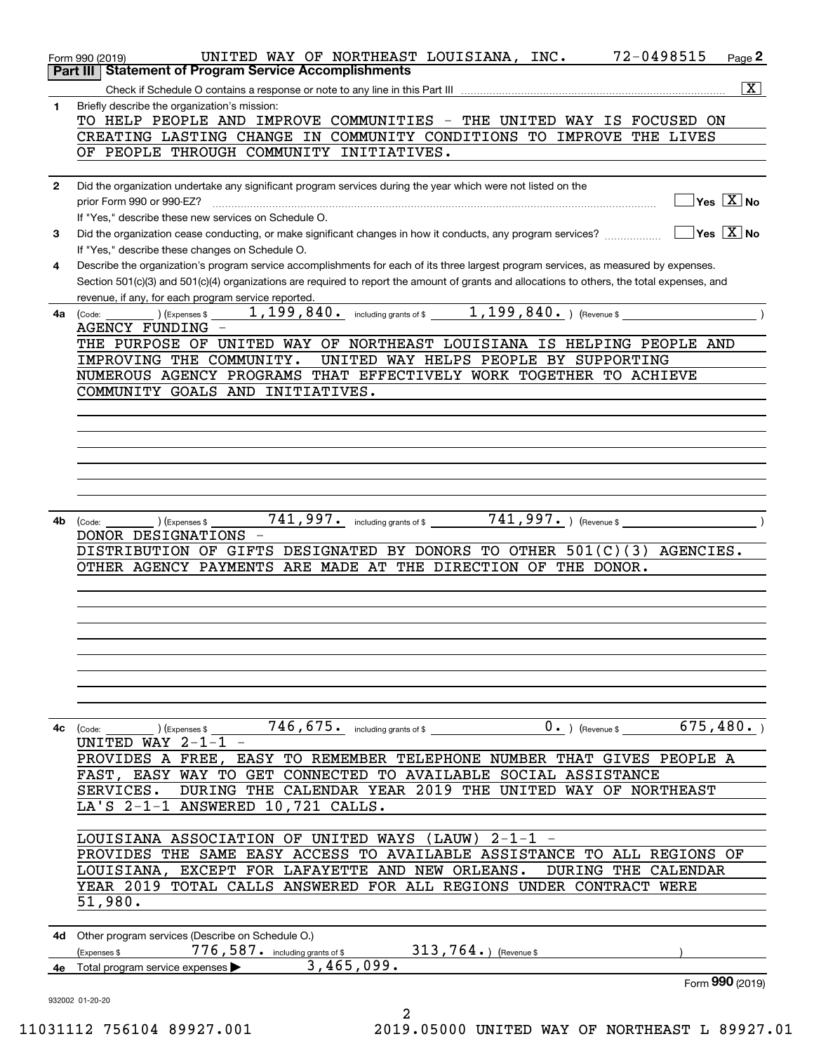Form 990 (2019) UNITED WAY OF NORTHEAST LOUISIANA, INC. 72-0498515 Page **2**

**Part III | Statement of Program Service Accomplishments**

Check if Schedule O contains a response or note to any line in this Part III .......... [X]

**1** Briefly describe the organization's mission:

TO HELP PEOPLE AND IMPROVE COMMUNITIES - THE UNITED WAY IS FOCUSED ON CREATING LASTING CHANGE IN COMMUNITY CONDITIONS TO IMPROVE THE LIVES OF PEOPLE THROUGH COMMUNITY INITIATIVES.

**2** Did the organization undertake any significant program services during the year which were not listed on the prior Form 990 or 990-EZ? .......... [ ] Yes [X] No

If "Yes," describe these new services on Schedule O.

**3** Did the organization cease conducting, or make significant changes in how it conducts, any program services? .......... [ ] Yes [X] No

If "Yes," describe these changes on Schedule O.

**4** Describe the organization's program service accomplishments for each of its three largest program services, as measured by expenses. Section 501(c)(3) and 501(c)(4) organizations are required to report the amount of grants and allocations to others, the total expenses, and revenue, if any, for each program service reported.

**4a** (Code: ) (Expenses $ 1,199,840. including grants of $ 1,199,840. ) (Revenue $ )

AGENCY FUNDING -

THE PURPOSE OF UNITED WAY OF NORTHEAST LOUISIANA IS HELPING PEOPLE AND IMPROVING THE COMMUNITY. UNITED WAY HELPS PEOPLE BY SUPPORTING NUMEROUS AGENCY PROGRAMS THAT EFFECTIVELY WORK TOGETHER TO ACHIEVE COMMUNITY GOALS AND INITIATIVES.

**4b** (Code: ) (Expenses $ 741,997. including grants of $ 741,997. ) (Revenue $ )

DONOR DESIGNATIONS -

DISTRIBUTION OF GIFTS DESIGNATED BY DONORS TO OTHER 501(C)(3) AGENCIES. OTHER AGENCY PAYMENTS ARE MADE AT THE DIRECTION OF THE DONOR.

**4c** (Code: ) (Expenses $ 746,675. including grants of $ 0. ) (Revenue $ 675,480. )

UNITED WAY 2-1-1 -

PROVIDES A FREE, EASY TO REMEMBER TELEPHONE NUMBER THAT GIVES PEOPLE A FAST, EASY WAY TO GET CONNECTED TO AVAILABLE SOCIAL ASSISTANCE SERVICES. DURING THE CALENDAR YEAR 2019 THE UNITED WAY OF NORTHEAST LA'S 2-1-1 ANSWERED 10,721 CALLS.

LOUISIANA ASSOCIATION OF UNITED WAYS (LAUW) 2-1-1 -

PROVIDES THE SAME EASY ACCESS TO AVAILABLE ASSISTANCE TO ALL REGIONS OF LOUISIANA, EXCEPT FOR LAFAYETTE AND NEW ORLEANS. DURING THE CALENDAR YEAR 2019 TOTAL CALLS ANSWERED FOR ALL REGIONS UNDER CONTRACT WERE 51,980.

**4d** Other program services (Describe on Schedule O.)

(Expenses $ 776,587. including grants of $ 313,764. ) (Revenue $ )

**4e** Total program service expenses ▶ 3,465,099.

Form **990** (2019)

932002 01-20-20

11031112 756104 89927.001 2019.05000 UNITED WAY OF NORTHEAST L 89927.01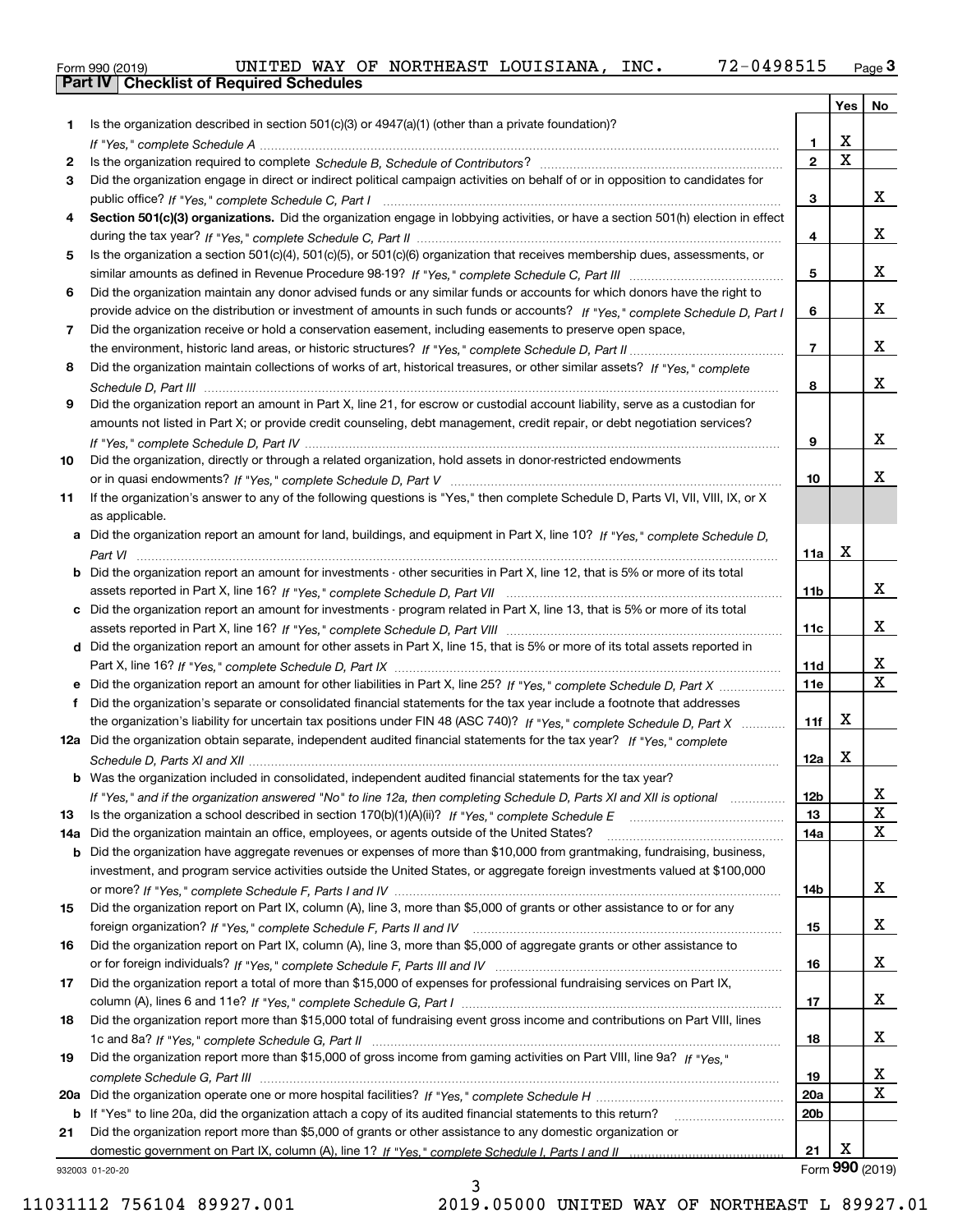Form 990 (2019) UNITED WAY OF NORTHEAST LOUISIANA, INC. 72-0498515

## Part IV Checklist of Required Schedules

| | | | Yes | No |
|---|---|---|---|---|
| **1** | Is the organization described in section 501(c)(3) or 4947(a)(1) (other than a private foundation)? *If "Yes," complete Schedule A* | 1 | X | |
| **2** | Is the organization required to complete *Schedule B, Schedule of Contributors*? | 2 | X | |
| **3** | Did the organization engage in direct or indirect political campaign activities on behalf of or in opposition to candidates for public office? *If "Yes," complete Schedule C, Part I* | 3 | | X |
| **4** | **Section 501(c)(3) organizations.** Did the organization engage in lobbying activities, or have a section 501(h) election in effect during the tax year? *If "Yes," complete Schedule C, Part II* | 4 | | X |
| **5** | Is the organization a section 501(c)(4), 501(c)(5), or 501(c)(6) organization that receives membership dues, assessments, or similar amounts as defined in Revenue Procedure 98-19? *If "Yes," complete Schedule C, Part III* | 5 | | X |
| **6** | Did the organization maintain any donor advised funds or any similar funds or accounts for which donors have the right to provide advice on the distribution or investment of amounts in such funds or accounts? *If "Yes," complete Schedule D, Part I* | 6 | | X |
| **7** | Did the organization receive or hold a conservation easement, including easements to preserve open space, the environment, historic land areas, or historic structures? *If "Yes," complete Schedule D, Part II* | 7 | | X |
| **8** | Did the organization maintain collections of works of art, historical treasures, or other similar assets? *If "Yes," complete Schedule D, Part III* | 8 | | X |
| **9** | Did the organization report an amount in Part X, line 21, for escrow or custodial account liability, serve as a custodian for amounts not listed in Part X; or provide credit counseling, debt management, credit repair, or debt negotiation services? *If "Yes," complete Schedule D, Part IV* | 9 | | X |
| **10** | Did the organization, directly or through a related organization, hold assets in donor-restricted endowments or in quasi endowments? *If "Yes," complete Schedule D, Part V* | 10 | | X |
| **11** | If the organization's answer to any of the following questions is "Yes," then complete Schedule D, Parts VI, VII, VIII, IX, or X as applicable. | | | |
| **a** | Did the organization report an amount for land, buildings, and equipment in Part X, line 10? *If "Yes," complete Schedule D, Part VI* | 11a | X | |
| **b** | Did the organization report an amount for investments - other securities in Part X, line 12, that is 5% or more of its total assets reported in Part X, line 16? *If "Yes," complete Schedule D, Part VII* | 11b | | X |
| **c** | Did the organization report an amount for investments - program related in Part X, line 13, that is 5% or more of its total assets reported in Part X, line 16? *If "Yes," complete Schedule D, Part VIII* | 11c | | X |
| **d** | Did the organization report an amount for other assets in Part X, line 15, that is 5% or more of its total assets reported in Part X, line 16? *If "Yes," complete Schedule D, Part IX* | 11d | | X |
| **e** | Did the organization report an amount for other liabilities in Part X, line 25? *If "Yes," complete Schedule D, Part X* | 11e | | X |
| **f** | Did the organization's separate or consolidated financial statements for the tax year include a footnote that addresses the organization's liability for uncertain tax positions under FIN 48 (ASC 740)? *If "Yes," complete Schedule D, Part X* | 11f | X | |
| **12a** | Did the organization obtain separate, independent audited financial statements for the tax year? *If "Yes," complete Schedule D, Parts XI and XII* | 12a | X | |
| **b** | Was the organization included in consolidated, independent audited financial statements for the tax year? *If "Yes," and if the organization answered "No" to line 12a, then completing Schedule D, Parts XI and XII is optional* | 12b | | X |
| **13** | Is the organization a school described in section 170(b)(1)(A)(ii)? *If "Yes," complete Schedule E* | 13 | | X |
| **14a** | Did the organization maintain an office, employees, or agents outside of the United States? | 14a | | X |
| **b** | Did the organization have aggregate revenues or expenses of more than $10,000 from grantmaking, fundraising, business, investment, and program service activities outside the United States, or aggregate foreign investments valued at $100,000 or more? *If "Yes," complete Schedule F, Parts I and IV* | 14b | | X |
| **15** | Did the organization report on Part IX, column (A), line 3, more than $5,000 of grants or other assistance to or for any foreign organization? *If "Yes," complete Schedule F, Parts II and IV* | 15 | | X |
| **16** | Did the organization report on Part IX, column (A), line 3, more than $5,000 of aggregate grants or other assistance to or for foreign individuals? *If "Yes," complete Schedule F, Parts III and IV* | 16 | | X |
| **17** | Did the organization report a total of more than $15,000 of expenses for professional fundraising services on Part IX, column (A), lines 6 and 11e? *If "Yes," complete Schedule G, Part I* | 17 | | X |
| **18** | Did the organization report more than $15,000 total of fundraising event gross income and contributions on Part VIII, lines 1c and 8a? *If "Yes," complete Schedule G, Part II* | 18 | | X |
| **19** | Did the organization report more than $15,000 of gross income from gaming activities on Part VIII, line 9a? *If "Yes," complete Schedule G, Part III* | 19 | | X |
| **20a** | Did the organization operate one or more hospital facilities? *If "Yes," complete Schedule H* | 20a | | X |
| **b** | If "Yes" to line 20a, did the organization attach a copy of its audited financial statements to this return? | 20b | | |
| **21** | Did the organization report more than $5,000 of grants or other assistance to any domestic organization or domestic government on Part IX, column (A), line 1? *If "Yes," complete Schedule I, Parts I and II* | 21 | X | |

932003 01-20-20 Form **990** (2019)

11031112 756104 89927.001 2019.05000 UNITED WAY OF NORTHEAST L 89927.01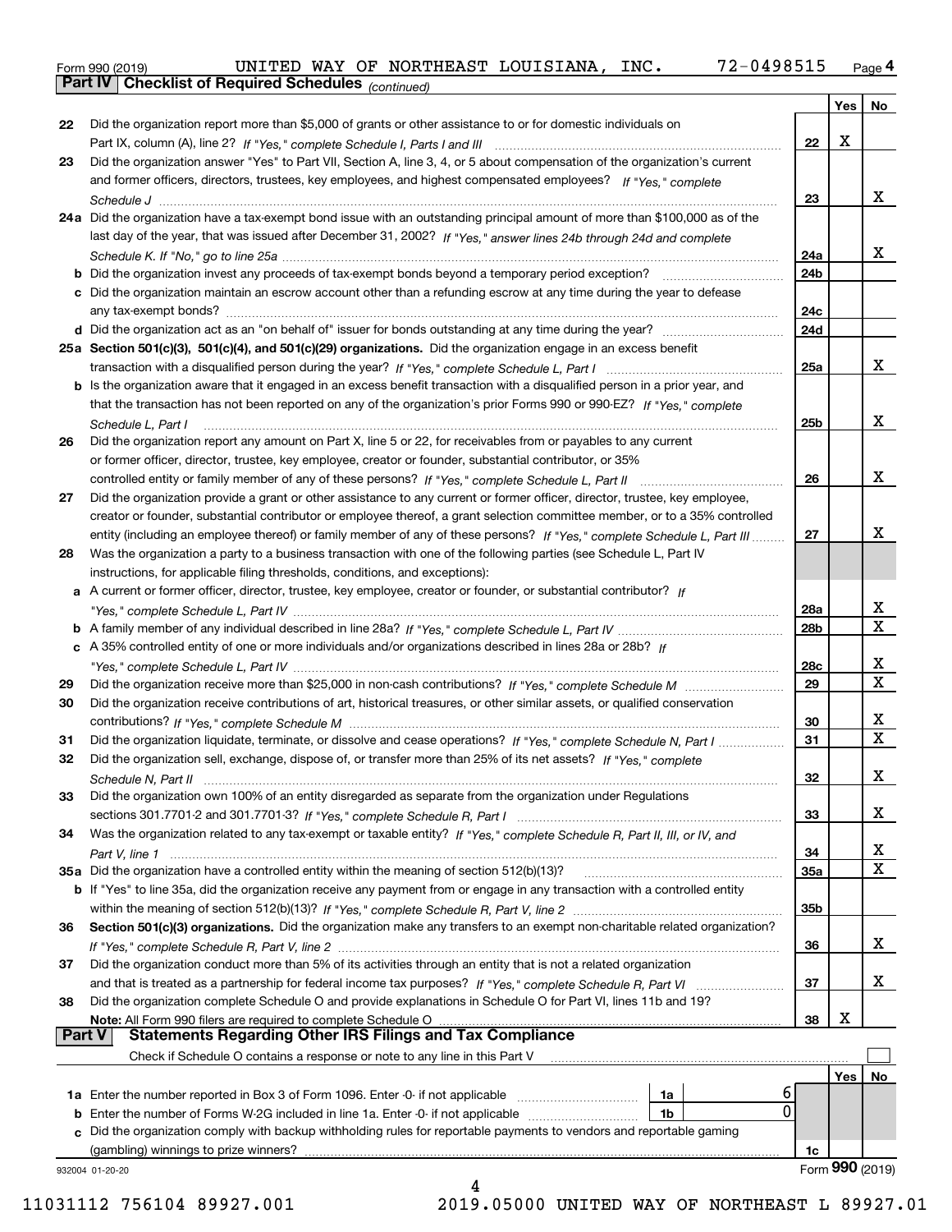Form 990 (2019) UNITED WAY OF NORTHEAST LOUISIANA, INC. 72-0498515 Page 4

**Part IV | Checklist of Required Schedules** *(continued)*

| | | | Yes | No |
|---|---|---|---|---|
| 22 | Did the organization report more than $5,000 of grants or other assistance to or for domestic individuals on Part IX, column (A), line 2? *If "Yes," complete Schedule I, Parts I and III* | 22 | X | |
| 23 | Did the organization answer "Yes" to Part VII, Section A, line 3, 4, or 5 about compensation of the organization's current and former officers, directors, trustees, key employees, and highest compensated employees? *If "Yes," complete Schedule J* | 23 | | X |
| 24a | Did the organization have a tax-exempt bond issue with an outstanding principal amount of more than $100,000 as of the last day of the year, that was issued after December 31, 2002? *If "Yes," answer lines 24b through 24d and complete Schedule K. If "No," go to line 25a* | 24a | | X |
| b | Did the organization invest any proceeds of tax-exempt bonds beyond a temporary period exception? | 24b | | |
| c | Did the organization maintain an escrow account other than a refunding escrow at any time during the year to defease any tax-exempt bonds? | 24c | | |
| d | Did the organization act as an "on behalf of" issuer for bonds outstanding at any time during the year? | 24d | | |
| 25a | **Section 501(c)(3), 501(c)(4), and 501(c)(29) organizations.** Did the organization engage in an excess benefit transaction with a disqualified person during the year? *If "Yes," complete Schedule L, Part I* | 25a | | X |
| b | Is the organization aware that it engaged in an excess benefit transaction with a disqualified person in a prior year, and that the transaction has not been reported on any of the organization's prior Forms 990 or 990-EZ? *If "Yes," complete Schedule L, Part I* | 25b | | X |
| 26 | Did the organization report any amount on Part X, line 5 or 22, for receivables from or payables to any current or former officer, director, trustee, key employee, creator or founder, substantial contributor, or 35% controlled entity or family member of any of these persons? *If "Yes," complete Schedule L, Part II* | 26 | | X |
| 27 | Did the organization provide a grant or other assistance to any current or former officer, director, trustee, key employee, creator or founder, substantial contributor or employee thereof, a grant selection committee member, or to a 35% controlled entity (including an employee thereof) or family member of any of these persons? *If "Yes," complete Schedule L, Part III* | 27 | | X |
| 28 | Was the organization a party to a business transaction with one of the following parties (see Schedule L, Part IV instructions, for applicable filing thresholds, conditions, and exceptions): | | | |
| a | A current or former officer, director, trustee, key employee, creator or founder, or substantial contributor? *If "Yes," complete Schedule L, Part IV* | 28a | | X |
| b | A family member of any individual described in line 28a? *If "Yes," complete Schedule L, Part IV* | 28b | | X |
| c | A 35% controlled entity of one or more individuals and/or organizations described in lines 28a or 28b? *If "Yes," complete Schedule L, Part IV* | 28c | | X |
| 29 | Did the organization receive more than $25,000 in non-cash contributions? *If "Yes," complete Schedule M* | 29 | | X |
| 30 | Did the organization receive contributions of art, historical treasures, or other similar assets, or qualified conservation contributions? *If "Yes," complete Schedule M* | 30 | | X |
| 31 | Did the organization liquidate, terminate, or dissolve and cease operations? *If "Yes," complete Schedule N, Part I* | 31 | | X |
| 32 | Did the organization sell, exchange, dispose of, or transfer more than 25% of its net assets? *If "Yes," complete Schedule N, Part II* | 32 | | X |
| 33 | Did the organization own 100% of an entity disregarded as separate from the organization under Regulations sections 301.7701-2 and 301.7701-3? *If "Yes," complete Schedule R, Part I* | 33 | | X |
| 34 | Was the organization related to any tax-exempt or taxable entity? *If "Yes," complete Schedule R, Part II, III, or IV, and Part V, line 1* | 34 | | X |
| 35a | Did the organization have a controlled entity within the meaning of section 512(b)(13)? | 35a | | X |
| b | If "Yes" to line 35a, did the organization receive any payment from or engage in any transaction with a controlled entity within the meaning of section 512(b)(13)? *If "Yes," complete Schedule R, Part V, line 2* | 35b | | |
| 36 | **Section 501(c)(3) organizations.** Did the organization make any transfers to an exempt non-charitable related organization? *If "Yes," complete Schedule R, Part V, line 2* | 36 | | X |
| 37 | Did the organization conduct more than 5% of its activities through an entity that is not a related organization and that is treated as a partnership for federal income tax purposes? *If "Yes," complete Schedule R, Part VI* | 37 | | X |
| 38 | Did the organization complete Schedule O and provide explanations in Schedule O for Part VI, lines 11b and 19? **Note:** All Form 990 filers are required to complete Schedule O | 38 | X | |

**Part V | Statements Regarding Other IRS Filings and Tax Compliance**

Check if Schedule O contains a response or note to any line in this Part V ☐

| | | | | | Yes | No |
|---|---|---|---|---|---|---|
| 1a | Enter the number reported in Box 3 of Form 1096. Enter -0- if not applicable | 1a | 6 | | | |
| b | Enter the number of Forms W-2G included in line 1a. Enter -0- if not applicable | 1b | 0 | | | |
| c | Did the organization comply with backup withholding rules for reportable payments to vendors and reportable gaming (gambling) winnings to prize winners? | | | 1c | | |

932004 01-20-20 Form **990** (2019)

11031112 756104 89927.001 2019.05000 UNITED WAY OF NORTHEAST L 89927.01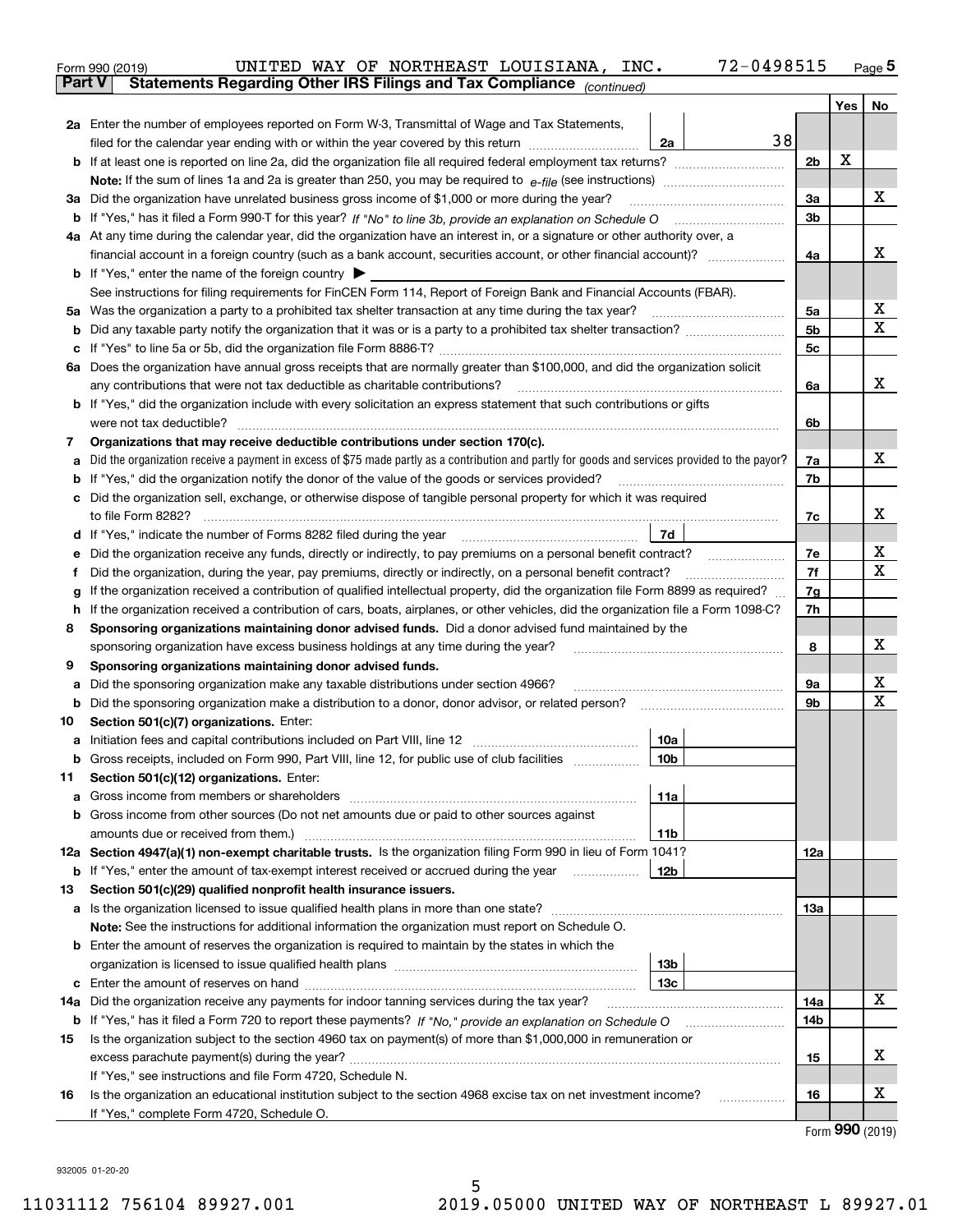Form 990 (2019) UNITED WAY OF NORTHEAST LOUISIANA, INC. 72-0498515 Page 5

**Part V Statements Regarding Other IRS Filings and Tax Compliance** *(continued)*

| | | | | | Yes | No |
|---|---|---|---|---|---|---|
| **2a** | Enter the number of employees reported on Form W-3, Transmittal of Wage and Tax Statements, filed for the calendar year ending with or within the year covered by this return | 2a | 38 | | | |
| **b** | If at least one is reported on line 2a, did the organization file all required federal employment tax returns? | | | 2b | X | |
| | **Note:** If the sum of lines 1a and 2a is greater than 250, you may be required to *e-file* (see instructions) | | | | | |
| **3a** | Did the organization have unrelated business gross income of $1,000 or more during the year? | | | 3a | | X |
| **b** | If "Yes," has it filed a Form 990-T for this year? *If "No" to line 3b, provide an explanation on Schedule O* | | | 3b | | |
| **4a** | At any time during the calendar year, did the organization have an interest in, or a signature or other authority over, a financial account in a foreign country (such as a bank account, securities account, or other financial account)? | | | 4a | | X |
| **b** | If "Yes," enter the name of the foreign country ▶ | | | | | |
| | See instructions for filing requirements for FinCEN Form 114, Report of Foreign Bank and Financial Accounts (FBAR). | | | | | |
| **5a** | Was the organization a party to a prohibited tax shelter transaction at any time during the tax year? | | | 5a | | X |
| **b** | Did any taxable party notify the organization that it was or is a party to a prohibited tax shelter transaction? | | | 5b | | X |
| **c** | If "Yes" to line 5a or 5b, did the organization file Form 8886-T? | | | 5c | | |
| **6a** | Does the organization have annual gross receipts that are normally greater than $100,000, and did the organization solicit any contributions that were not tax deductible as charitable contributions? | | | 6a | | X |
| **b** | If "Yes," did the organization include with every solicitation an express statement that such contributions or gifts were not tax deductible? | | | 6b | | |
| **7** | **Organizations that may receive deductible contributions under section 170(c).** | | | | | |
| **a** | Did the organization receive a payment in excess of $75 made partly as a contribution and partly for goods and services provided to the payor? | | | 7a | | X |
| **b** | If "Yes," did the organization notify the donor of the value of the goods or services provided? | | | 7b | | |
| **c** | Did the organization sell, exchange, or otherwise dispose of tangible personal property for which it was required to file Form 8282? | | | 7c | | X |
| **d** | If "Yes," indicate the number of Forms 8282 filed during the year | 7d | | | | |
| **e** | Did the organization receive any funds, directly or indirectly, to pay premiums on a personal benefit contract? | | | 7e | | X |
| **f** | Did the organization, during the year, pay premiums, directly or indirectly, on a personal benefit contract? | | | 7f | | X |
| **g** | If the organization received a contribution of qualified intellectual property, did the organization file Form 8899 as required? | | | 7g | | |
| **h** | If the organization received a contribution of cars, boats, airplanes, or other vehicles, did the organization file a Form 1098-C? | | | 7h | | |
| **8** | **Sponsoring organizations maintaining donor advised funds.** Did a donor advised fund maintained by the sponsoring organization have excess business holdings at any time during the year? | | | 8 | | X |
| **9** | **Sponsoring organizations maintaining donor advised funds.** | | | | | |
| **a** | Did the sponsoring organization make any taxable distributions under section 4966? | | | 9a | | X |
| **b** | Did the sponsoring organization make a distribution to a donor, donor advisor, or related person? | | | 9b | | X |
| **10** | **Section 501(c)(7) organizations.** Enter: | | | | | |
| **a** | Initiation fees and capital contributions included on Part VIII, line 12 | 10a | | | | |
| **b** | Gross receipts, included on Form 990, Part VIII, line 12, for public use of club facilities | 10b | | | | |
| **11** | **Section 501(c)(12) organizations.** Enter: | | | | | |
| **a** | Gross income from members or shareholders | 11a | | | | |
| **b** | Gross income from other sources (Do not net amounts due or paid to other sources against amounts due or received from them.) | 11b | | | | |
| **12a** | **Section 4947(a)(1) non-exempt charitable trusts.** Is the organization filing Form 990 in lieu of Form 1041? | | | 12a | | |
| **b** | If "Yes," enter the amount of tax-exempt interest received or accrued during the year | 12b | | | | |
| **13** | **Section 501(c)(29) qualified nonprofit health insurance issuers.** | | | | | |
| **a** | Is the organization licensed to issue qualified health plans in more than one state? | | | 13a | | |
| | **Note:** See the instructions for additional information the organization must report on Schedule O. | | | | | |
| **b** | Enter the amount of reserves the organization is required to maintain by the states in which the organization is licensed to issue qualified health plans | 13b | | | | |
| **c** | Enter the amount of reserves on hand | 13c | | | | |
| **14a** | Did the organization receive any payments for indoor tanning services during the tax year? | | | 14a | | X |
| **b** | If "Yes," has it filed a Form 720 to report these payments? *If "No," provide an explanation on Schedule O* | | | 14b | | |
| **15** | Is the organization subject to the section 4960 tax on payment(s) of more than $1,000,000 in remuneration or excess parachute payment(s) during the year? | | | 15 | | X |
| | If "Yes," see instructions and file Form 4720, Schedule N. | | | | | |
| **16** | Is the organization an educational institution subject to the section 4968 excise tax on net investment income? | | | 16 | | X |
| | If "Yes," complete Form 4720, Schedule O. | | | | | |

Form **990** (2019)

932005 01-20-20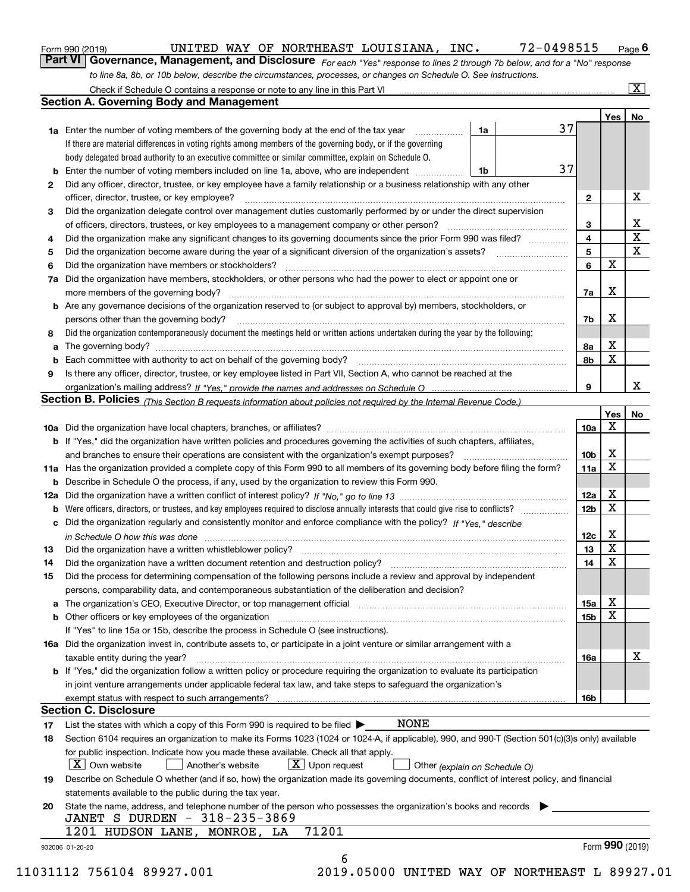Form 990 (2019) UNITED WAY OF NORTHEAST LOUISIANA, INC. 72-0498515 Page 6

## Part VI Governance, Management, and Disclosure

*For each "Yes" response to lines 2 through 7b below, and for a "No" response to line 8a, 8b, or 10b below, describe the circumstances, processes, or changes on Schedule O. See instructions.*

Check if Schedule O contains a response or note to any line in this Part VI .......... [X]

### Section A. Governing Body and Management

| | | | | Yes | No |
|---|---|---|---|---|---|
| **1a** | Enter the number of voting members of the governing body at the end of the tax year ... If there are material differences in voting rights among members of the governing body, or if the governing body delegated broad authority to an executive committee or similar committee, explain on Schedule O. | 1a | 37 | | |
| **b** | Enter the number of voting members included on line 1a, above, who are independent ... | 1b | 37 | | |
| **2** | Did any officer, director, trustee, or key employee have a family relationship or a business relationship with any other officer, director, trustee, or key employee? | 2 | | | X |
| **3** | Did the organization delegate control over management duties customarily performed by or under the direct supervision of officers, directors, trustees, or key employees to a management company or other person? | 3 | | | X |
| **4** | Did the organization make any significant changes to its governing documents since the prior Form 990 was filed? | 4 | | | X |
| **5** | Did the organization become aware during the year of a significant diversion of the organization's assets? | 5 | | | X |
| **6** | Did the organization have members or stockholders? | 6 | | X | |
| **7a** | Did the organization have members, stockholders, or other persons who had the power to elect or appoint one or more members of the governing body? | 7a | | X | |
| **b** | Are any governance decisions of the organization reserved to (or subject to approval by) members, stockholders, or persons other than the governing body? | 7b | | X | |
| **8** | Did the organization contemporaneously document the meetings held or written actions undertaken during the year by the following: | | | | |
| **a** | The governing body? | 8a | | X | |
| **b** | Each committee with authority to act on behalf of the governing body? | 8b | | X | |
| **9** | Is there any officer, director, trustee, or key employee listed in Part VII, Section A, who cannot be reached at the organization's mailing address? *If "Yes," provide the names and addresses on Schedule O* | 9 | | | X |

### Section B. Policies *(This Section B requests information about policies not required by the Internal Revenue Code.)*

| | | | Yes | No |
|---|---|---|---|---|
| **10a** | Did the organization have local chapters, branches, or affiliates? | 10a | X | |
| **b** | If "Yes," did the organization have written policies and procedures governing the activities of such chapters, affiliates, and branches to ensure their operations are consistent with the organization's exempt purposes? | 10b | X | |
| **11a** | Has the organization provided a complete copy of this Form 990 to all members of its governing body before filing the form? | 11a | X | |
| **b** | Describe in Schedule O the process, if any, used by the organization to review this Form 990. | | | |
| **12a** | Did the organization have a written conflict of interest policy? *If "No," go to line 13* | 12a | X | |
| **b** | Were officers, directors, or trustees, and key employees required to disclose annually interests that could give rise to conflicts? | 12b | X | |
| **c** | Did the organization regularly and consistently monitor and enforce compliance with the policy? *If "Yes," describe in Schedule O how this was done* | 12c | X | |
| **13** | Did the organization have a written whistleblower policy? | 13 | X | |
| **14** | Did the organization have a written document retention and destruction policy? | 14 | X | |
| **15** | Did the process for determining compensation of the following persons include a review and approval by independent persons, comparability data, and contemporaneous substantiation of the deliberation and decision? | | | |
| **a** | The organization's CEO, Executive Director, or top management official | 15a | X | |
| **b** | Other officers or key employees of the organization | 15b | X | |
| | If "Yes" to line 15a or 15b, describe the process in Schedule O (see instructions). | | | |
| **16a** | Did the organization invest in, contribute assets to, or participate in a joint venture or similar arrangement with a taxable entity during the year? | 16a | | X |
| **b** | If "Yes," did the organization follow a written policy or procedure requiring the organization to evaluate its participation in joint venture arrangements under applicable federal tax law, and take steps to safeguard the organization's exempt status with respect to such arrangements? | 16b | | |

### Section C. Disclosure

**17** List the states with which a copy of this Form 990 is required to be filed ▶ NONE

**18** Section 6104 requires an organization to make its Forms 1023 (1024 or 1024-A, if applicable), 990, and 990-T (Section 501(c)(3)s only) available for public inspection. Indicate how you made these available. Check all that apply.

[X] Own website [ ] Another's website [X] Upon request [ ] Other *(explain on Schedule O)*

**19** Describe on Schedule O whether (and if so, how) the organization made its governing documents, conflict of interest policy, and financial statements available to the public during the tax year.

**20** State the name, address, and telephone number of the person who possesses the organization's books and records ▶

JANET S DURDEN - 318-235-3869
1201 HUDSON LANE, MONROE, LA 71201

932006 01-20-20 Form **990** (2019)

11031112 756104 89927.001 2019.05000 UNITED WAY OF NORTHEAST L 89927.01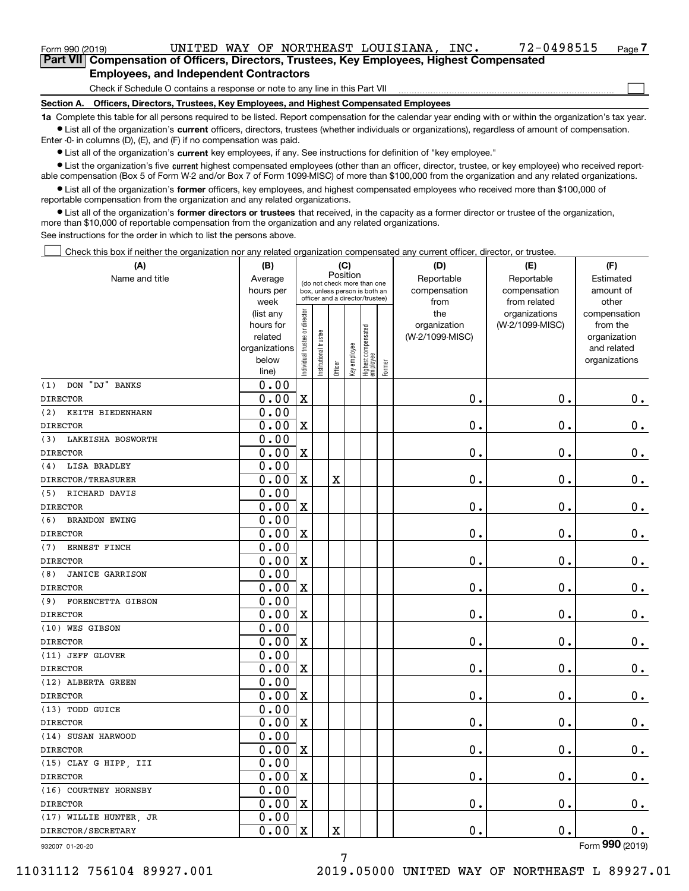Form 990 (2019) UNITED WAY OF NORTHEAST LOUISIANA, INC. 72-0498515 Page 7

**Part VII Compensation of Officers, Directors, Trustees, Key Employees, Highest Compensated Employees, and Independent Contractors**

Check if Schedule O contains a response or note to any line in this Part VII ☐

**Section A. Officers, Directors, Trustees, Key Employees, and Highest Compensated Employees**

**1a** Complete this table for all persons required to be listed. Report compensation for the calendar year ending with or within the organization's tax year.

- List all of the organization's **current** officers, directors, trustees (whether individuals or organizations), regardless of amount of compensation. Enter -0- in columns (D), (E), and (F) if no compensation was paid.
- List all of the organization's **current** key employees, if any. See instructions for definition of "key employee."
- List the organization's five **current** highest compensated employees (other than an officer, director, trustee, or key employee) who received reportable compensation (Box 5 of Form W-2 and/or Box 7 of Form 1099-MISC) of more than $100,000 from the organization and any related organizations.
- List all of the organization's **former** officers, key employees, and highest compensated employees who received more than $100,000 of reportable compensation from the organization and any related organizations.
- List all of the organization's **former directors or trustees** that received, in the capacity as a former director or trustee of the organization, more than $10,000 of reportable compensation from the organization and any related organizations.

See instructions for the order in which to list the persons above.

☐ Check this box if neither the organization nor any related organization compensated any current officer, director, or trustee.

| (A) Name and title | (B) Average hours per week (list any hours for related organizations below line) | (C) Position: Individual trustee or director | Institutional trustee | Officer | Key employee | Highest compensated employee | Former | (D) Reportable compensation from the organization (W-2/1099-MISC) | (E) Reportable compensation from related organizations (W-2/1099-MISC) | (F) Estimated amount of other compensation from the organization and related organizations |
|---|---|---|---|---|---|---|---|---|---|---|
| (1) DON "DJ" BANKS<br>DIRECTOR | 0.00<br>0.00 | X | | | | | | 0. | 0. | 0. |
| (2) KEITH BIEDENHARN<br>DIRECTOR | 0.00<br>0.00 | X | | | | | | 0. | 0. | 0. |
| (3) LAKEISHA BOSWORTH<br>DIRECTOR | 0.00<br>0.00 | X | | | | | | 0. | 0. | 0. |
| (4) LISA BRADLEY<br>DIRECTOR/TREASURER | 0.00<br>0.00 | X | | X | | | | 0. | 0. | 0. |
| (5) RICHARD DAVIS<br>DIRECTOR | 0.00<br>0.00 | X | | | | | | 0. | 0. | 0. |
| (6) BRANDON EWING<br>DIRECTOR | 0.00<br>0.00 | X | | | | | | 0. | 0. | 0. |
| (7) ERNEST FINCH<br>DIRECTOR | 0.00<br>0.00 | X | | | | | | 0. | 0. | 0. |
| (8) JANICE GARRISON<br>DIRECTOR | 0.00<br>0.00 | X | | | | | | 0. | 0. | 0. |
| (9) FORENCETTA GIBSON<br>DIRECTOR | 0.00<br>0.00 | X | | | | | | 0. | 0. | 0. |
| (10) WES GIBSON<br>DIRECTOR | 0.00<br>0.00 | X | | | | | | 0. | 0. | 0. |
| (11) JEFF GLOVER<br>DIRECTOR | 0.00<br>0.00 | X | | | | | | 0. | 0. | 0. |
| (12) ALBERTA GREEN<br>DIRECTOR | 0.00<br>0.00 | X | | | | | | 0. | 0. | 0. |
| (13) TODD GUICE<br>DIRECTOR | 0.00<br>0.00 | X | | | | | | 0. | 0. | 0. |
| (14) SUSAN HARWOOD<br>DIRECTOR | 0.00<br>0.00 | X | | | | | | 0. | 0. | 0. |
| (15) CLAY G HIPP, III<br>DIRECTOR | 0.00<br>0.00 | X | | | | | | 0. | 0. | 0. |
| (16) COURTNEY HORNSBY<br>DIRECTOR | 0.00<br>0.00 | X | | | | | | 0. | 0. | 0. |
| (17) WILLIE HUNTER, JR<br>DIRECTOR/SECRETARY | 0.00<br>0.00 | X | | X | | | | 0. | 0. | 0. |

932007 01-20-20

Form **990** (2019)

11031112 756104 89927.001 2019.05000 UNITED WAY OF NORTHEAST L 89927.01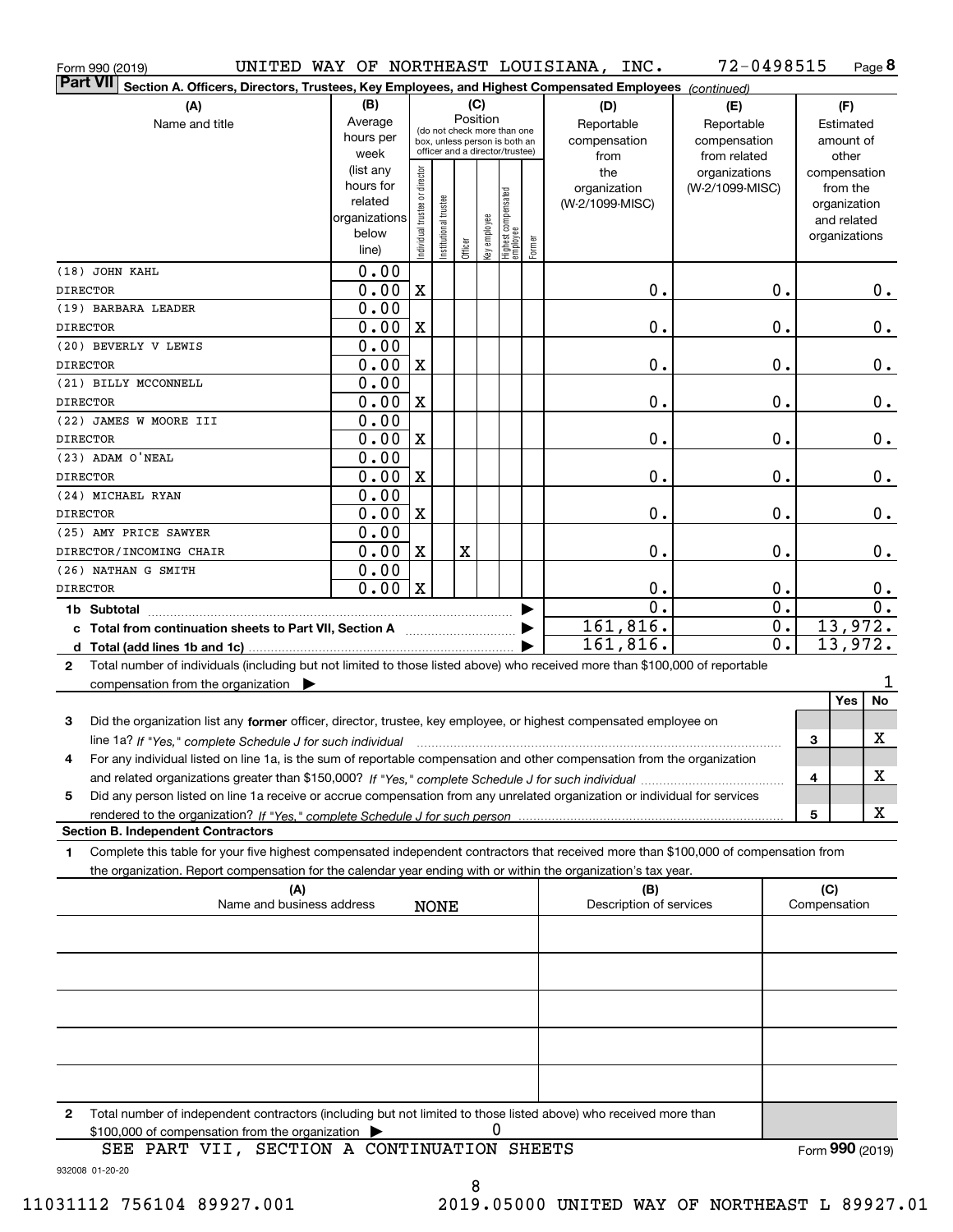Form 990 (2019) UNITED WAY OF NORTHEAST LOUISIANA, INC. 72-0498515 Page **8**

**Part VII** Section A. Officers, Directors, Trustees, Key Employees, and Highest Compensated Employees *(continued)*

| (A) Name and title | (B) Average hours per week (list any hours for related organizations below line) | (C) Position: Individual trustee or director | Institutional trustee | Officer | Key employee | Highest compensated employee | Former | (D) Reportable compensation from the organization (W-2/1099-MISC) | (E) Reportable compensation from related organizations (W-2/1099-MISC) | (F) Estimated amount of other compensation from the organization and related organizations |
|---|---|---|---|---|---|---|---|---|---|---|
| (18) JOHN KAHL | 0.00 | | | | | | | | | |
| DIRECTOR | 0.00 | X | | | | | | 0. | 0. | 0. |
| (19) BARBARA LEADER | 0.00 | | | | | | | | | |
| DIRECTOR | 0.00 | X | | | | | | 0. | 0. | 0. |
| (20) BEVERLY V LEWIS | 0.00 | | | | | | | | | |
| DIRECTOR | 0.00 | X | | | | | | 0. | 0. | 0. |
| (21) BILLY MCCONNELL | 0.00 | | | | | | | | | |
| DIRECTOR | 0.00 | X | | | | | | 0. | 0. | 0. |
| (22) JAMES W MOORE III | 0.00 | | | | | | | | | |
| DIRECTOR | 0.00 | X | | | | | | 0. | 0. | 0. |
| (23) ADAM O'NEAL | 0.00 | | | | | | | | | |
| DIRECTOR | 0.00 | X | | | | | | 0. | 0. | 0. |
| (24) MICHAEL RYAN | 0.00 | | | | | | | | | |
| DIRECTOR | 0.00 | X | | | | | | 0. | 0. | 0. |
| (25) AMY PRICE SAWYER | 0.00 | | | | | | | | | |
| DIRECTOR/INCOMING CHAIR | 0.00 | X | | X | | | | 0. | 0. | 0. |
| (26) NATHAN G SMITH | 0.00 | | | | | | | | | |
| DIRECTOR | 0.00 | X | | | | | | 0. | 0. | 0. |
| **1b Subtotal** | | | | | | | | 0. | 0. | 0. |
| **c Total from continuation sheets to Part VII, Section A** | | | | | | | | 161,816. | 0. | 13,972. |
| **d Total (add lines 1b and 1c)** | | | | | | | | 161,816. | 0. | 13,972. |

**2** Total number of individuals (including but not limited to those listed above) who received more than $100,000 of reportable compensation from the organization ▶ 1

| | | Yes | No |
|---|---|---|---|
| **3** Did the organization list any **former** officer, director, trustee, key employee, or highest compensated employee on line 1a? *If "Yes," complete Schedule J for such individual* | 3 | | X |
| **4** For any individual listed on line 1a, is the sum of reportable compensation and other compensation from the organization and related organizations greater than $150,000? *If "Yes," complete Schedule J for such individual* | 4 | | X |
| **5** Did any person listed on line 1a receive or accrue compensation from any unrelated organization or individual for services rendered to the organization? *If "Yes," complete Schedule J for such person* | 5 | | X |

**Section B. Independent Contractors**

**1** Complete this table for your five highest compensated independent contractors that received more than $100,000 of compensation from the organization. Report compensation for the calendar year ending with or within the organization's tax year.

| (A) Name and business address | (B) Description of services | (C) Compensation |
|---|---|---|
| NONE | | |
| | | |
| | | |
| | | |
| | | |

**2** Total number of independent contractors (including but not limited to those listed above) who received more than $100,000 of compensation from the organization ▶ 0

SEE PART VII, SECTION A CONTINUATION SHEETS

Form **990** (2019)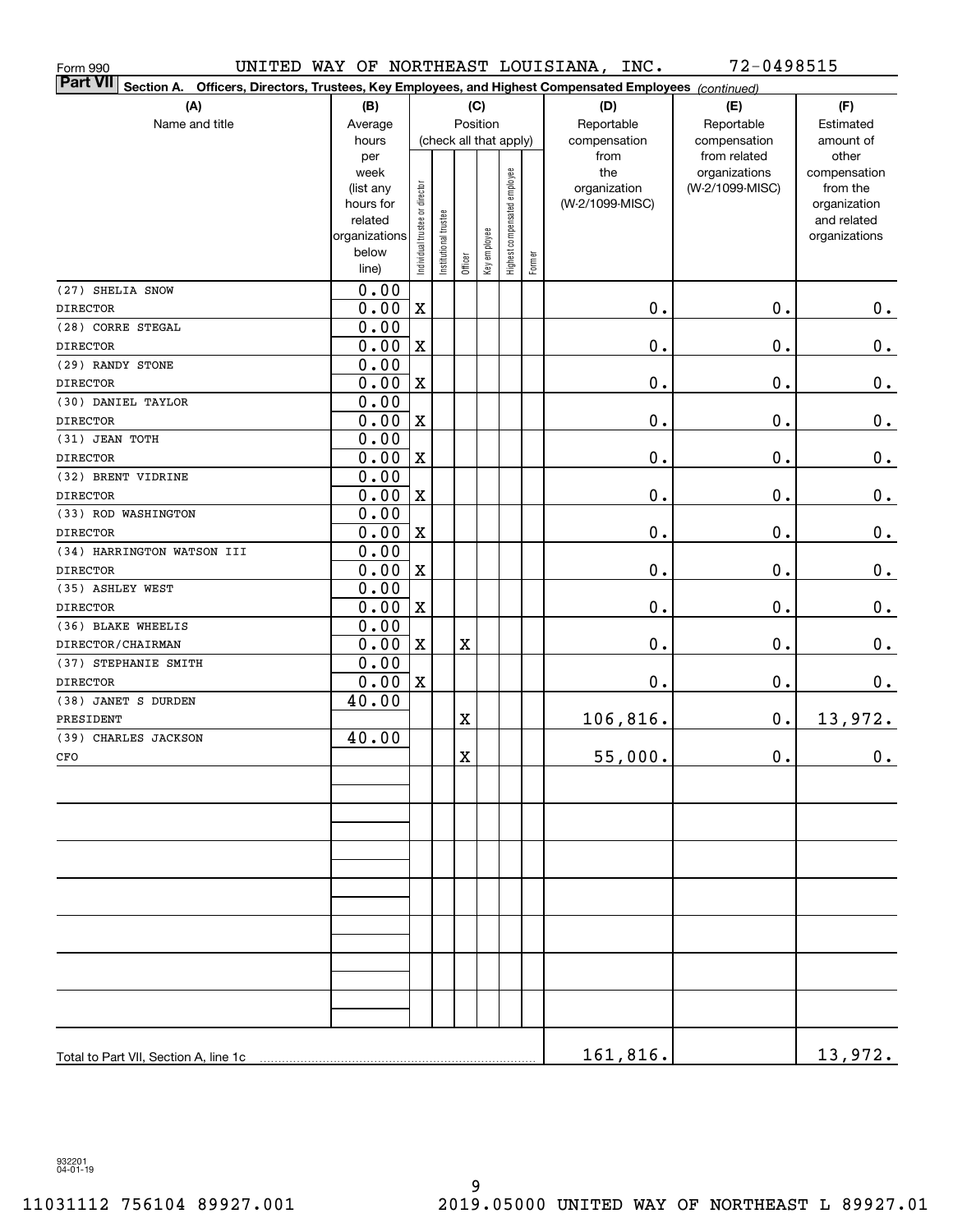Form 990 UNITED WAY OF NORTHEAST LOUISIANA, INC. 72-0498515

**Part VII Section A. Officers, Directors, Trustees, Key Employees, and Highest Compensated Employees** *(continued)*

| (A) Name and title | (B) Average hours per week (list any hours for related organizations below line) | (C) Position (check all that apply): Individual trustee or director | Institutional trustee | Officer | Key employee | Highest compensated employee | Former | (D) Reportable compensation from the organization (W-2/1099-MISC) | (E) Reportable compensation from related organizations (W-2/1099-MISC) | (F) Estimated amount of other compensation from the organization and related organizations |
|---|---|---|---|---|---|---|---|---|---|---|
| (27) SHELIA SNOW<br>DIRECTOR | 0.00<br>0.00 | X | | | | | | 0. | 0. | 0. |
| (28) CORRE STEGAL<br>DIRECTOR | 0.00<br>0.00 | X | | | | | | 0. | 0. | 0. |
| (29) RANDY STONE<br>DIRECTOR | 0.00<br>0.00 | X | | | | | | 0. | 0. | 0. |
| (30) DANIEL TAYLOR<br>DIRECTOR | 0.00<br>0.00 | X | | | | | | 0. | 0. | 0. |
| (31) JEAN TOTH<br>DIRECTOR | 0.00<br>0.00 | X | | | | | | 0. | 0. | 0. |
| (32) BRENT VIDRINE<br>DIRECTOR | 0.00<br>0.00 | X | | | | | | 0. | 0. | 0. |
| (33) ROD WASHINGTON<br>DIRECTOR | 0.00<br>0.00 | X | | | | | | 0. | 0. | 0. |
| (34) HARRINGTON WATSON III<br>DIRECTOR | 0.00<br>0.00 | X | | | | | | 0. | 0. | 0. |
| (35) ASHLEY WEST<br>DIRECTOR | 0.00<br>0.00 | X | | | | | | 0. | 0. | 0. |
| (36) BLAKE WHEELIS<br>DIRECTOR/CHAIRMAN | 0.00<br>0.00 | X | | X | | | | 0. | 0. | 0. |
| (37) STEPHANIE SMITH<br>DIRECTOR | 0.00<br>0.00 | X | | | | | | 0. | 0. | 0. |
| (38) JANET S DURDEN<br>PRESIDENT | 40.00 | | | X | | | | 106,816. | 0. | 13,972. |
| (39) CHARLES JACKSON<br>CFO | 40.00 | | | X | | | | 55,000. | 0. | 0. |
| Total to Part VII, Section A, line 1c | | | | | | | | 161,816. | | 13,972. |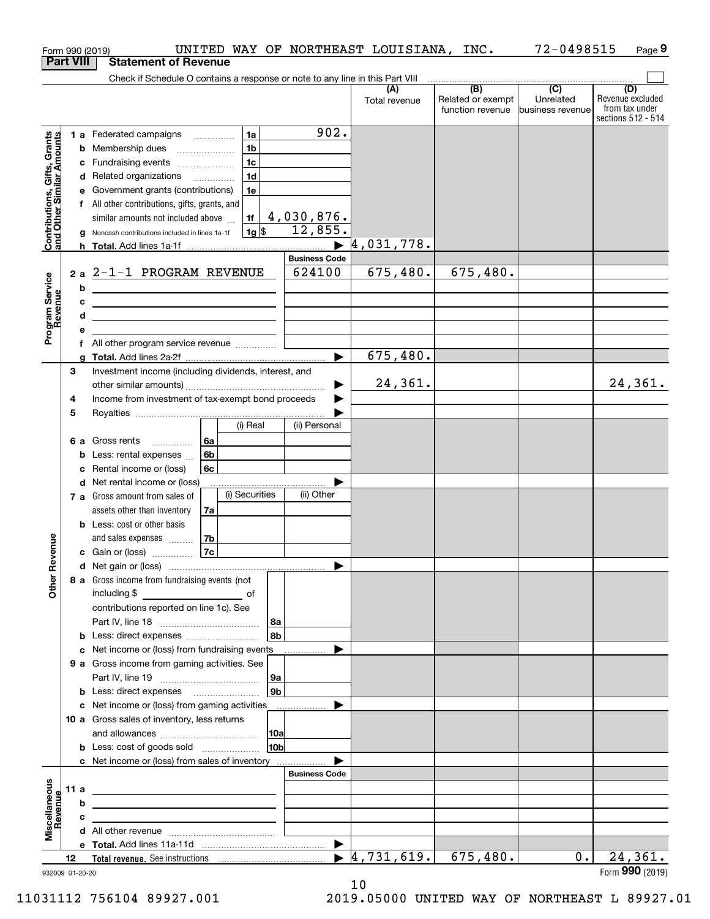Form 990 (2019) UNITED WAY OF NORTHEAST LOUISIANA, INC. 72-0498515 Page **9**

## Part VIII Statement of Revenue

Check if Schedule O contains a response or note to any line in this Part VIII

| | | | | (A) Total revenue | (B) Related or exempt function revenue | (C) Unrelated business revenue | (D) Revenue excluded from tax under sections 512 - 514 |
|---|---|---|---|---|---|---|---|
| **Contributions, Gifts, Grants and Other Similar Amounts** | 1 a Federated campaigns | 1a | 902. | | | | |
| | b Membership dues | 1b | | | | | |
| | c Fundraising events | 1c | | | | | |
| | d Related organizations | 1d | | | | | |
| | e Government grants (contributions) | 1e | | | | | |
| | f All other contributions, gifts, grants, and similar amounts not included above | 1f | 4,030,876. | | | | |
| | g Noncash contributions included in lines 1a-1f | 1g | $ 12,855. | | | | |
| | h **Total.** Add lines 1a-1f | | ▶ | 4,031,778. | | | |
| | | | **Business Code** | | | | |
| **Program Service Revenue** | 2 a 2-1-1 PROGRAM REVENUE | | 624100 | 675,480. | 675,480. | | |
| | b | | | | | | |
| | c | | | | | | |
| | d | | | | | | |
| | e | | | | | | |
| | f All other program service revenue | | | | | | |
| | g **Total.** Add lines 2a-2f | | ▶ | 675,480. | | | |
| **Other Revenue** | 3 Investment income (including dividends, interest, and other similar amounts) | | ▶ | 24,361. | | | 24,361. |
| | 4 Income from investment of tax-exempt bond proceeds | | ▶ | | | | |
| | 5 Royalties | | ▶ | | | | |
| | | (i) Real | (ii) Personal | | | | |
| | 6 a Gross rents 6a | | | | | | |
| | b Less: rental expenses 6b | | | | | | |
| | c Rental income or (loss) 6c | | | | | | |
| | d Net rental income or (loss) | | ▶ | | | | |
| | | (i) Securities | (ii) Other | | | | |
| | 7 a Gross amount from sales of assets other than inventory 7a | | | | | | |
| | b Less: cost or other basis and sales expenses 7b | | | | | | |
| | c Gain or (loss) 7c | | | | | | |
| | d Net gain or (loss) | | ▶ | | | | |
| | 8 a Gross income from fundraising events (not including $ of contributions reported on line 1c). See Part IV, line 18 | 8a | | | | | |
| | b Less: direct expenses | 8b | | | | | |
| | c Net income or (loss) from fundraising events | | ▶ | | | | |
| | 9 a Gross income from gaming activities. See Part IV, line 19 | 9a | | | | | |
| | b Less: direct expenses | 9b | | | | | |
| | c Net income or (loss) from gaming activities | | ▶ | | | | |
| | 10 a Gross sales of inventory, less returns and allowances | 10a | | | | | |
| | b Less: cost of goods sold | 10b | | | | | |
| | c Net income or (loss) from sales of inventory | | ▶ | | | | |
| | | | **Business Code** | | | | |
| **Miscellaneous Revenue** | 11 a | | | | | | |
| | b | | | | | | |
| | c | | | | | | |
| | d All other revenue | | | | | | |
| | e **Total.** Add lines 11a-11d | | ▶ | | | | |
| | 12 **Total revenue.** See instructions | | ▶ | 4,731,619. | 675,480. | 0. | 24,361. |

932009 01-20-20 Form **990** (2019)

11031112 756104 89927.001 2019.05000 UNITED WAY OF NORTHEAST L 89927.01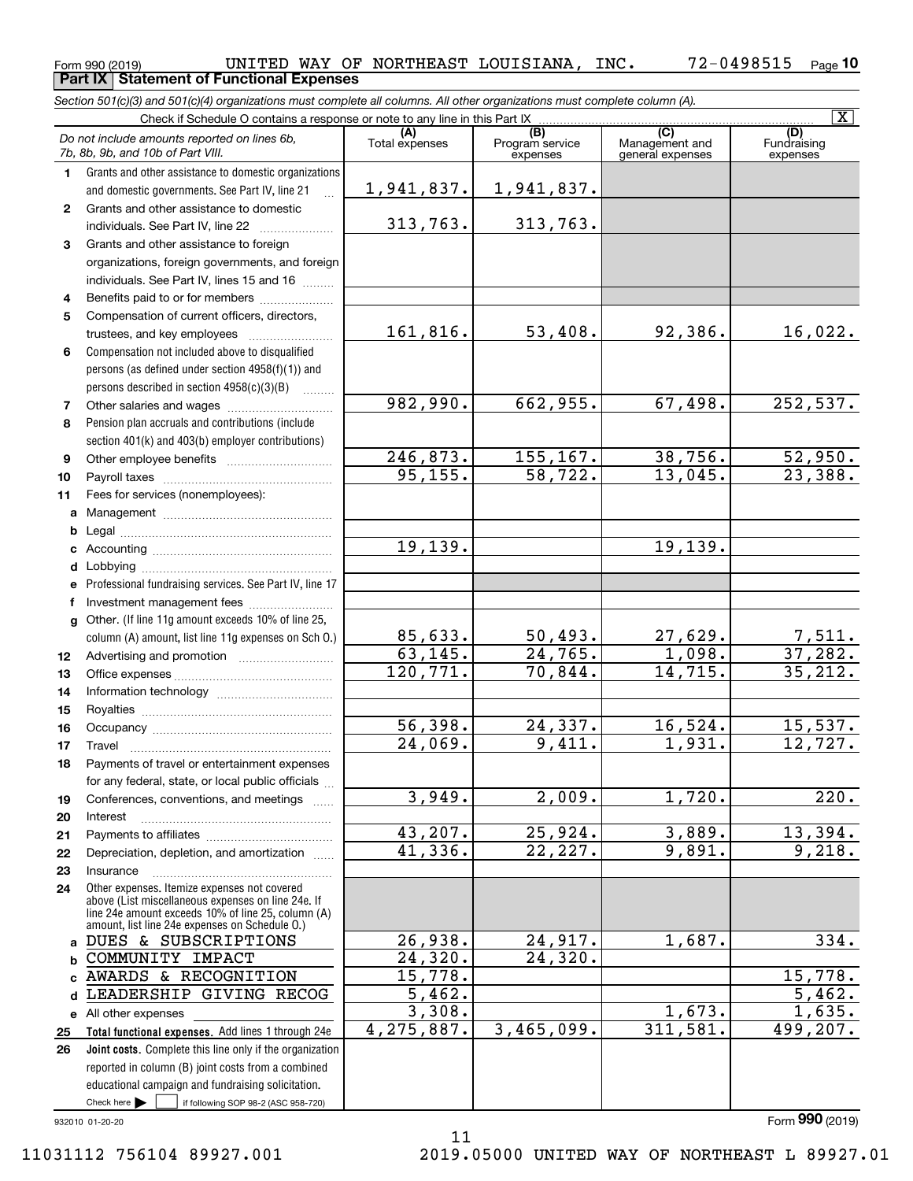Form 990 (2019) UNITED WAY OF NORTHEAST LOUISIANA, INC. 72-0498515 Page 10

**Part IX Statement of Functional Expenses**

*Section 501(c)(3) and 501(c)(4) organizations must complete all columns. All other organizations must complete column (A).*

Check if Schedule O contains a response or note to any line in this Part IX [X]

| | *Do not include amounts reported on lines 6b, 7b, 8b, 9b, and 10b of Part VIII.* | (A) Total expenses | (B) Program service expenses | (C) Management and general expenses | (D) Fundraising expenses |
|---|---|---|---|---|---|
| 1 | Grants and other assistance to domestic organizations and domestic governments. See Part IV, line 21 | 1,941,837. | 1,941,837. | | |
| 2 | Grants and other assistance to domestic individuals. See Part IV, line 22 | 313,763. | 313,763. | | |
| 3 | Grants and other assistance to foreign organizations, foreign governments, and foreign individuals. See Part IV, lines 15 and 16 | | | | |
| 4 | Benefits paid to or for members | | | | |
| 5 | Compensation of current officers, directors, trustees, and key employees | 161,816. | 53,408. | 92,386. | 16,022. |
| 6 | Compensation not included above to disqualified persons (as defined under section 4958(f)(1)) and persons described in section 4958(c)(3)(B) | | | | |
| 7 | Other salaries and wages | 982,990. | 662,955. | 67,498. | 252,537. |
| 8 | Pension plan accruals and contributions (include section 401(k) and 403(b) employer contributions) | | | | |
| 9 | Other employee benefits | 246,873. | 155,167. | 38,756. | 52,950. |
| 10 | Payroll taxes | 95,155. | 58,722. | 13,045. | 23,388. |
| 11 | Fees for services (nonemployees): | | | | |
| a | Management | | | | |
| b | Legal | | | | |
| c | Accounting | 19,139. | | 19,139. | |
| d | Lobbying | | | | |
| e | Professional fundraising services. See Part IV, line 17 | | | | |
| f | Investment management fees | | | | |
| g | Other. (If line 11g amount exceeds 10% of line 25, column (A) amount, list line 11g expenses on Sch O.) | 85,633. | 50,493. | 27,629. | 7,511. |
| 12 | Advertising and promotion | 63,145. | 24,765. | 1,098. | 37,282. |
| 13 | Office expenses | 120,771. | 70,844. | 14,715. | 35,212. |
| 14 | Information technology | | | | |
| 15 | Royalties | | | | |
| 16 | Occupancy | 56,398. | 24,337. | 16,524. | 15,537. |
| 17 | Travel | 24,069. | 9,411. | 1,931. | 12,727. |
| 18 | Payments of travel or entertainment expenses for any federal, state, or local public officials | | | | |
| 19 | Conferences, conventions, and meetings | 3,949. | 2,009. | 1,720. | 220. |
| 20 | Interest | | | | |
| 21 | Payments to affiliates | 43,207. | 25,924. | 3,889. | 13,394. |
| 22 | Depreciation, depletion, and amortization | 41,336. | 22,227. | 9,891. | 9,218. |
| 23 | Insurance | | | | |
| 24 | Other expenses. Itemize expenses not covered above (List miscellaneous expenses on line 24e. If line 24e amount exceeds 10% of line 25, column (A) amount, list line 24e expenses on Schedule O.) | | | | |
| a | DUES & SUBSCRIPTIONS | 26,938. | 24,917. | 1,687. | 334. |
| b | COMMUNITY IMPACT | 24,320. | 24,320. | | |
| c | AWARDS & RECOGNITION | 15,778. | | | 15,778. |
| d | LEADERSHIP GIVING RECOG | 5,462. | | | 5,462. |
| e | All other expenses | 3,308. | | 1,673. | 1,635. |
| 25 | **Total functional expenses.** Add lines 1 through 24e | 4,275,887. | 3,465,099. | 311,581. | 499,207. |
| 26 | **Joint costs.** Complete this line only if the organization reported in column (B) joint costs from a combined educational campaign and fundraising solicitation. Check here [ ] if following SOP 98-2 (ASC 958-720) | | | | |

932010 01-20-20

Form **990** (2019)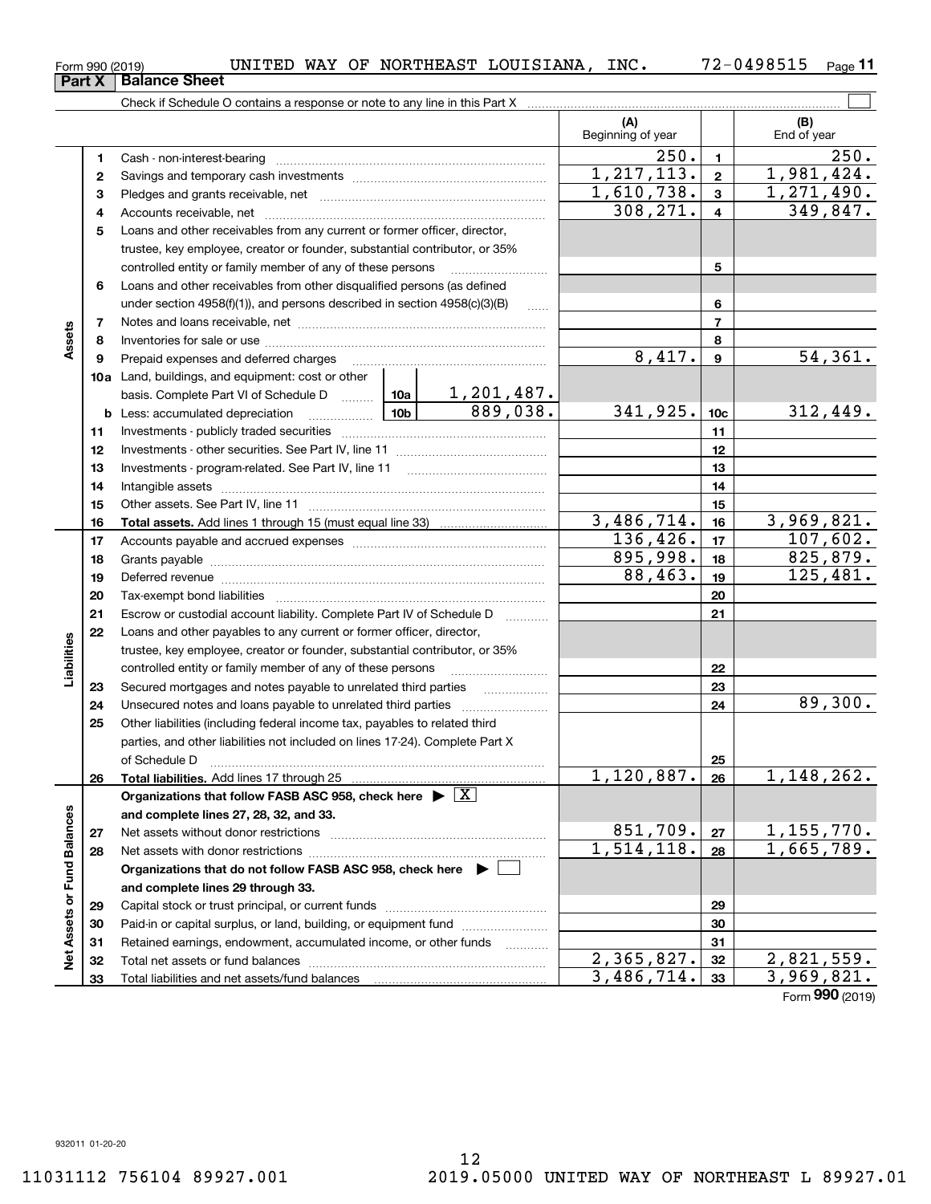Form 990 (2019) UNITED WAY OF NORTHEAST LOUISIANA, INC. 72-0498515

## Part X Balance Sheet

Check if Schedule O contains a response or note to any line in this Part X

| | | | | (A) Beginning of year | | (B) End of year |
|---|---|---|---|---|---|---|
| Assets | 1 | Cash - non-interest-bearing | | 250. | 1 | 250. |
| | 2 | Savings and temporary cash investments | | 1,217,113. | 2 | 1,981,424. |
| | 3 | Pledges and grants receivable, net | | 1,610,738. | 3 | 1,271,490. |
| | 4 | Accounts receivable, net | | 308,271. | 4 | 349,847. |
| | 5 | Loans and other receivables from any current or former officer, director, trustee, key employee, creator or founder, substantial contributor, or 35% controlled entity or family member of any of these persons | | | 5 | |
| | 6 | Loans and other receivables from other disqualified persons (as defined under section 4958(f)(1)), and persons described in section 4958(c)(3)(B) | | | 6 | |
| | 7 | Notes and loans receivable, net | | | 7 | |
| | 8 | Inventories for sale or use | | | 8 | |
| | 9 | Prepaid expenses and deferred charges | | 8,417. | 9 | 54,361. |
| | 10a | Land, buildings, and equipment: cost or other basis. Complete Part VI of Schedule D | 10a 1,201,487. | | | |
| | b | Less: accumulated depreciation | 10b 889,038. | 341,925. | 10c | 312,449. |
| | 11 | Investments - publicly traded securities | | | 11 | |
| | 12 | Investments - other securities. See Part IV, line 11 | | | 12 | |
| | 13 | Investments - program-related. See Part IV, line 11 | | | 13 | |
| | 14 | Intangible assets | | | 14 | |
| | 15 | Other assets. See Part IV, line 11 | | | 15 | |
| | 16 | **Total assets.** Add lines 1 through 15 (must equal line 33) | | 3,486,714. | 16 | 3,969,821. |
| Liabilities | 17 | Accounts payable and accrued expenses | | 136,426. | 17 | 107,602. |
| | 18 | Grants payable | | 895,998. | 18 | 825,879. |
| | 19 | Deferred revenue | | 88,463. | 19 | 125,481. |
| | 20 | Tax-exempt bond liabilities | | | 20 | |
| | 21 | Escrow or custodial account liability. Complete Part IV of Schedule D | | | 21 | |
| | 22 | Loans and other payables to any current or former officer, director, trustee, key employee, creator or founder, substantial contributor, or 35% controlled entity or family member of any of these persons | | | 22 | |
| | 23 | Secured mortgages and notes payable to unrelated third parties | | | 23 | |
| | 24 | Unsecured notes and loans payable to unrelated third parties | | | 24 | 89,300. |
| | 25 | Other liabilities (including federal income tax, payables to related third parties, and other liabilities not included on lines 17-24). Complete Part X of Schedule D | | | 25 | |
| | 26 | **Total liabilities.** Add lines 17 through 25 | | 1,120,887. | 26 | 1,148,262. |
| Net Assets or Fund Balances | | **Organizations that follow FASB ASC 958, check here ▶ [X] and complete lines 27, 28, 32, and 33.** | | | | |
| | 27 | Net assets without donor restrictions | | 851,709. | 27 | 1,155,770. |
| | 28 | Net assets with donor restrictions | | 1,514,118. | 28 | 1,665,789. |
| | | **Organizations that do not follow FASB ASC 958, check here ▶ [ ] and complete lines 29 through 33.** | | | | |
| | 29 | Capital stock or trust principal, or current funds | | | 29 | |
| | 30 | Paid-in or capital surplus, or land, building, or equipment fund | | | 30 | |
| | 31 | Retained earnings, endowment, accumulated income, or other funds | | | 31 | |
| | 32 | Total net assets or fund balances | | 2,365,827. | 32 | 2,821,559. |
| | 33 | Total liabilities and net assets/fund balances | | 3,486,714. | 33 | 3,969,821. |

Form **990** (2019)

932011 01-20-20

11031112 756104 89927.001 2019.05000 UNITED WAY OF NORTHEAST L 89927.01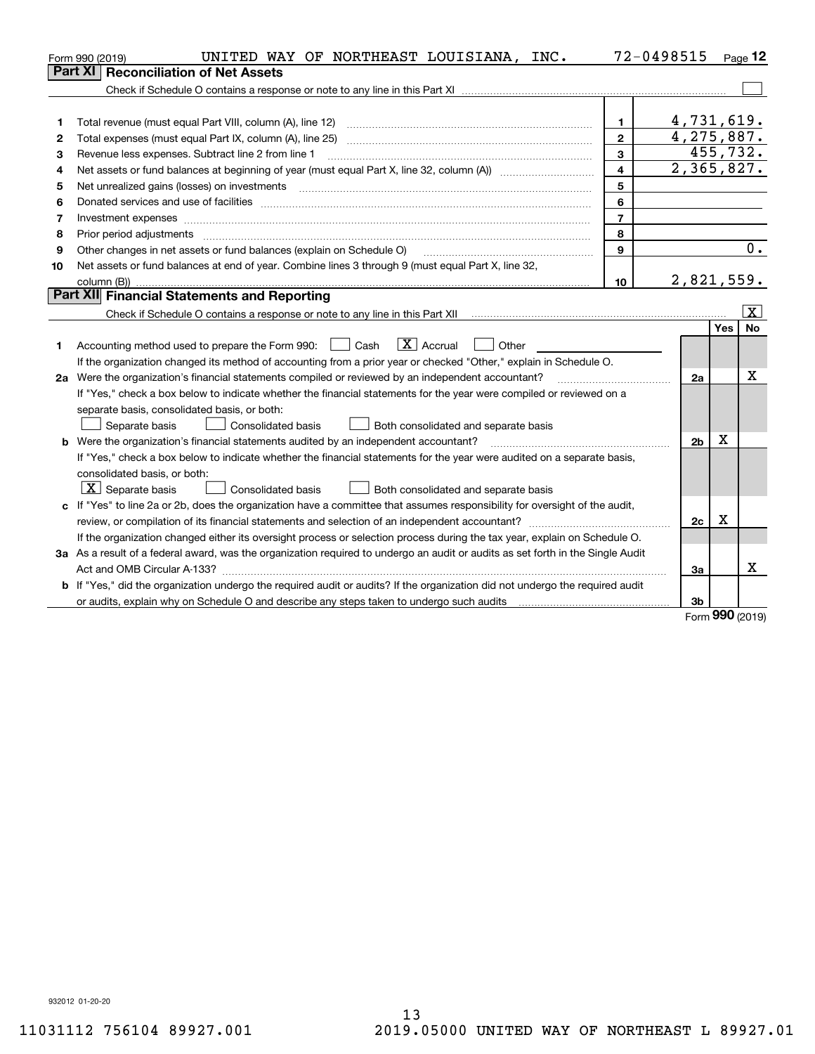Form 990 (2019) UNITED WAY OF NORTHEAST LOUISIANA, INC. 72-0498515 Page **12**

## Part XI Reconciliation of Net Assets

Check if Schedule O contains a response or note to any line in this Part XI ☐

| | | | |
|---|---|---|---|
| 1 | Total revenue (must equal Part VIII, column (A), line 12) | 1 | 4,731,619. |
| 2 | Total expenses (must equal Part IX, column (A), line 25) | 2 | 4,275,887. |
| 3 | Revenue less expenses. Subtract line 2 from line 1 | 3 | 455,732. |
| 4 | Net assets or fund balances at beginning of year (must equal Part X, line 32, column (A)) | 4 | 2,365,827. |
| 5 | Net unrealized gains (losses) on investments | 5 | |
| 6 | Donated services and use of facilities | 6 | |
| 7 | Investment expenses | 7 | |
| 8 | Prior period adjustments | 8 | |
| 9 | Other changes in net assets or fund balances (explain on Schedule O) | 9 | 0. |
| 10 | Net assets or fund balances at end of year. Combine lines 3 through 9 (must equal Part X, line 32, column (B)) | 10 | 2,821,559. |

## Part XII Financial Statements and Reporting

Check if Schedule O contains a response or note to any line in this Part XII ☒

| | | | Yes | No |
|---|---|---|---|---|
| 1 | Accounting method used to prepare the Form 990: ☐ Cash ☒ Accrual ☐ Other<br>If the organization changed its method of accounting from a prior year or checked "Other," explain in Schedule O. | | | |
| 2a | Were the organization's financial statements compiled or reviewed by an independent accountant?<br>If "Yes," check a box below to indicate whether the financial statements for the year were compiled or reviewed on a separate basis, consolidated basis, or both:<br>☐ Separate basis ☐ Consolidated basis ☐ Both consolidated and separate basis | 2a | | X |
| b | Were the organization's financial statements audited by an independent accountant?<br>If "Yes," check a box below to indicate whether the financial statements for the year were audited on a separate basis, consolidated basis, or both:<br>☒ Separate basis ☐ Consolidated basis ☐ Both consolidated and separate basis | 2b | X | |
| c | If "Yes" to line 2a or 2b, does the organization have a committee that assumes responsibility for oversight of the audit, review, or compilation of its financial statements and selection of an independent accountant?<br>If the organization changed either its oversight process or selection process during the tax year, explain on Schedule O. | 2c | X | |
| 3a | As a result of a federal award, was the organization required to undergo an audit or audits as set forth in the Single Audit Act and OMB Circular A-133? | 3a | | X |
| b | If "Yes," did the organization undergo the required audit or audits? If the organization did not undergo the required audit or audits, explain why on Schedule O and describe any steps taken to undergo such audits | 3b | | |

Form **990** (2019)

932012 01-20-20

11031112 756104 89927.001 2019.05000 UNITED WAY OF NORTHEAST L 89927.01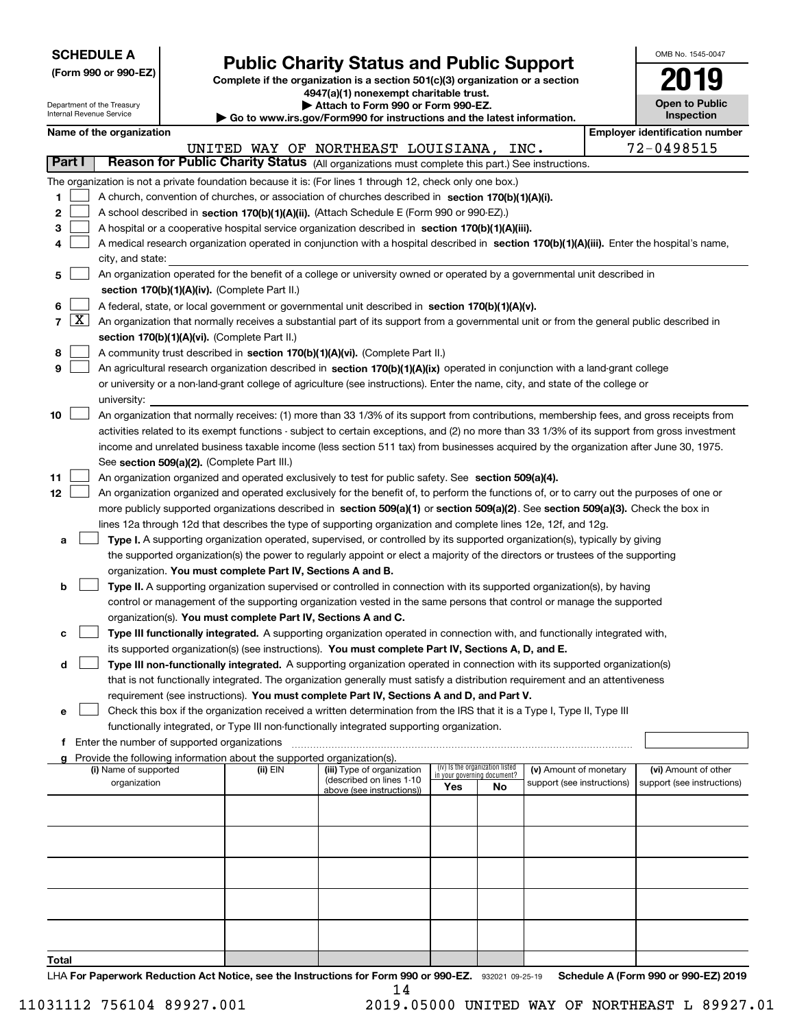**SCHEDULE A**
**(Form 990 or 990-EZ)**

Department of the Treasury
Internal Revenue Service

# Public Charity Status and Public Support

**Complete if the organization is a section 501(c)(3) organization or a section 4947(a)(1) nonexempt charitable trust.**
**▶ Attach to Form 990 or Form 990-EZ.**
**▶ Go to www.irs.gov/Form990 for instructions and the latest information.**

OMB No. 1545-0047

**2019**

**Open to Public Inspection**

**Name of the organization:** UNITED WAY OF NORTHEAST LOUISIANA, INC.

**Employer identification number:** 72-0498515

## Part I — Reason for Public Charity Status (All organizations must complete this part.) See instructions.

The organization is not a private foundation because it is: (For lines 1 through 12, check only one box.)

1. ☐ A church, convention of churches, or association of churches described in **section 170(b)(1)(A)(i).**
2. ☐ A school described in **section 170(b)(1)(A)(ii).** (Attach Schedule E (Form 990 or 990-EZ).)
3. ☐ A hospital or a cooperative hospital service organization described in **section 170(b)(1)(A)(iii).**
4. ☐ A medical research organization operated in conjunction with a hospital described in **section 170(b)(1)(A)(iii).** Enter the hospital's name, city, and state:
5. ☐ An organization operated for the benefit of a college or university owned or operated by a governmental unit described in **section 170(b)(1)(A)(iv).** (Complete Part II.)
6. ☐ A federal, state, or local government or governmental unit described in **section 170(b)(1)(A)(v).**
7. ☒ An organization that normally receives a substantial part of its support from a governmental unit or from the general public described in **section 170(b)(1)(A)(vi).** (Complete Part II.)
8. ☐ A community trust described in **section 170(b)(1)(A)(vi).** (Complete Part II.)
9. ☐ An agricultural research organization described in **section 170(b)(1)(A)(ix)** operated in conjunction with a land-grant college or university or a non-land-grant college of agriculture (see instructions). Enter the name, city, and state of the college or university:
10. ☐ An organization that normally receives: (1) more than 33 1/3% of its support from contributions, membership fees, and gross receipts from activities related to its exempt functions - subject to certain exceptions, and (2) no more than 33 1/3% of its support from gross investment income and unrelated business taxable income (less section 511 tax) from businesses acquired by the organization after June 30, 1975. See **section 509(a)(2).** (Complete Part III.)
11. ☐ An organization organized and operated exclusively to test for public safety. See **section 509(a)(4).**
12. ☐ An organization organized and operated exclusively for the benefit of, to perform the functions of, or to carry out the purposes of one or more publicly supported organizations described in **section 509(a)(1)** or **section 509(a)(2).** See **section 509(a)(3).** Check the box in lines 12a through 12d that describes the type of supporting organization and complete lines 12e, 12f, and 12g.
   - **a** ☐ **Type I.** A supporting organization operated, supervised, or controlled by its supported organization(s), typically by giving the supported organization(s) the power to regularly appoint or elect a majority of the directors or trustees of the supporting organization. **You must complete Part IV, Sections A and B.**
   - **b** ☐ **Type II.** A supporting organization supervised or controlled in connection with its supported organization(s), by having control or management of the supporting organization vested in the same persons that control or manage the supported organization(s). **You must complete Part IV, Sections A and C.**
   - **c** ☐ **Type III functionally integrated.** A supporting organization operated in connection with, and functionally integrated with, its supported organization(s) (see instructions). **You must complete Part IV, Sections A, D, and E.**
   - **d** ☐ **Type III non-functionally integrated.** A supporting organization operated in connection with its supported organization(s) that is not functionally integrated. The organization generally must satisfy a distribution requirement and an attentiveness requirement (see instructions). **You must complete Part IV, Sections A and D, and Part V.**
   - **e** ☐ Check this box if the organization received a written determination from the IRS that it is a Type I, Type II, Type III functionally integrated, or Type III non-functionally integrated supporting organization.
   - **f** Enter the number of supported organizations
   - **g** Provide the following information about the supported organization(s).

| (i) Name of supported organization | (ii) EIN | (iii) Type of organization (described on lines 1-10 above (see instructions)) | (iv) Is the organization listed in your governing document? Yes | No | (v) Amount of monetary support (see instructions) | (vi) Amount of other support (see instructions) |
|---|---|---|---|---|---|---|
| | | | | | | |
| | | | | | | |
| | | | | | | |
| | | | | | | |
| | | | | | | |
| **Total** | | | | | | |

LHA **For Paperwork Reduction Act Notice, see the Instructions for Form 990 or 990-EZ.** 932021 09-25-19 **Schedule A (Form 990 or 990-EZ) 2019**

11031112 756104 89927.001 2019.05000 UNITED WAY OF NORTHEAST L 89927.01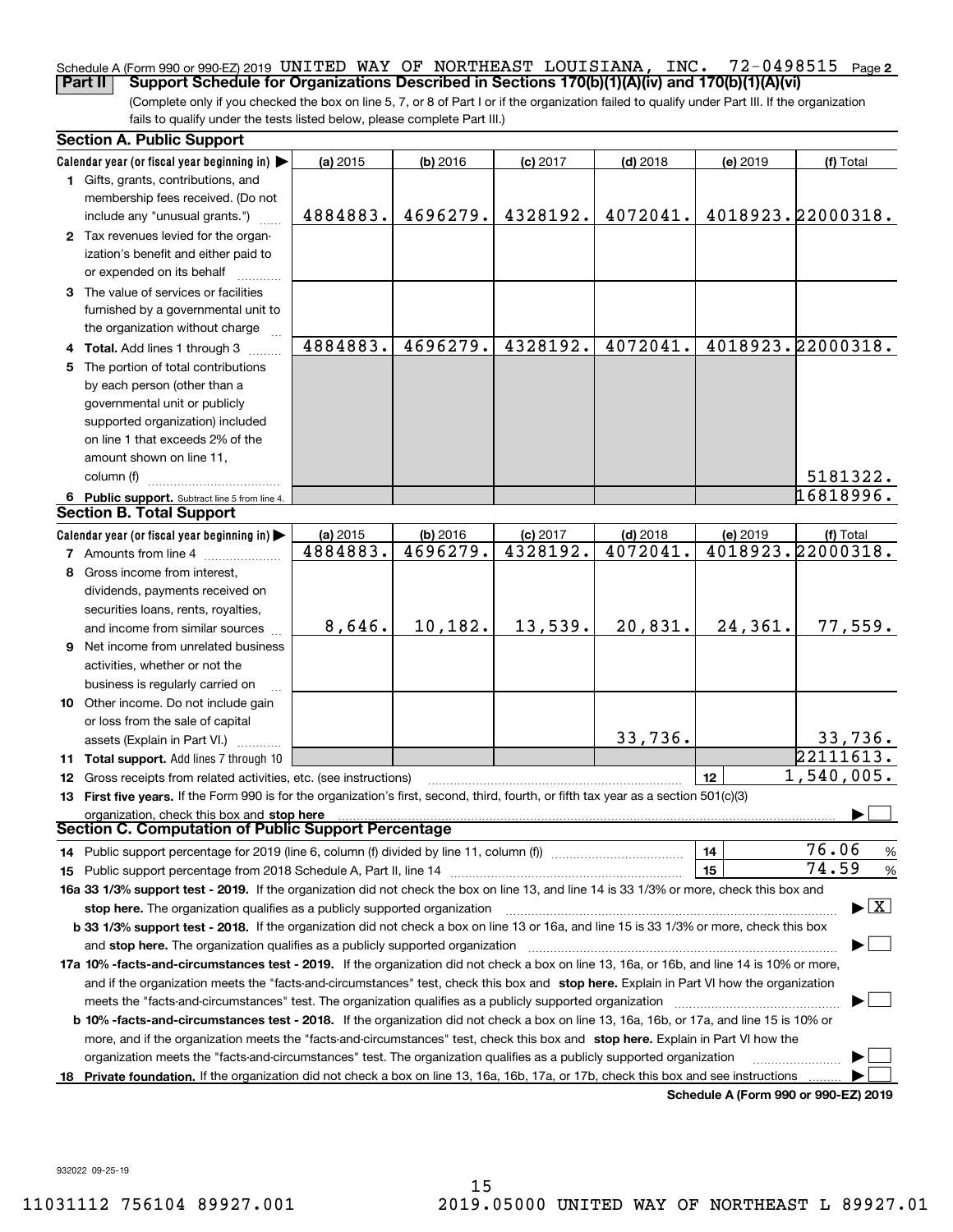Schedule A (Form 990 or 990-EZ) 2019 UNITED WAY OF NORTHEAST LOUISIANA, INC. 72-0498515 Page 2

**Part II Support Schedule for Organizations Described in Sections 170(b)(1)(A)(iv) and 170(b)(1)(A)(vi)**

(Complete only if you checked the box on line 5, 7, or 8 of Part I or if the organization failed to qualify under Part III. If the organization fails to qualify under the tests listed below, please complete Part III.)

## Section A. Public Support

| Calendar year (or fiscal year beginning in) ▶ | (a) 2015 | (b) 2016 | (c) 2017 | (d) 2018 | (e) 2019 | (f) Total |
|---|---|---|---|---|---|---|
| 1 Gifts, grants, contributions, and membership fees received. (Do not include any "unusual grants.") | 4884883. | 4696279. | 4328192. | 4072041. | 4018923. | 22000318. |
| 2 Tax revenues levied for the organization's benefit and either paid to or expended on its behalf | | | | | | |
| 3 The value of services or facilities furnished by a governmental unit to the organization without charge | | | | | | |
| 4 Total. Add lines 1 through 3 | 4884883. | 4696279. | 4328192. | 4072041. | 4018923. | 22000318. |
| 5 The portion of total contributions by each person (other than a governmental unit or publicly supported organization) included on line 1 that exceeds 2% of the amount shown on line 11, column (f) | | | | | | 5181322. |
| 6 Public support. Subtract line 5 from line 4. | | | | | | 16818996. |

## Section B. Total Support

| Calendar year (or fiscal year beginning in) ▶ | (a) 2015 | (b) 2016 | (c) 2017 | (d) 2018 | (e) 2019 | (f) Total |
|---|---|---|---|---|---|---|
| 7 Amounts from line 4 | 4884883. | 4696279. | 4328192. | 4072041. | 4018923. | 22000318. |
| 8 Gross income from interest, dividends, payments received on securities loans, rents, royalties, and income from similar sources | 8,646. | 10,182. | 13,539. | 20,831. | 24,361. | 77,559. |
| 9 Net income from unrelated business activities, whether or not the business is regularly carried on | | | | | | |
| 10 Other income. Do not include gain or loss from the sale of capital assets (Explain in Part VI.) | | | | 33,736. | | 33,736. |
| 11 Total support. Add lines 7 through 10 | | | | | | 22111613. |

12 Gross receipts from related activities, etc. (see instructions) — **12** — 1,540,005.

13 **First five years.** If the Form 990 is for the organization's first, second, third, fourth, or fifth tax year as a section 501(c)(3) organization, check this box and **stop here** ▶ ☐

## Section C. Computation of Public Support Percentage

14 Public support percentage for 2019 (line 6, column (f) divided by line 11, column (f)) — **14** — 76.06 %

15 Public support percentage from 2018 Schedule A, Part II, line 14 — **15** — 74.59 %

**16a 33 1/3% support test - 2019.** If the organization did not check the box on line 13, and line 14 is 33 1/3% or more, check this box and **stop here.** The organization qualifies as a publicly supported organization ▶ ☒

**b 33 1/3% support test - 2018.** If the organization did not check a box on line 13 or 16a, and line 15 is 33 1/3% or more, check this box and **stop here.** The organization qualifies as a publicly supported organization ▶ ☐

**17a 10% -facts-and-circumstances test - 2019.** If the organization did not check a box on line 13, 16a, or 16b, and line 14 is 10% or more, and if the organization meets the "facts-and-circumstances" test, check this box and **stop here.** Explain in Part VI how the organization meets the "facts-and-circumstances" test. The organization qualifies as a publicly supported organization ▶ ☐

**b 10% -facts-and-circumstances test - 2018.** If the organization did not check a box on line 13, 16a, 16b, or 17a, and line 15 is 10% or more, and if the organization meets the "facts-and-circumstances" test, check this box and **stop here.** Explain in Part VI how the organization meets the "facts-and-circumstances" test. The organization qualifies as a publicly supported organization ▶ ☐

**18 Private foundation.** If the organization did not check a box on line 13, 16a, 16b, 17a, or 17b, check this box and see instructions ▶ ☐

**Schedule A (Form 990 or 990-EZ) 2019**

932022 09-25-19

11031112 756104 89927.001 2019.05000 UNITED WAY OF NORTHEAST L 89927.01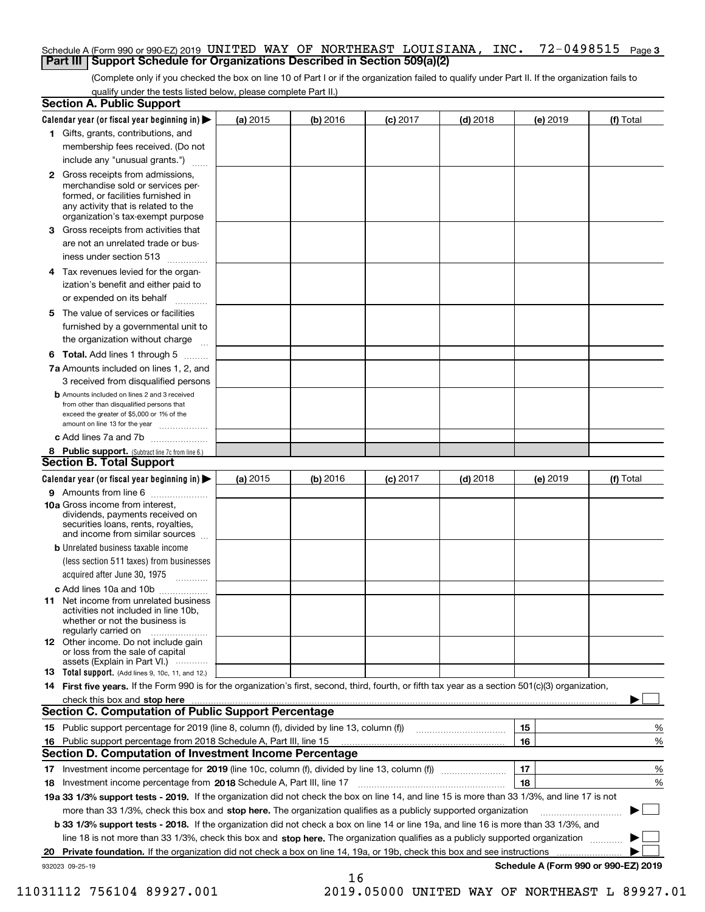Schedule A (Form 990 or 990-EZ) 2019 UNITED WAY OF NORTHEAST LOUISIANA, INC. 72-0498515 Page 3

## Part III Support Schedule for Organizations Described in Section 509(a)(2)

(Complete only if you checked the box on line 10 of Part I or if the organization failed to qualify under Part II. If the organization fails to qualify under the tests listed below, please complete Part II.)

### Section A. Public Support

| Calendar year (or fiscal year beginning in) ▶ | (a) 2015 | (b) 2016 | (c) 2017 | (d) 2018 | (e) 2019 | (f) Total |
|---|---|---|---|---|---|---|
| 1 Gifts, grants, contributions, and membership fees received. (Do not include any "unusual grants.") | | | | | | |
| 2 Gross receipts from admissions, merchandise sold or services performed, or facilities furnished in any activity that is related to the organization's tax-exempt purpose | | | | | | |
| 3 Gross receipts from activities that are not an unrelated trade or business under section 513 | | | | | | |
| 4 Tax revenues levied for the organization's benefit and either paid to or expended on its behalf | | | | | | |
| 5 The value of services or facilities furnished by a governmental unit to the organization without charge | | | | | | |
| 6 Total. Add lines 1 through 5 | | | | | | |
| 7a Amounts included on lines 1, 2, and 3 received from disqualified persons | | | | | | |
| b Amounts included on lines 2 and 3 received from other than disqualified persons that exceed the greater of $5,000 or 1% of the amount on line 13 for the year | | | | | | |
| c Add lines 7a and 7b | | | | | | |
| 8 Public support. (Subtract line 7c from line 6.) | | | | | | |

### Section B. Total Support

| Calendar year (or fiscal year beginning in) ▶ | (a) 2015 | (b) 2016 | (c) 2017 | (d) 2018 | (e) 2019 | (f) Total |
|---|---|---|---|---|---|---|
| 9 Amounts from line 6 | | | | | | |
| 10a Gross income from interest, dividends, payments received on securities loans, rents, royalties, and income from similar sources | | | | | | |
| b Unrelated business taxable income (less section 511 taxes) from businesses acquired after June 30, 1975 | | | | | | |
| c Add lines 10a and 10b | | | | | | |
| 11 Net income from unrelated business activities not included in line 10b, whether or not the business is regularly carried on | | | | | | |
| 12 Other income. Do not include gain or loss from the sale of capital assets (Explain in Part VI.) | | | | | | |
| 13 Total support. (Add lines 9, 10c, 11, and 12.) | | | | | | |

14 **First five years.** If the Form 990 is for the organization's first, second, third, fourth, or fifth tax year as a section 501(c)(3) organization, check this box and **stop here** ▶ ☐

### Section C. Computation of Public Support Percentage

| | | |
|---|---|---|
| 15 Public support percentage for 2019 (line 8, column (f), divided by line 13, column (f)) | 15 | % |
| 16 Public support percentage from 2018 Schedule A, Part III, line 15 | 16 | % |

### Section D. Computation of Investment Income Percentage

| | | |
|---|---|---|
| 17 Investment income percentage for **2019** (line 10c, column (f), divided by line 13, column (f)) | 17 | % |
| 18 Investment income percentage from **2018** Schedule A, Part III, line 17 | 18 | % |

**19a 33 1/3% support tests - 2019.** If the organization did not check the box on line 14, and line 15 is more than 33 1/3%, and line 17 is not more than 33 1/3%, check this box and **stop here.** The organization qualifies as a publicly supported organization ▶ ☐

**b 33 1/3% support tests - 2018.** If the organization did not check a box on line 14 or line 19a, and line 16 is more than 33 1/3%, and line 18 is not more than 33 1/3%, check this box and **stop here.** The organization qualifies as a publicly supported organization ▶ ☐

**20 Private foundation.** If the organization did not check a box on line 14, 19a, or 19b, check this box and see instructions ▶ ☐

932023 09-25-19 **Schedule A (Form 990 or 990-EZ) 2019**

11031112 756104 89927.001 2019.05000 UNITED WAY OF NORTHEAST L 89927.01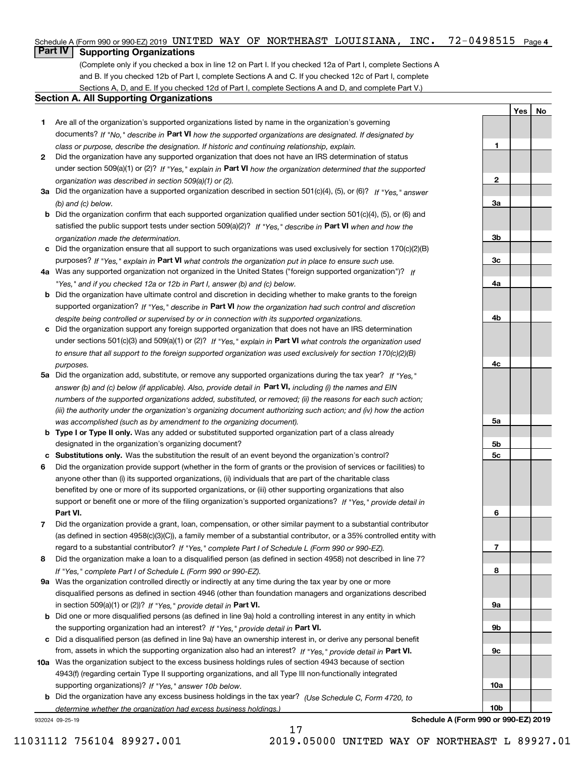Schedule A (Form 990 or 990-EZ) 2019 UNITED WAY OF NORTHEAST LOUISIANA, INC. 72-0498515 Page 4

## Part IV Supporting Organizations

(Complete only if you checked a box in line 12 on Part I. If you checked 12a of Part I, complete Sections A and B. If you checked 12b of Part I, complete Sections A and C. If you checked 12c of Part I, complete Sections A, D, and E. If you checked 12d of Part I, complete Sections A and D, and complete Part V.)

### Section A. All Supporting Organizations

| | | | Yes | No |
|---|---|---|---|---|
| **1** | Are all of the organization's supported organizations listed by name in the organization's governing documents? *If "No," describe in* **Part VI** *how the supported organizations are designated. If designated by class or purpose, describe the designation. If historic and continuing relationship, explain.* | **1** | | |
| **2** | Did the organization have any supported organization that does not have an IRS determination of status under section 509(a)(1) or (2)? *If "Yes," explain in* **Part VI** *how the organization determined that the supported organization was described in section 509(a)(1) or (2).* | **2** | | |
| **3a** | Did the organization have a supported organization described in section 501(c)(4), (5), or (6)? *If "Yes," answer (b) and (c) below.* | **3a** | | |
| **b** | Did the organization confirm that each supported organization qualified under section 501(c)(4), (5), or (6) and satisfied the public support tests under section 509(a)(2)? *If "Yes," describe in* **Part VI** *when and how the organization made the determination.* | **3b** | | |
| **c** | Did the organization ensure that all support to such organizations was used exclusively for section 170(c)(2)(B) purposes? *If "Yes," explain in* **Part VI** *what controls the organization put in place to ensure such use.* | **3c** | | |
| **4a** | Was any supported organization not organized in the United States ("foreign supported organization")? *If "Yes," and if you checked 12a or 12b in Part I, answer (b) and (c) below.* | **4a** | | |
| **b** | Did the organization have ultimate control and discretion in deciding whether to make grants to the foreign supported organization? *If "Yes," describe in* **Part VI** *how the organization had such control and discretion despite being controlled or supervised by or in connection with its supported organizations.* | **4b** | | |
| **c** | Did the organization support any foreign supported organization that does not have an IRS determination under sections 501(c)(3) and 509(a)(1) or (2)? *If "Yes," explain in* **Part VI** *what controls the organization used to ensure that all support to the foreign supported organization was used exclusively for section 170(c)(2)(B) purposes.* | **4c** | | |
| **5a** | Did the organization add, substitute, or remove any supported organizations during the tax year? *If "Yes," answer (b) and (c) below (if applicable). Also, provide detail in* **Part VI,** *including (i) the names and EIN numbers of the supported organizations added, substituted, or removed; (ii) the reasons for each such action; (iii) the authority under the organization's organizing document authorizing such action; and (iv) how the action was accomplished (such as by amendment to the organizing document).* | **5a** | | |
| **b** | **Type I or Type II only.** Was any added or substituted supported organization part of a class already designated in the organization's organizing document? | **5b** | | |
| **c** | **Substitutions only.** Was the substitution the result of an event beyond the organization's control? | **5c** | | |
| **6** | Did the organization provide support (whether in the form of grants or the provision of services or facilities) to anyone other than (i) its supported organizations, (ii) individuals that are part of the charitable class benefited by one or more of its supported organizations, or (iii) other supporting organizations that also support or benefit one or more of the filing organization's supported organizations? *If "Yes," provide detail in* **Part VI.** | **6** | | |
| **7** | Did the organization provide a grant, loan, compensation, or other similar payment to a substantial contributor (as defined in section 4958(c)(3)(C)), a family member of a substantial contributor, or a 35% controlled entity with regard to a substantial contributor? *If "Yes," complete Part I of Schedule L (Form 990 or 990-EZ).* | **7** | | |
| **8** | Did the organization make a loan to a disqualified person (as defined in section 4958) not described in line 7? *If "Yes," complete Part I of Schedule L (Form 990 or 990-EZ).* | **8** | | |
| **9a** | Was the organization controlled directly or indirectly at any time during the tax year by one or more disqualified persons as defined in section 4946 (other than foundation managers and organizations described in section 509(a)(1) or (2))? *If "Yes," provide detail in* **Part VI.** | **9a** | | |
| **b** | Did one or more disqualified persons (as defined in line 9a) hold a controlling interest in any entity in which the supporting organization had an interest? *If "Yes," provide detail in* **Part VI.** | **9b** | | |
| **c** | Did a disqualified person (as defined in line 9a) have an ownership interest in, or derive any personal benefit from, assets in which the supporting organization also had an interest? *If "Yes," provide detail in* **Part VI.** | **9c** | | |
| **10a** | Was the organization subject to the excess business holdings rules of section 4943 because of section 4943(f) (regarding certain Type II supporting organizations, and all Type III non-functionally integrated supporting organizations)? *If "Yes," answer 10b below.* | **10a** | | |
| **b** | Did the organization have any excess business holdings in the tax year? *(Use Schedule C, Form 4720, to determine whether the organization had excess business holdings.)* | **10b** | | |

932024 09-25-19 **Schedule A (Form 990 or 990-EZ) 2019**

11031112 756104 89927.001 2019.05000 UNITED WAY OF NORTHEAST L 89927.01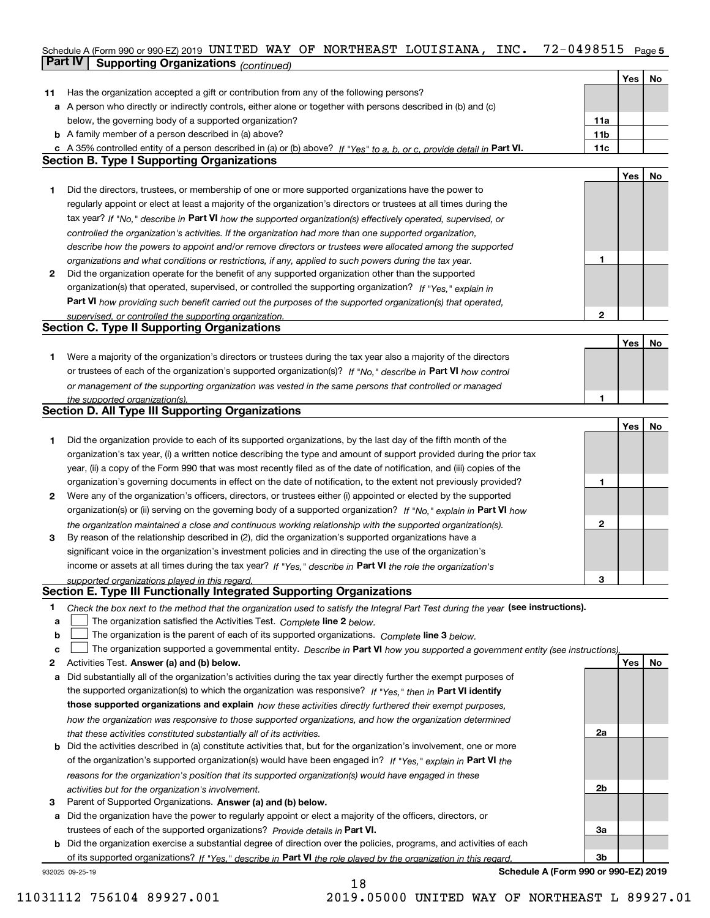Schedule A (Form 990 or 990-EZ) 2019 UNITED WAY OF NORTHEAST LOUISIANA, INC. 72-0498515 Page 5

**Part IV | Supporting Organizations** *(continued)*

| | | | Yes | No |
|---|---|---|---|---|
| **11** | Has the organization accepted a gift or contribution from any of the following persons? | | | |
| **a** | A person who directly or indirectly controls, either alone or together with persons described in (b) and (c) below, the governing body of a supported organization? | **11a** | | |
| **b** | A family member of a person described in (a) above? | **11b** | | |
| **c** | A 35% controlled entity of a person described in (a) or (b) above? *If "Yes" to a, b, or c, provide detail in* **Part VI.** | **11c** | | |

## Section B. Type I Supporting Organizations

| | | | Yes | No |
|---|---|---|---|---|
| **1** | Did the directors, trustees, or membership of one or more supported organizations have the power to regularly appoint or elect at least a majority of the organization's directors or trustees at all times during the tax year? *If "No," describe in* **Part VI** *how the supported organization(s) effectively operated, supervised, or controlled the organization's activities. If the organization had more than one supported organization, describe how the powers to appoint and/or remove directors or trustees were allocated among the supported organizations and what conditions or restrictions, if any, applied to such powers during the tax year.* | **1** | | |
| **2** | Did the organization operate for the benefit of any supported organization other than the supported organization(s) that operated, supervised, or controlled the supporting organization? *If "Yes," explain in* **Part VI** *how providing such benefit carried out the purposes of the supported organization(s) that operated, supervised, or controlled the supporting organization.* | **2** | | |

## Section C. Type II Supporting Organizations

| | | | Yes | No |
|---|---|---|---|---|
| **1** | Were a majority of the organization's directors or trustees during the tax year also a majority of the directors or trustees of each of the organization's supported organization(s)? *If "No," describe in* **Part VI** *how control or management of the supporting organization was vested in the same persons that controlled or managed the supported organization(s).* | **1** | | |

## Section D. All Type III Supporting Organizations

| | | | Yes | No |
|---|---|---|---|---|
| **1** | Did the organization provide to each of its supported organizations, by the last day of the fifth month of the organization's tax year, (i) a written notice describing the type and amount of support provided during the prior tax year, (ii) a copy of the Form 990 that was most recently filed as of the date of notification, and (iii) copies of the organization's governing documents in effect on the date of notification, to the extent not previously provided? | **1** | | |
| **2** | Were any of the organization's officers, directors, or trustees either (i) appointed or elected by the supported organization(s) or (ii) serving on the governing body of a supported organization? *If "No," explain in* **Part VI** *how the organization maintained a close and continuous working relationship with the supported organization(s).* | **2** | | |
| **3** | By reason of the relationship described in (2), did the organization's supported organizations have a significant voice in the organization's investment policies and in directing the use of the organization's income or assets at all times during the tax year? *If "Yes," describe in* **Part VI** *the role the organization's supported organizations played in this regard.* | **3** | | |

## Section E. Type III Functionally Integrated Supporting Organizations

**1** *Check the box next to the method that the organization used to satisfy the Integral Part Test during the year* **(see instructions).**

- **a** ☐ The organization satisfied the Activities Test. *Complete* **line 2** *below.*
- **b** ☐ The organization is the parent of each of its supported organizations. *Complete* **line 3** *below.*
- **c** ☐ The organization supported a governmental entity. *Describe in* **Part VI** *how you supported a government entity (see instructions).*

| | | | Yes | No |
|---|---|---|---|---|
| **2** | Activities Test. **Answer (a) and (b) below.** | | | |
| **a** | Did substantially all of the organization's activities during the tax year directly further the exempt purposes of the supported organization(s) to which the organization was responsive? *If "Yes," then in* **Part VI identify those supported organizations and explain** *how these activities directly furthered their exempt purposes, how the organization was responsive to those supported organizations, and how the organization determined that these activities constituted substantially all of its activities.* | **2a** | | |
| **b** | Did the activities described in (a) constitute activities that, but for the organization's involvement, one or more of the organization's supported organization(s) would have been engaged in? *If "Yes," explain in* **Part VI** *the reasons for the organization's position that its supported organization(s) would have engaged in these activities but for the organization's involvement.* | **2b** | | |
| **3** | Parent of Supported Organizations. **Answer (a) and (b) below.** | | | |
| **a** | Did the organization have the power to regularly appoint or elect a majority of the officers, directors, or trustees of each of the supported organizations? *Provide details in* **Part VI.** | **3a** | | |
| **b** | Did the organization exercise a substantial degree of direction over the policies, programs, and activities of each of its supported organizations? *If "Yes," describe in* **Part VI** *the role played by the organization in this regard.* | **3b** | | |

932025 09-25-19 **Schedule A (Form 990 or 990-EZ) 2019**

11031112 756104 89927.001 2019.05000 UNITED WAY OF NORTHEAST L 89927.01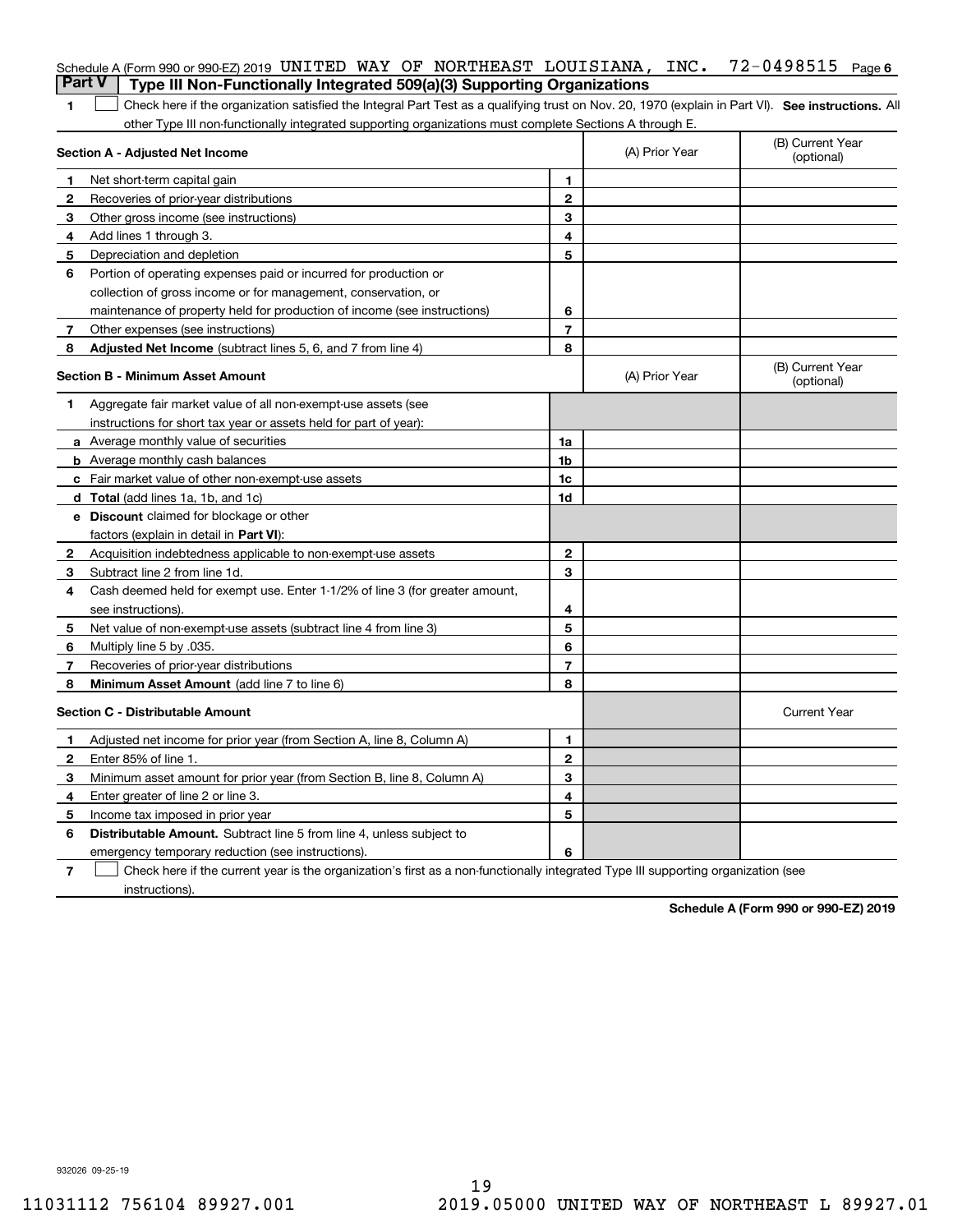Schedule A (Form 990 or 990-EZ) 2019 UNITED WAY OF NORTHEAST LOUISIANA, INC. 72-0498515 Page 6

## Part V Type III Non-Functionally Integrated 509(a)(3) Supporting Organizations

1 ☐ Check here if the organization satisfied the Integral Part Test as a qualifying trust on Nov. 20, 1970 (explain in Part VI). **See instructions.** All other Type III non-functionally integrated supporting organizations must complete Sections A through E.

| **Section A - Adjusted Net Income** | | (A) Prior Year | (B) Current Year (optional) |
|---|---|---|---|
| 1 Net short-term capital gain | 1 | | |
| 2 Recoveries of prior-year distributions | 2 | | |
| 3 Other gross income (see instructions) | 3 | | |
| 4 Add lines 1 through 3. | 4 | | |
| 5 Depreciation and depletion | 5 | | |
| 6 Portion of operating expenses paid or incurred for production or collection of gross income or for management, conservation, or maintenance of property held for production of income (see instructions) | 6 | | |
| 7 Other expenses (see instructions) | 7 | | |
| 8 **Adjusted Net Income** (subtract lines 5, 6, and 7 from line 4) | 8 | | |

| **Section B - Minimum Asset Amount** | | (A) Prior Year | (B) Current Year (optional) |
|---|---|---|---|
| 1 Aggregate fair market value of all non-exempt-use assets (see instructions for short tax year or assets held for part of year): | | | |
| a Average monthly value of securities | 1a | | |
| b Average monthly cash balances | 1b | | |
| c Fair market value of other non-exempt-use assets | 1c | | |
| d **Total** (add lines 1a, 1b, and 1c) | 1d | | |
| e **Discount** claimed for blockage or other factors (explain in detail in **Part VI**): | | | |
| 2 Acquisition indebtedness applicable to non-exempt-use assets | 2 | | |
| 3 Subtract line 2 from line 1d. | 3 | | |
| 4 Cash deemed held for exempt use. Enter 1-1/2% of line 3 (for greater amount, see instructions). | 4 | | |
| 5 Net value of non-exempt-use assets (subtract line 4 from line 3) | 5 | | |
| 6 Multiply line 5 by .035. | 6 | | |
| 7 Recoveries of prior-year distributions | 7 | | |
| 8 **Minimum Asset Amount** (add line 7 to line 6) | 8 | | |

| **Section C - Distributable Amount** | | | Current Year |
|---|---|---|---|
| 1 Adjusted net income for prior year (from Section A, line 8, Column A) | 1 | | |
| 2 Enter 85% of line 1. | 2 | | |
| 3 Minimum asset amount for prior year (from Section B, line 8, Column A) | 3 | | |
| 4 Enter greater of line 2 or line 3. | 4 | | |
| 5 Income tax imposed in prior year | 5 | | |
| 6 **Distributable Amount.** Subtract line 5 from line 4, unless subject to emergency temporary reduction (see instructions). | 6 | | |

7 ☐ Check here if the current year is the organization's first as a non-functionally integrated Type III supporting organization (see instructions).

**Schedule A (Form 990 or 990-EZ) 2019**

932026 09-25-19

11031112 756104 89927.001 2019.05000 UNITED WAY OF NORTHEAST L 89927.01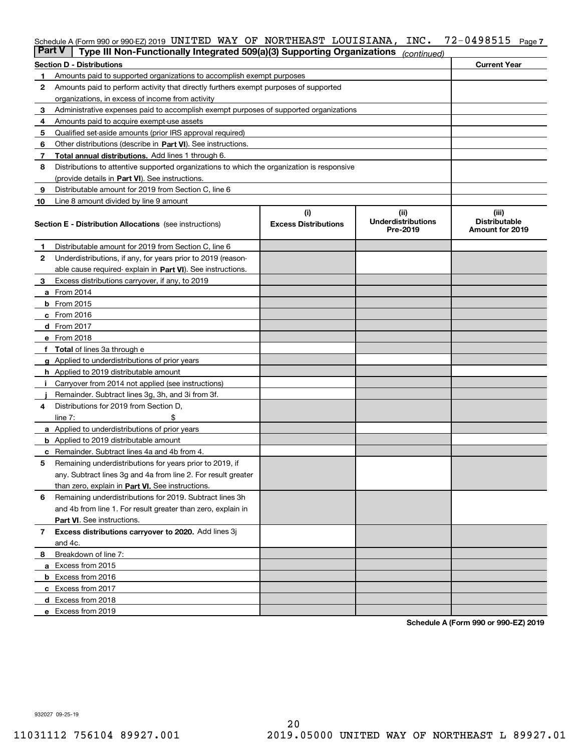Schedule A (Form 990 or 990-EZ) 2019 UNITED WAY OF NORTHEAST LOUISIANA, INC. 72-0498515 Page 7

## Part V | Type III Non-Functionally Integrated 509(a)(3) Supporting Organizations *(continued)*

| Section D - Distributions | | Current Year |
|---|---|---|
| 1 | Amounts paid to supported organizations to accomplish exempt purposes | |
| 2 | Amounts paid to perform activity that directly furthers exempt purposes of supported organizations, in excess of income from activity | |
| 3 | Administrative expenses paid to accomplish exempt purposes of supported organizations | |
| 4 | Amounts paid to acquire exempt-use assets | |
| 5 | Qualified set-aside amounts (prior IRS approval required) | |
| 6 | Other distributions (describe in **Part VI**). See instructions. | |
| 7 | **Total annual distributions.** Add lines 1 through 6. | |
| 8 | Distributions to attentive supported organizations to which the organization is responsive (provide details in **Part VI**). See instructions. | |
| 9 | Distributable amount for 2019 from Section C, line 6 | |
| 10 | Line 8 amount divided by line 9 amount | |

| **Section E - Distribution Allocations** (see instructions) | (i) Excess Distributions | (ii) Underdistributions Pre-2019 | (iii) Distributable Amount for 2019 |
|---|---|---|---|
| **1** Distributable amount for 2019 from Section C, line 6 | | | |
| **2** Underdistributions, if any, for years prior to 2019 (reasonable cause required- explain in **Part VI**). See instructions. | | | |
| **3** Excess distributions carryover, if any, to 2019 | | | |
| **a** From 2014 | | | |
| **b** From 2015 | | | |
| **c** From 2016 | | | |
| **d** From 2017 | | | |
| **e** From 2018 | | | |
| **f Total** of lines 3a through e | | | |
| **g** Applied to underdistributions of prior years | | | |
| **h** Applied to 2019 distributable amount | | | |
| **i** Carryover from 2014 not applied (see instructions) | | | |
| **j** Remainder. Subtract lines 3g, 3h, and 3i from 3f. | | | |
| **4** Distributions for 2019 from Section D, line 7: $ | | | |
| **a** Applied to underdistributions of prior years | | | |
| **b** Applied to 2019 distributable amount | | | |
| **c** Remainder. Subtract lines 4a and 4b from 4. | | | |
| **5** Remaining underdistributions for years prior to 2019, if any. Subtract lines 3g and 4a from line 2. For result greater than zero, explain in **Part VI.** See instructions. | | | |
| **6** Remaining underdistributions for 2019. Subtract lines 3h and 4b from line 1. For result greater than zero, explain in **Part VI**. See instructions. | | | |
| **7 Excess distributions carryover to 2020.** Add lines 3j and 4c. | | | |
| **8** Breakdown of line 7: | | | |
| **a** Excess from 2015 | | | |
| **b** Excess from 2016 | | | |
| **c** Excess from 2017 | | | |
| **d** Excess from 2018 | | | |
| **e** Excess from 2019 | | | |

**Schedule A (Form 990 or 990-EZ) 2019**

932027 09-25-19

11031112 756104 89927.001 2019.05000 UNITED WAY OF NORTHEAST L 89927.01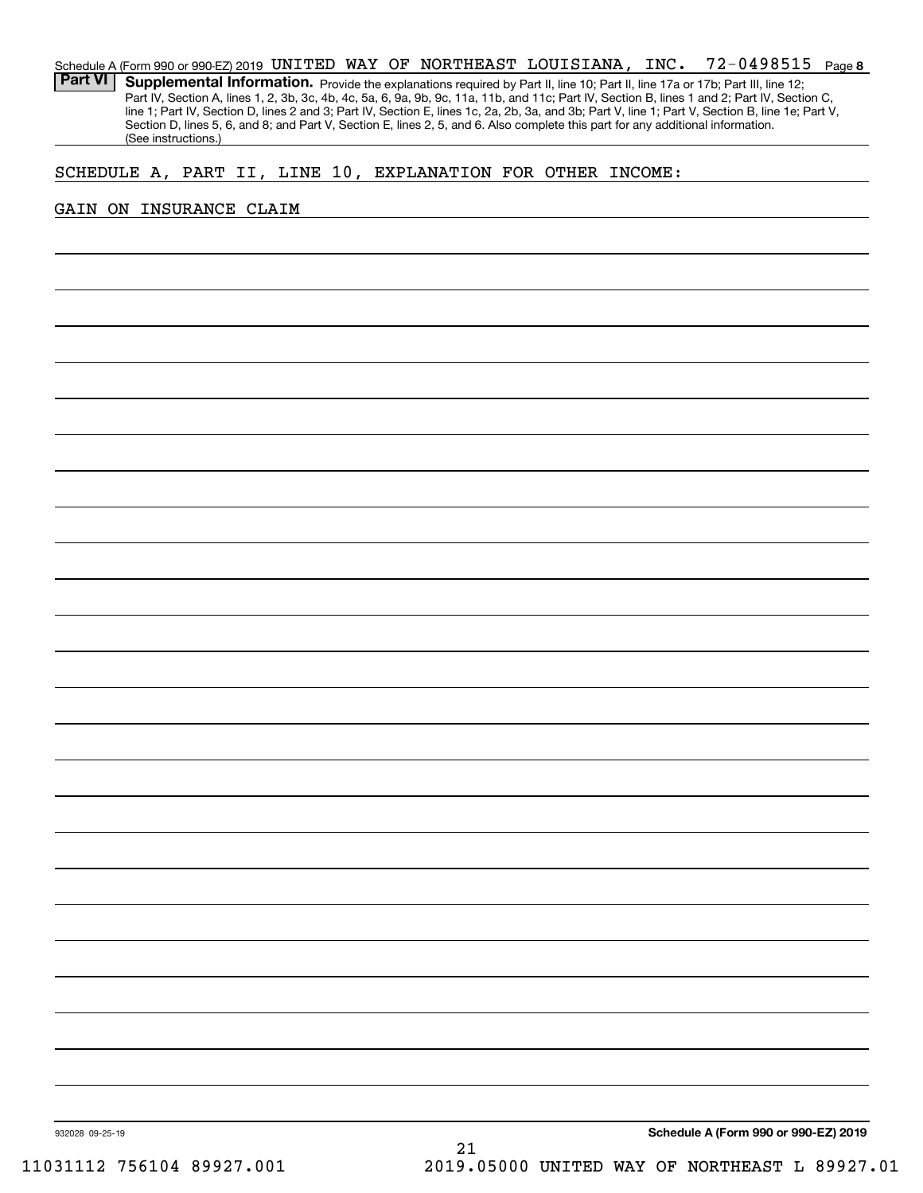Schedule A (Form 990 or 990-EZ) 2019 UNITED WAY OF NORTHEAST LOUISIANA, INC. 72-0498515 Page **8**

**Part VI** **Supplemental Information.** Provide the explanations required by Part II, line 10; Part II, line 17a or 17b; Part III, line 12; Part IV, Section A, lines 1, 2, 3b, 3c, 4b, 4c, 5a, 6, 9a, 9b, 9c, 11a, 11b, and 11c; Part IV, Section B, lines 1 and 2; Part IV, Section C, line 1; Part IV, Section D, lines 2 and 3; Part IV, Section E, lines 1c, 2a, 2b, 3a, and 3b; Part V, line 1; Part V, Section B, line 1e; Part V, Section D, lines 5, 6, and 8; and Part V, Section E, lines 2, 5, and 6. Also complete this part for any additional information. (See instructions.)

SCHEDULE A, PART II, LINE 10, EXPLANATION FOR OTHER INCOME:

GAIN ON INSURANCE CLAIM

932028 09-25-19

**Schedule A (Form 990 or 990-EZ) 2019**

11031112 756104 89927.001 2019.05000 UNITED WAY OF NORTHEAST L 89927.01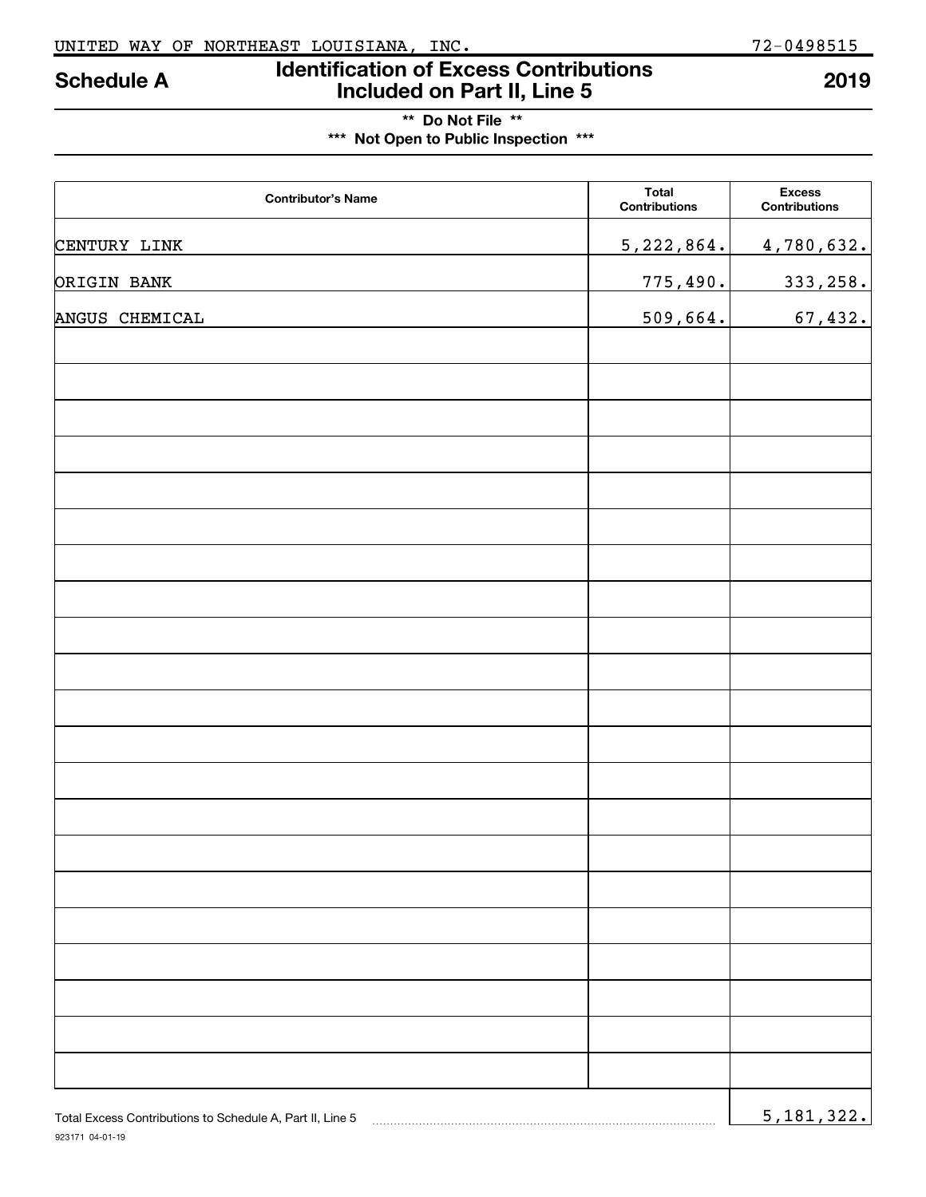UNITED WAY OF NORTHEAST LOUISIANA, INC. 72-0498515

# Schedule A — Identification of Excess Contributions Included on Part II, Line 5 — 2019

**\*\* Do Not File \*\***

**\*\*\* Not Open to Public Inspection \*\*\***

| Contributor's Name | Total Contributions | Excess Contributions |
|---|---|---|
| CENTURY LINK | 5,222,864. | 4,780,632. |
| ORIGIN BANK | 775,490. | 333,258. |
| ANGUS CHEMICAL | 509,664. | 67,432. |

Total Excess Contributions to Schedule A, Part II, Line 5 .......... 5,181,322.

923171 04-01-19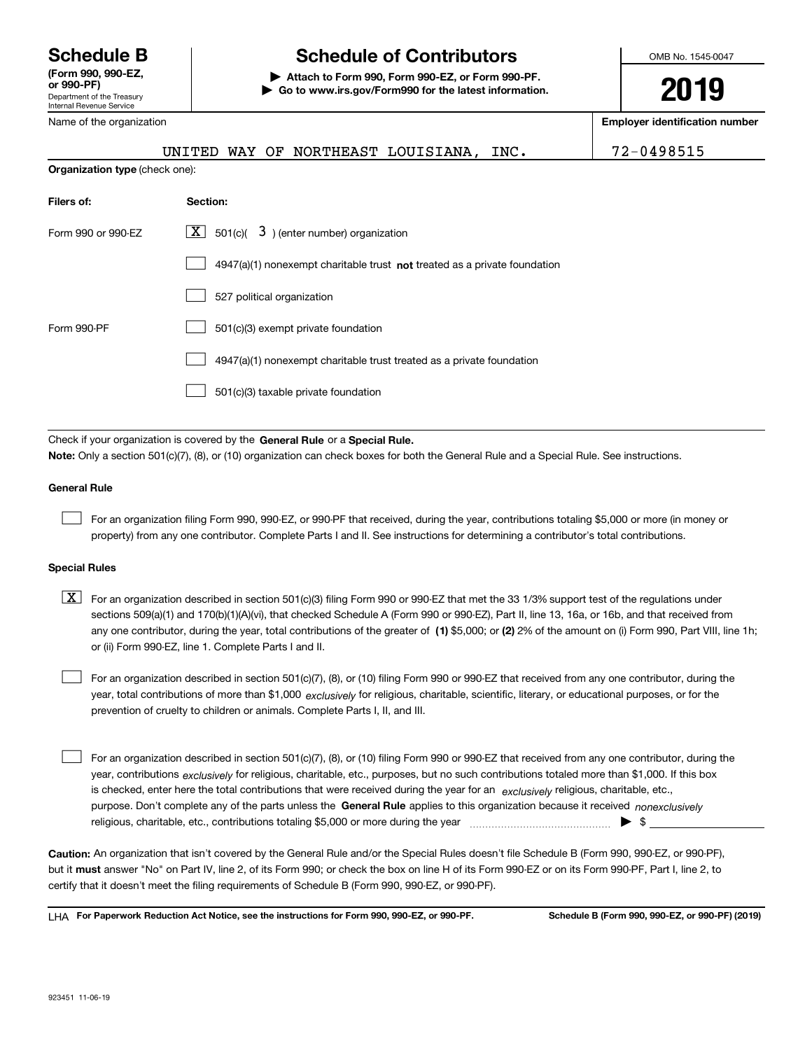# Schedule B

**(Form 990, 990-EZ, or 990-PF)**
Department of the Treasury
Internal Revenue Service

## Schedule of Contributors

▶ **Attach to Form 990, Form 990-EZ, or Form 990-PF.**
▶ **Go to www.irs.gov/Form990 for the latest information.**

OMB No. 1545-0047

**2019**

Name of the organization: UNITED WAY OF NORTHEAST LOUISIANA, INC.

**Employer identification number:** 72-0498515

**Organization type** (check one):

| Filers of: | Section: |
|---|---|
| Form 990 or 990-EZ | [X] 501(c)( 3 ) (enter number) organization |
| | [ ] 4947(a)(1) nonexempt charitable trust **not** treated as a private foundation |
| | [ ] 527 political organization |
| Form 990-PF | [ ] 501(c)(3) exempt private foundation |
| | [ ] 4947(a)(1) nonexempt charitable trust treated as a private foundation |
| | [ ] 501(c)(3) taxable private foundation |

Check if your organization is covered by the **General Rule** or a **Special Rule.**

**Note:** Only a section 501(c)(7), (8), or (10) organization can check boxes for both the General Rule and a Special Rule. See instructions.

### General Rule

[ ] For an organization filing Form 990, 990-EZ, or 990-PF that received, during the year, contributions totaling $5,000 or more (in money or property) from any one contributor. Complete Parts I and II. See instructions for determining a contributor's total contributions.

### Special Rules

[X] For an organization described in section 501(c)(3) filing Form 990 or 990-EZ that met the 33 1/3% support test of the regulations under sections 509(a)(1) and 170(b)(1)(A)(vi), that checked Schedule A (Form 990 or 990-EZ), Part II, line 13, 16a, or 16b, and that received from any one contributor, during the year, total contributions of the greater of **(1)** $5,000; or **(2)** 2% of the amount on (i) Form 990, Part VIII, line 1h; or (ii) Form 990-EZ, line 1. Complete Parts I and II.

[ ] For an organization described in section 501(c)(7), (8), or (10) filing Form 990 or 990-EZ that received from any one contributor, during the year, total contributions of more than $1,000 *exclusively* for religious, charitable, scientific, literary, or educational purposes, or for the prevention of cruelty to children or animals. Complete Parts I, II, and III.

[ ] For an organization described in section 501(c)(7), (8), or (10) filing Form 990 or 990-EZ that received from any one contributor, during the year, contributions *exclusively* for religious, charitable, etc., purposes, but no such contributions totaled more than $1,000. If this box is checked, enter here the total contributions that were received during the year for an *exclusively* religious, charitable, etc., purpose. Don't complete any of the parts unless the **General Rule** applies to this organization because it received *nonexclusively* religious, charitable, etc., contributions totaling $5,000 or more during the year ▶ $ ____________

**Caution:** An organization that isn't covered by the General Rule and/or the Special Rules doesn't file Schedule B (Form 990, 990-EZ, or 990-PF), but it **must** answer "No" on Part IV, line 2, of its Form 990; or check the box on line H of its Form 990-EZ or on its Form 990-PF, Part I, line 2, to certify that it doesn't meet the filing requirements of Schedule B (Form 990, 990-EZ, or 990-PF).

LHA **For Paperwork Reduction Act Notice, see the instructions for Form 990, 990-EZ, or 990-PF.** **Schedule B (Form 990, 990-EZ, or 990-PF) (2019)**

923451 11-06-19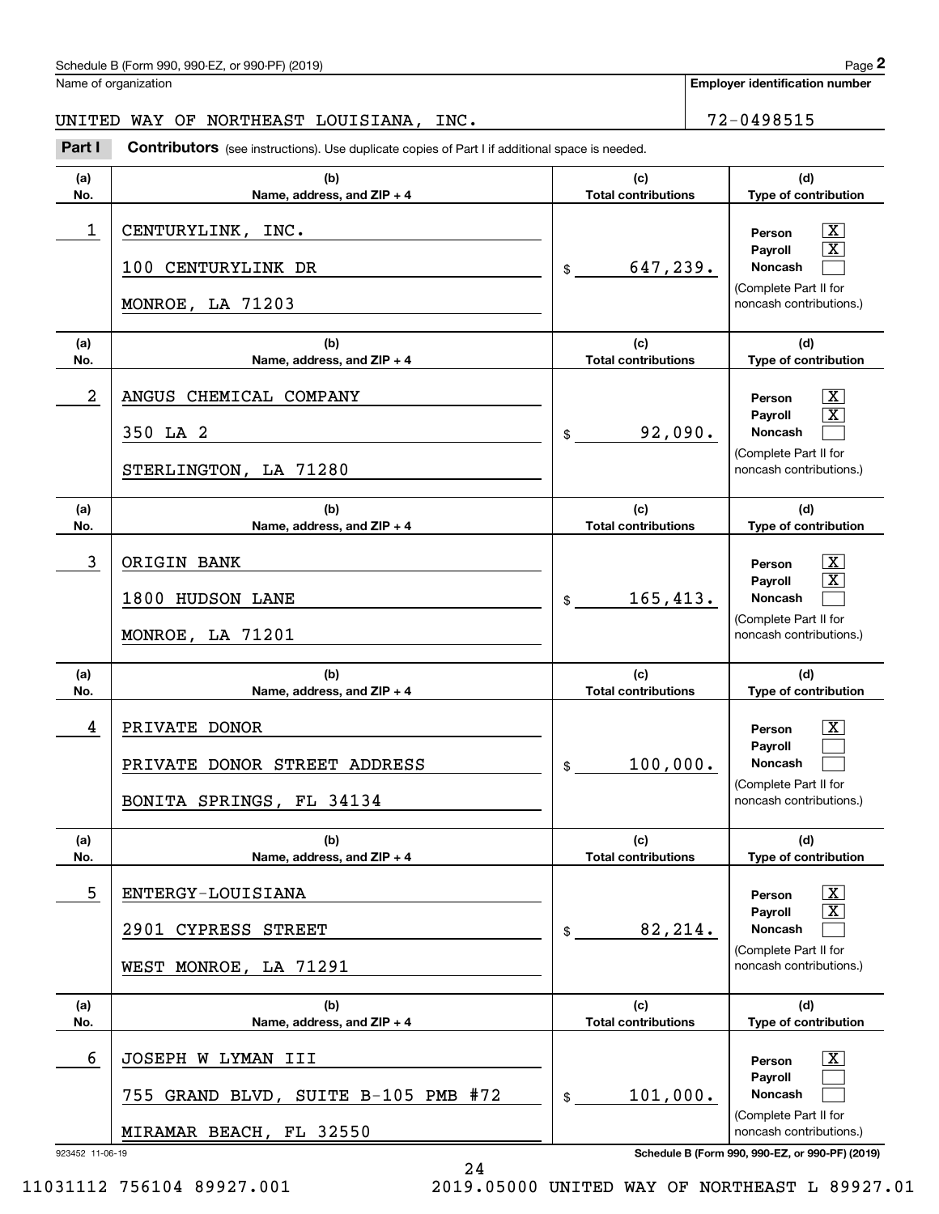Name of organization

UNITED WAY OF NORTHEAST LOUISIANA, INC.

**Employer identification number**

72-0498515

**Part I** **Contributors** (see instructions). Use duplicate copies of Part I if additional space is needed.

| (a) No. | (b) Name, address, and ZIP + 4 | (c) Total contributions | (d) Type of contribution |
|---|---|---|---|
| 1 | CENTURYLINK, INC.<br>100 CENTURYLINK DR<br>MONROE, LA 71203 | $ 647,239. | Person [X]<br>Payroll [X]<br>Noncash [ ]<br>(Complete Part II for noncash contributions.) |
| 2 | ANGUS CHEMICAL COMPANY<br>350 LA 2<br>STERLINGTON, LA 71280 | $ 92,090. | Person [X]<br>Payroll [X]<br>Noncash [ ]<br>(Complete Part II for noncash contributions.) |
| 3 | ORIGIN BANK<br>1800 HUDSON LANE<br>MONROE, LA 71201 | $ 165,413. | Person [X]<br>Payroll [X]<br>Noncash [ ]<br>(Complete Part II for noncash contributions.) |
| 4 | PRIVATE DONOR<br>PRIVATE DONOR STREET ADDRESS<br>BONITA SPRINGS, FL 34134 | $ 100,000. | Person [X]<br>Payroll [ ]<br>Noncash [ ]<br>(Complete Part II for noncash contributions.) |
| 5 | ENTERGY-LOUISIANA<br>2901 CYPRESS STREET<br>WEST MONROE, LA 71291 | $ 82,214. | Person [X]<br>Payroll [X]<br>Noncash [ ]<br>(Complete Part II for noncash contributions.) |
| 6 | JOSEPH W LYMAN III<br>755 GRAND BLVD, SUITE B-105 PMB #72<br>MIRAMAR BEACH, FL 32550 | $ 101,000. | Person [X]<br>Payroll [ ]<br>Noncash [ ]<br>(Complete Part II for noncash contributions.) |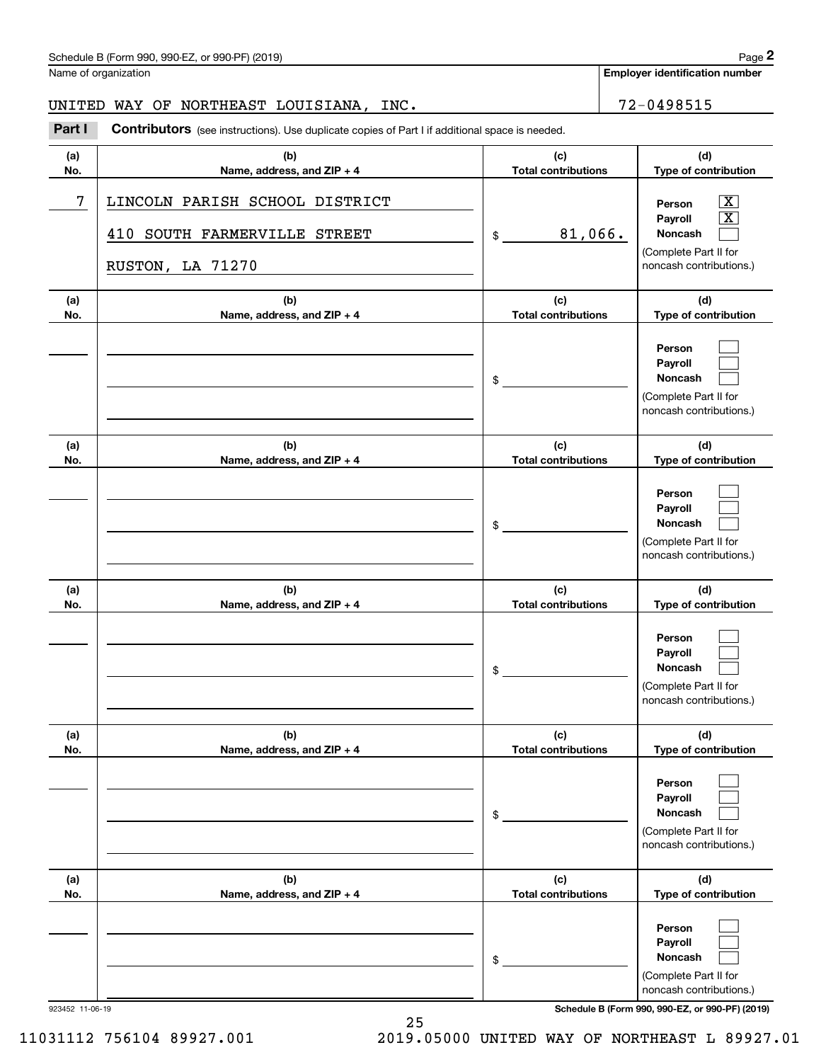Schedule B (Form 990, 990-EZ, or 990-PF) (2019)

Name of organization: UNITED WAY OF NORTHEAST LOUISIANA, INC.

**Employer identification number:** 72-0498515

## Part I Contributors (see instructions). Use duplicate copies of Part I if additional space is needed.

| (a) No. | (b) Name, address, and ZIP + 4 | (c) Total contributions | (d) Type of contribution |
|---|---|---|---|
| 7 | LINCOLN PARISH SCHOOL DISTRICT<br>410 SOUTH FARMERVILLE STREET<br>RUSTON, LA 71270 | $ 81,066. | Person [X]<br>Payroll [X]<br>Noncash [ ]<br>(Complete Part II for noncash contributions.) |
| | | $ | Person [ ]<br>Payroll [ ]<br>Noncash [ ]<br>(Complete Part II for noncash contributions.) |
| | | $ | Person [ ]<br>Payroll [ ]<br>Noncash [ ]<br>(Complete Part II for noncash contributions.) |
| | | $ | Person [ ]<br>Payroll [ ]<br>Noncash [ ]<br>(Complete Part II for noncash contributions.) |
| | | $ | Person [ ]<br>Payroll [ ]<br>Noncash [ ]<br>(Complete Part II for noncash contributions.) |
| | | $ | Person [ ]<br>Payroll [ ]<br>Noncash [ ]<br>(Complete Part II for noncash contributions.) |

923452 11-06-19

Schedule B (Form 990, 990-EZ, or 990-PF) (2019)

11031112 756104 89927.001 2019.05000 UNITED WAY OF NORTHEAST L 89927.01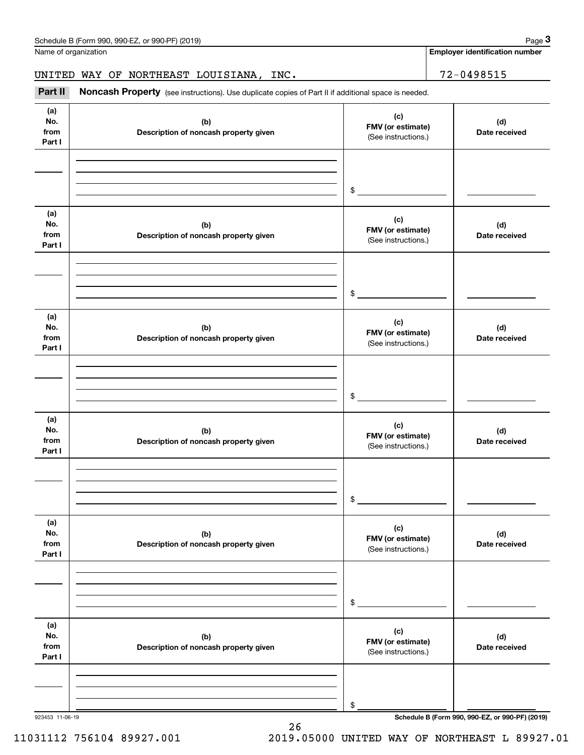Schedule B (Form 990, 990-EZ, or 990-PF) (2019) Page **3**

Name of organization

UNITED WAY OF NORTHEAST LOUISIANA, INC.

**Employer identification number**

72-0498515

**Part II** **Noncash Property** (see instructions). Use duplicate copies of Part II if additional space is needed.

| (a) No. from Part I | (b) Description of noncash property given | (c) FMV (or estimate) (See instructions.) | (d) Date received |
|---|---|---|---|
| | | $ | |

| (a) No. from Part I | (b) Description of noncash property given | (c) FMV (or estimate) (See instructions.) | (d) Date received |
|---|---|---|---|
| | | $ | |

| (a) No. from Part I | (b) Description of noncash property given | (c) FMV (or estimate) (See instructions.) | (d) Date received |
|---|---|---|---|
| | | $ | |

| (a) No. from Part I | (b) Description of noncash property given | (c) FMV (or estimate) (See instructions.) | (d) Date received |
|---|---|---|---|
| | | $ | |

| (a) No. from Part I | (b) Description of noncash property given | (c) FMV (or estimate) (See instructions.) | (d) Date received |
|---|---|---|---|
| | | $ | |

| (a) No. from Part I | (b) Description of noncash property given | (c) FMV (or estimate) (See instructions.) | (d) Date received |
|---|---|---|---|
| | | $ | |

923453 11-06-19 **Schedule B (Form 990, 990-EZ, or 990-PF) (2019)**

11031112 756104 89927.001 2019.05000 UNITED WAY OF NORTHEAST L 89927.01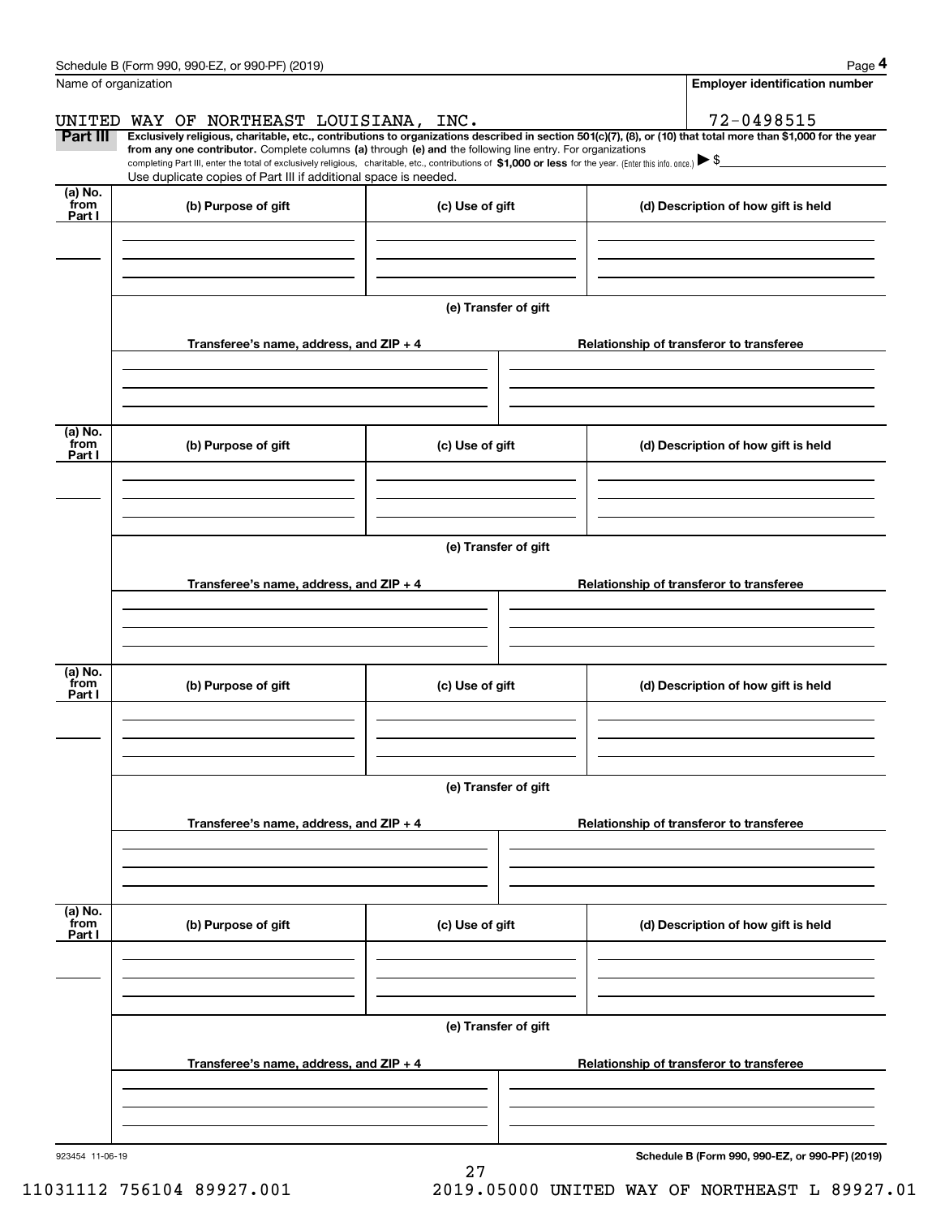Name of organization

UNITED WAY OF NORTHEAST LOUISIANA, INC.

**Employer identification number**

72-0498515

**Part III** **Exclusively religious, charitable, etc., contributions to organizations described in section 501(c)(7), (8), or (10) that total more than $1,000 for the year from any one contributor.** Complete columns **(a)** through **(e) and** the following line entry. For organizations completing Part III, enter the total of exclusively religious, charitable, etc., contributions of **$1,000 or less** for the year. (Enter this info. once.) ▶ $

Use duplicate copies of Part III if additional space is needed.

| (a) No. from Part I | (b) Purpose of gift | (c) Use of gift | (d) Description of how gift is held |
|---|---|---|---|
| | | | |

**(e) Transfer of gift**

| Transferee's name, address, and ZIP + 4 | Relationship of transferor to transferee |
|---|---|
| | |

| (a) No. from Part I | (b) Purpose of gift | (c) Use of gift | (d) Description of how gift is held |
|---|---|---|---|
| | | | |

**(e) Transfer of gift**

| Transferee's name, address, and ZIP + 4 | Relationship of transferor to transferee |
|---|---|
| | |

| (a) No. from Part I | (b) Purpose of gift | (c) Use of gift | (d) Description of how gift is held |
|---|---|---|---|
| | | | |

**(e) Transfer of gift**

| Transferee's name, address, and ZIP + 4 | Relationship of transferor to transferee |
|---|---|
| | |

| (a) No. from Part I | (b) Purpose of gift | (c) Use of gift | (d) Description of how gift is held |
|---|---|---|---|
| | | | |

**(e) Transfer of gift**

| Transferee's name, address, and ZIP + 4 | Relationship of transferor to transferee |
|---|---|
| | |

923454 11-06-19

**Schedule B (Form 990, 990-EZ, or 990-PF) (2019)**

11031112 756104 89927.001 2019.05000 UNITED WAY OF NORTHEAST L 89927.01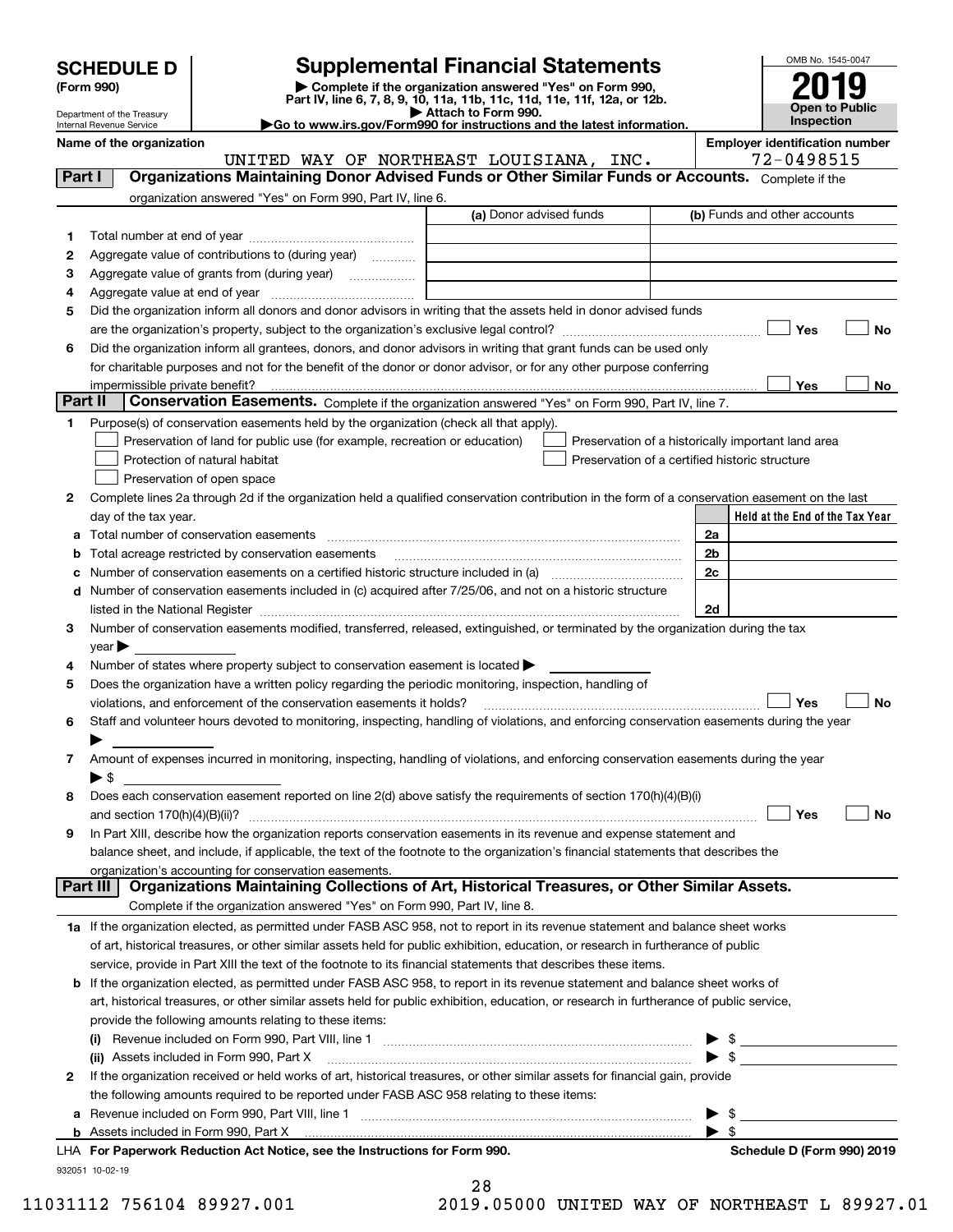# SCHEDULE D (Form 990)

Department of the Treasury
Internal Revenue Service

# Supplemental Financial Statements

▶ Complete if the organization answered "Yes" on Form 990, Part IV, line 6, 7, 8, 9, 10, 11a, 11b, 11c, 11d, 11e, 11f, 12a, or 12b.
▶ Attach to Form 990.
▶Go to www.irs.gov/Form990 for instructions and the latest information.

OMB No. 1545-0047
**2019**
**Open to Public Inspection**

**Name of the organization:** UNITED WAY OF NORTHEAST LOUISIANA, INC.
**Employer identification number:** 72-0498515

## Part I — Organizations Maintaining Donor Advised Funds or Other Similar Funds or Accounts.
Complete if the organization answered "Yes" on Form 990, Part IV, line 6.

| | | (a) Donor advised funds | (b) Funds and other accounts |
|---|---|---|---|
| 1 | Total number at end of year | | |
| 2 | Aggregate value of contributions to (during year) | | |
| 3 | Aggregate value of grants from (during year) | | |
| 4 | Aggregate value at end of year | | |

5 Did the organization inform all donors and donor advisors in writing that the assets held in donor advised funds are the organization's property, subject to the organization's exclusive legal control? ☐ Yes ☐ No

6 Did the organization inform all grantees, donors, and donor advisors in writing that grant funds can be used only for charitable purposes and not for the benefit of the donor or donor advisor, or for any other purpose conferring impermissible private benefit? ☐ Yes ☐ No

## Part II — Conservation Easements.
Complete if the organization answered "Yes" on Form 990, Part IV, line 7.

1 Purpose(s) of conservation easements held by the organization (check all that apply).
- ☐ Preservation of land for public use (for example, recreation or education)
- ☐ Protection of natural habitat
- ☐ Preservation of open space
- ☐ Preservation of a historically important land area
- ☐ Preservation of a certified historic structure

2 Complete lines 2a through 2d if the organization held a qualified conservation contribution in the form of a conservation easement on the last day of the tax year.

| | | | Held at the End of the Tax Year |
|---|---|---|---|
| a | Total number of conservation easements | 2a | |
| b | Total acreage restricted by conservation easements | 2b | |
| c | Number of conservation easements on a certified historic structure included in (a) | 2c | |
| d | Number of conservation easements included in (c) acquired after 7/25/06, and not on a historic structure listed in the National Register | 2d | |

3 Number of conservation easements modified, transferred, released, extinguished, or terminated by the organization during the tax year ▶

4 Number of states where property subject to conservation easement is located ▶

5 Does the organization have a written policy regarding the periodic monitoring, inspection, handling of violations, and enforcement of the conservation easements it holds? ☐ Yes ☐ No

6 Staff and volunteer hours devoted to monitoring, inspecting, handling of violations, and enforcing conservation easements during the year ▶

7 Amount of expenses incurred in monitoring, inspecting, handling of violations, and enforcing conservation easements during the year ▶ $

8 Does each conservation easement reported on line 2(d) above satisfy the requirements of section 170(h)(4)(B)(i) and section 170(h)(4)(B)(ii)? ☐ Yes ☐ No

9 In Part XIII, describe how the organization reports conservation easements in its revenue and expense statement and balance sheet, and include, if applicable, the text of the footnote to the organization's financial statements that describes the organization's accounting for conservation easements.

## Part III — Organizations Maintaining Collections of Art, Historical Treasures, or Other Similar Assets.
Complete if the organization answered "Yes" on Form 990, Part IV, line 8.

1a If the organization elected, as permitted under FASB ASC 958, not to report in its revenue statement and balance sheet works of art, historical treasures, or other similar assets held for public exhibition, education, or research in furtherance of public service, provide in Part XIII the text of the footnote to its financial statements that describes these items.

b If the organization elected, as permitted under FASB ASC 958, to report in its revenue statement and balance sheet works of art, historical treasures, or other similar assets held for public exhibition, education, or research in furtherance of public service, provide the following amounts relating to these items:

(i) Revenue included on Form 990, Part VIII, line 1 ▶ $

(ii) Assets included in Form 990, Part X ▶ $

2 If the organization received or held works of art, historical treasures, or other similar assets for financial gain, provide the following amounts required to be reported under FASB ASC 958 relating to these items:

a Revenue included on Form 990, Part VIII, line 1 ▶ $

b Assets included in Form 990, Part X ▶ $

LHA For Paperwork Reduction Act Notice, see the Instructions for Form 990. Schedule D (Form 990) 2019

932051 10-02-19

11031112 756104 89927.001 2019.05000 UNITED WAY OF NORTHEAST L 89927.01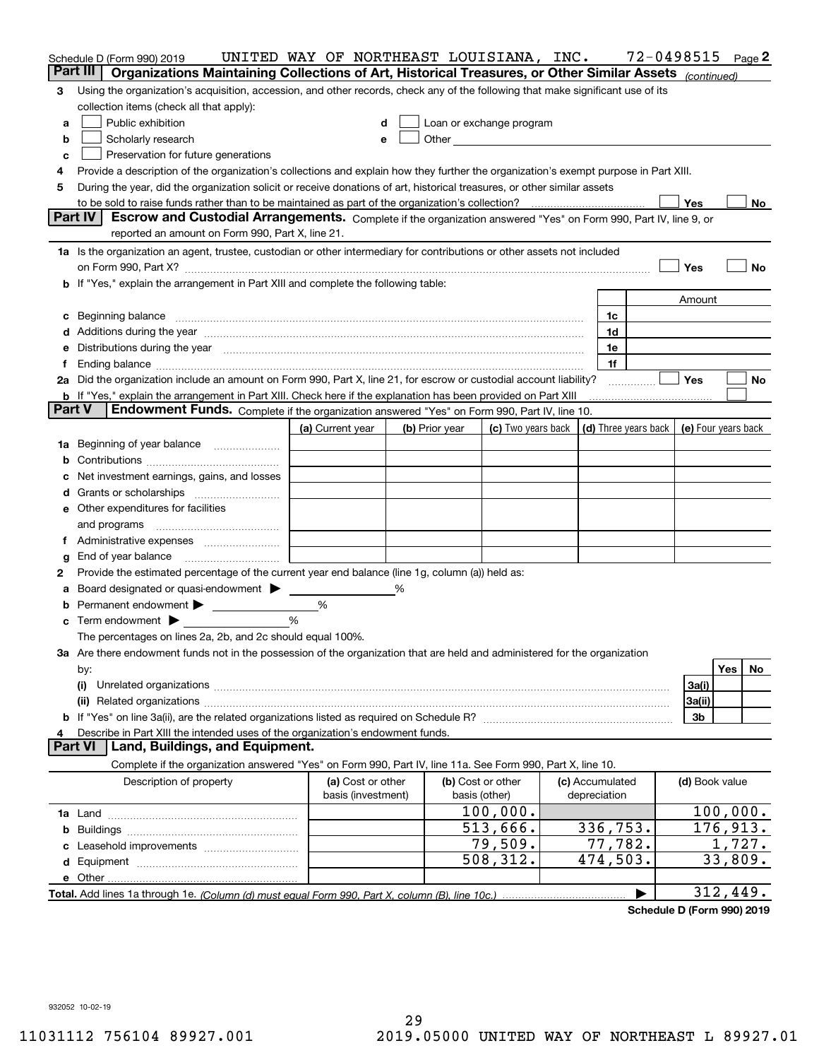Schedule D (Form 990) 2019 UNITED WAY OF NORTHEAST LOUISIANA, INC. 72-0498515 Page 2

## Part III Organizations Maintaining Collections of Art, Historical Treasures, or Other Similar Assets *(continued)*

3 Using the organization's acquisition, accession, and other records, check any of the following that make significant use of its collection items (check all that apply):

- a ☐ Public exhibition
- b ☐ Scholarly research
- c ☐ Preservation for future generations
- d ☐ Loan or exchange program
- e ☐ Other

4 Provide a description of the organization's collections and explain how they further the organization's exempt purpose in Part XIII.

5 During the year, did the organization solicit or receive donations of art, historical treasures, or other similar assets to be sold to raise funds rather than to be maintained as part of the organization's collection? ☐ Yes ☐ No

## Part IV Escrow and Custodial Arrangements.

Complete if the organization answered "Yes" on Form 990, Part IV, line 9, or reported an amount on Form 990, Part X, line 21.

1a Is the organization an agent, trustee, custodian or other intermediary for contributions or other assets not included on Form 990, Part X? ☐ Yes ☐ No

b If "Yes," explain the arrangement in Part XIII and complete the following table:

| | | Amount |
|---|---|---|
| c Beginning balance | 1c | |
| d Additions during the year | 1d | |
| e Distributions during the year | 1e | |
| f Ending balance | 1f | |

2a Did the organization include an amount on Form 990, Part X, line 21, for escrow or custodial account liability? ☐ Yes ☐ No

b If "Yes," explain the arrangement in Part XIII. Check here if the explanation has been provided on Part XIII ☐

## Part V Endowment Funds.

Complete if the organization answered "Yes" on Form 990, Part IV, line 10.

| | (a) Current year | (b) Prior year | (c) Two years back | (d) Three years back | (e) Four years back |
|---|---|---|---|---|---|
| 1a Beginning of year balance | | | | | |
| b Contributions | | | | | |
| c Net investment earnings, gains, and losses | | | | | |
| d Grants or scholarships | | | | | |
| e Other expenditures for facilities and programs | | | | | |
| f Administrative expenses | | | | | |
| g End of year balance | | | | | |

2 Provide the estimated percentage of the current year end balance (line 1g, column (a)) held as:

- a Board designated or quasi-endowment ▶ ______ %
- b Permanent endowment ▶ ______ %
- c Term endowment ▶ ______ %

The percentages on lines 2a, 2b, and 2c should equal 100%.

3a Are there endowment funds not in the possession of the organization that are held and administered for the organization by:

| | | Yes | No |
|---|---|---|---|
| (i) Unrelated organizations | 3a(i) | | |
| (ii) Related organizations | 3a(ii) | | |
| b If "Yes" on line 3a(ii), are the related organizations listed as required on Schedule R? | 3b | | |

4 Describe in Part XIII the intended uses of the organization's endowment funds.

## Part VI Land, Buildings, and Equipment.

Complete if the organization answered "Yes" on Form 990, Part IV, line 11a. See Form 990, Part X, line 10.

| Description of property | (a) Cost or other basis (investment) | (b) Cost or other basis (other) | (c) Accumulated depreciation | (d) Book value |
|---|---|---|---|---|
| 1a Land | | 100,000. | | 100,000. |
| b Buildings | | 513,666. | 336,753. | 176,913. |
| c Leasehold improvements | | 79,509. | 77,782. | 1,727. |
| d Equipment | | 508,312. | 474,503. | 33,809. |
| e Other | | | | |
| **Total.** Add lines 1a through 1e. *(Column (d) must equal Form 990, Part X, column (B), line 10c.)* ▶ | | | | 312,449. |

**Schedule D (Form 990) 2019**

932052 10-02-19

11031112 756104 89927.001 2019.05000 UNITED WAY OF NORTHEAST L 89927.01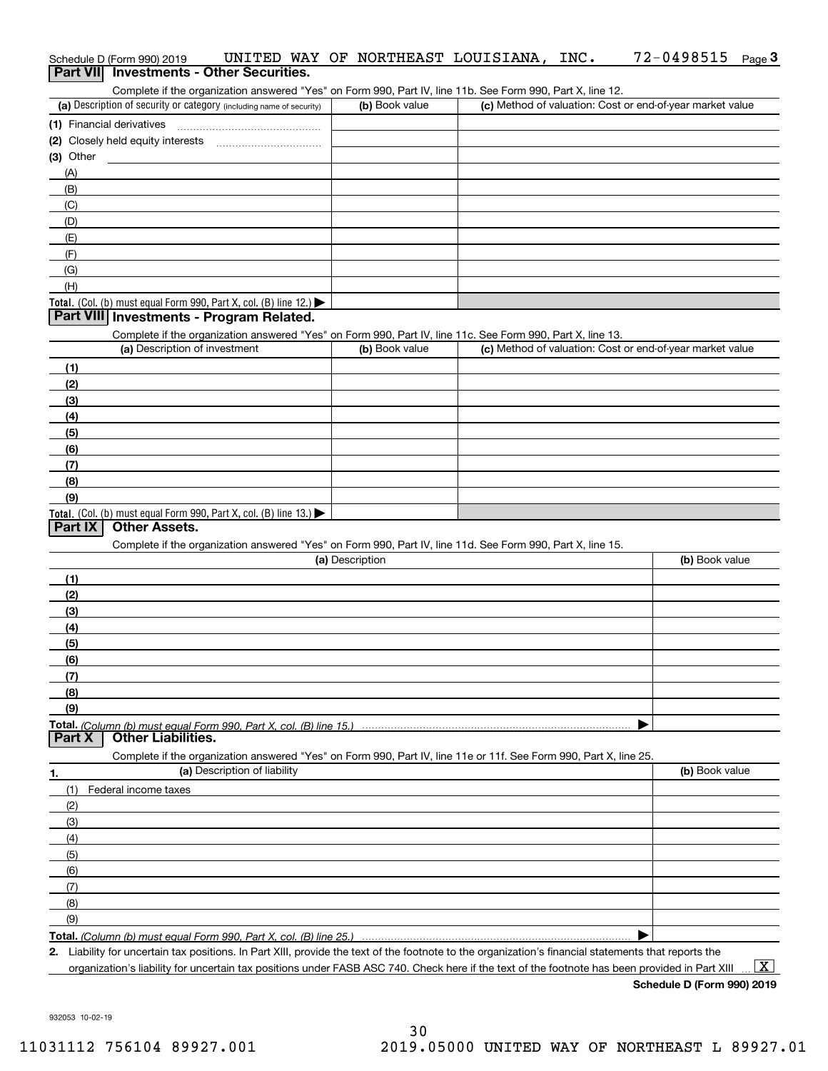Schedule D (Form 990) 2019 UNITED WAY OF NORTHEAST LOUISIANA, INC. 72-0498515 Page 3

## Part VII Investments - Other Securities.

Complete if the organization answered "Yes" on Form 990, Part IV, line 11b. See Form 990, Part X, line 12.

| (a) Description of security or category (including name of security) | (b) Book value | (c) Method of valuation: Cost or end-of-year market value |
|---|---|---|
| (1) Financial derivatives | | |
| (2) Closely held equity interests | | |
| (3) Other | | |
| (A) | | |
| (B) | | |
| (C) | | |
| (D) | | |
| (E) | | |
| (F) | | |
| (G) | | |
| (H) | | |
| **Total.** (Col. (b) must equal Form 990, Part X, col. (B) line 12.) | | |

## Part VIII Investments - Program Related.

Complete if the organization answered "Yes" on Form 990, Part IV, line 11c. See Form 990, Part X, line 13.

| (a) Description of investment | (b) Book value | (c) Method of valuation: Cost or end-of-year market value |
|---|---|---|
| (1) | | |
| (2) | | |
| (3) | | |
| (4) | | |
| (5) | | |
| (6) | | |
| (7) | | |
| (8) | | |
| (9) | | |
| **Total.** (Col. (b) must equal Form 990, Part X, col. (B) line 13.) | | |

## Part IX Other Assets.

Complete if the organization answered "Yes" on Form 990, Part IV, line 11d. See Form 990, Part X, line 15.

| (a) Description | (b) Book value |
|---|---|
| (1) | |
| (2) | |
| (3) | |
| (4) | |
| (5) | |
| (6) | |
| (7) | |
| (8) | |
| (9) | |
| **Total.** *(Column (b) must equal Form 990, Part X, col. (B) line 15.)* | |

## Part X Other Liabilities.

Complete if the organization answered "Yes" on Form 990, Part IV, line 11e or 11f. See Form 990, Part X, line 25.

| 1. (a) Description of liability | (b) Book value |
|---|---|
| (1) Federal income taxes | |
| (2) | |
| (3) | |
| (4) | |
| (5) | |
| (6) | |
| (7) | |
| (8) | |
| (9) | |
| **Total.** *(Column (b) must equal Form 990, Part X, col. (B) line 25.)* | |

**2.** Liability for uncertain tax positions. In Part XIII, provide the text of the footnote to the organization's financial statements that reports the organization's liability for uncertain tax positions under FASB ASC 740. Check here if the text of the footnote has been provided in Part XIII ... [X]

**Schedule D (Form 990) 2019**

932053 10-02-19

11031112 756104 89927.001 2019.05000 UNITED WAY OF NORTHEAST L 89927.01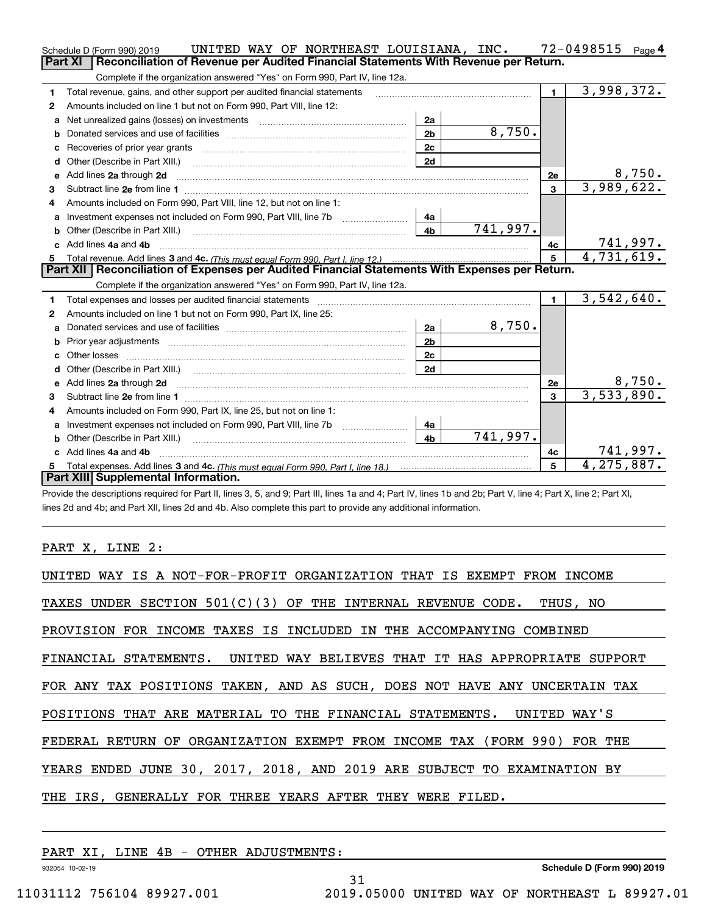Schedule D (Form 990) 2019 UNITED WAY OF NORTHEAST LOUISIANA, INC. 72-0498515 Page 4

**Part XI | Reconciliation of Revenue per Audited Financial Statements With Revenue per Return.**

Complete if the organization answered "Yes" on Form 990, Part IV, line 12a.

| | | | | | |
|---|---|---|---|---|---|
| 1 | Total revenue, gains, and other support per audited financial statements | | | 1 | 3,998,372. |
| 2 | Amounts included on line 1 but not on Form 990, Part VIII, line 12: | | | | |
| a | Net unrealized gains (losses) on investments | 2a | | | |
| b | Donated services and use of facilities | 2b | 8,750. | | |
| c | Recoveries of prior year grants | 2c | | | |
| d | Other (Describe in Part XIII.) | 2d | | | |
| e | Add lines 2a through 2d | | | 2e | 8,750. |
| 3 | Subtract line 2e from line 1 | | | 3 | 3,989,622. |
| 4 | Amounts included on Form 990, Part VIII, line 12, but not on line 1: | | | | |
| a | Investment expenses not included on Form 990, Part VIII, line 7b | 4a | | | |
| b | Other (Describe in Part XIII.) | 4b | 741,997. | | |
| c | Add lines 4a and 4b | | | 4c | 741,997. |
| 5 | Total revenue. Add lines 3 and 4c. *(This must equal Form 990, Part I, line 12.)* | | | 5 | 4,731,619. |

**Part XII | Reconciliation of Expenses per Audited Financial Statements With Expenses per Return.**

Complete if the organization answered "Yes" on Form 990, Part IV, line 12a.

| | | | | | |
|---|---|---|---|---|---|
| 1 | Total expenses and losses per audited financial statements | | | 1 | 3,542,640. |
| 2 | Amounts included on line 1 but not on Form 990, Part IX, line 25: | | | | |
| a | Donated services and use of facilities | 2a | 8,750. | | |
| b | Prior year adjustments | 2b | | | |
| c | Other losses | 2c | | | |
| d | Other (Describe in Part XIII.) | 2d | | | |
| e | Add lines 2a through 2d | | | 2e | 8,750. |
| 3 | Subtract line 2e from line 1 | | | 3 | 3,533,890. |
| 4 | Amounts included on Form 990, Part IX, line 25, but not on line 1: | | | | |
| a | Investment expenses not included on Form 990, Part VIII, line 7b | 4a | | | |
| b | Other (Describe in Part XIII.) | 4b | 741,997. | | |
| c | Add lines 4a and 4b | | | 4c | 741,997. |
| 5 | Total expenses. Add lines 3 and 4c. *(This must equal Form 990, Part I, line 18.)* | | | 5 | 4,275,887. |

**Part XIII | Supplemental Information.**

Provide the descriptions required for Part II, lines 3, 5, and 9; Part III, lines 1a and 4; Part IV, lines 1b and 2b; Part V, line 4; Part X, line 2; Part XI, lines 2d and 4b; and Part XII, lines 2d and 4b. Also complete this part to provide any additional information.

PART X, LINE 2:

UNITED WAY IS A NOT-FOR-PROFIT ORGANIZATION THAT IS EXEMPT FROM INCOME TAXES UNDER SECTION 501(C)(3) OF THE INTERNAL REVENUE CODE. THUS, NO PROVISION FOR INCOME TAXES IS INCLUDED IN THE ACCOMPANYING COMBINED FINANCIAL STATEMENTS. UNITED WAY BELIEVES THAT IT HAS APPROPRIATE SUPPORT FOR ANY TAX POSITIONS TAKEN, AND AS SUCH, DOES NOT HAVE ANY UNCERTAIN TAX POSITIONS THAT ARE MATERIAL TO THE FINANCIAL STATEMENTS. UNITED WAY'S FEDERAL RETURN OF ORGANIZATION EXEMPT FROM INCOME TAX (FORM 990) FOR THE YEARS ENDED JUNE 30, 2017, 2018, AND 2019 ARE SUBJECT TO EXAMINATION BY THE IRS, GENERALLY FOR THREE YEARS AFTER THEY WERE FILED.

PART XI, LINE 4B - OTHER ADJUSTMENTS: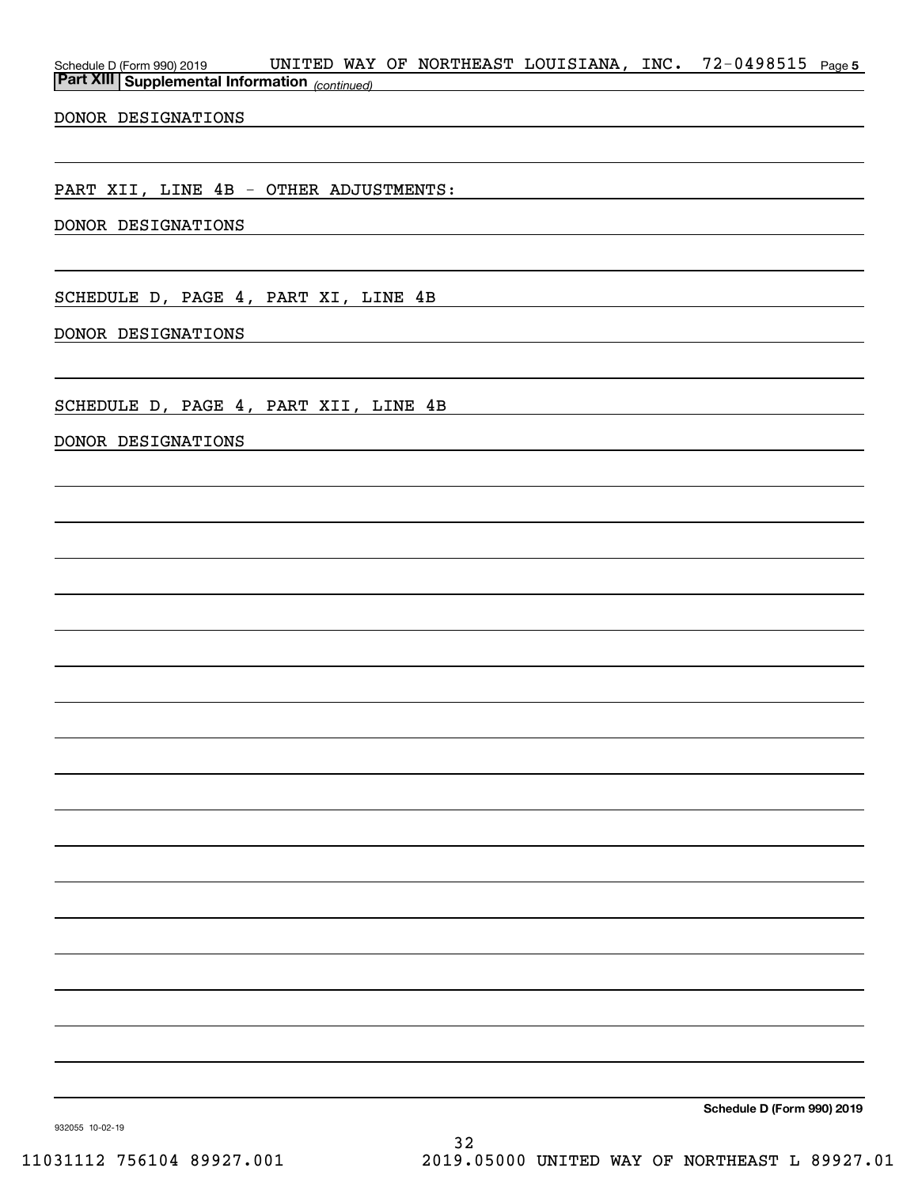## Part XIII Supplemental Information *(continued)*

DONOR DESIGNATIONS

PART XII, LINE 4B - OTHER ADJUSTMENTS:

DONOR DESIGNATIONS

SCHEDULE D, PAGE 4, PART XI, LINE 4B

DONOR DESIGNATIONS

SCHEDULE D, PAGE 4, PART XII, LINE 4B

DONOR DESIGNATIONS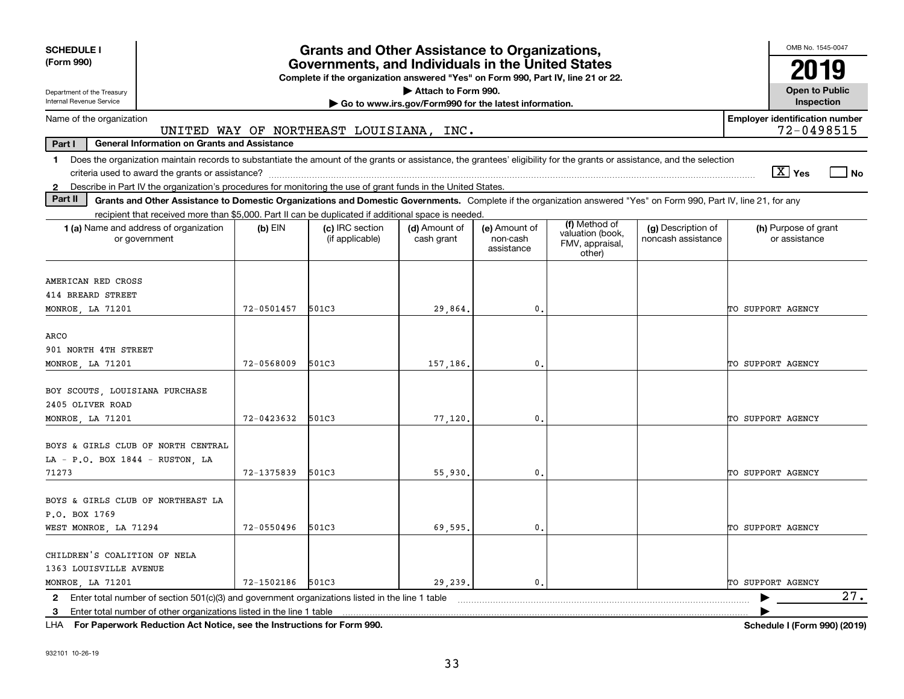**SCHEDULE I (Form 990)**

Department of the Treasury
Internal Revenue Service

# Grants and Other Assistance to Organizations, Governments, and Individuals in the United States

**Complete if the organization answered "Yes" on Form 990, Part IV, line 21 or 22.**

**▶ Attach to Form 990.**

**▶ Go to www.irs.gov/Form990 for the latest information.**

OMB No. 1545-0047

**2019**

**Open to Public Inspection**

Name of the organization: UNITED WAY OF NORTHEAST LOUISIANA, INC.

**Employer identification number** 72-0498515

**Part I — General Information on Grants and Assistance**

1 Does the organization maintain records to substantiate the amount of the grants or assistance, the grantees' eligibility for the grants or assistance, and the selection criteria used to award the grants or assistance? [X] Yes [ ] No

2 Describe in Part IV the organization's procedures for monitoring the use of grant funds in the United States.

**Part II — Grants and Other Assistance to Domestic Organizations and Domestic Governments.** Complete if the organization answered "Yes" on Form 990, Part IV, line 21, for any recipient that received more than $5,000. Part II can be duplicated if additional space is needed.

| 1 (a) Name and address of organization or government | (b) EIN | (c) IRC section (if applicable) | (d) Amount of cash grant | (e) Amount of non-cash assistance | (f) Method of valuation (book, FMV, appraisal, other) | (g) Description of noncash assistance | (h) Purpose of grant or assistance |
|---|---|---|---|---|---|---|---|
| AMERICAN RED CROSS<br>414 BREARD STREET<br>MONROE, LA 71201 | 72-0501457 | 501C3 | 29,864. | 0. | | | TO SUPPORT AGENCY |
| ARCO<br>901 NORTH 4TH STREET<br>MONROE, LA 71201 | 72-0568009 | 501C3 | 157,186. | 0. | | | TO SUPPORT AGENCY |
| BOY SCOUTS, LOUISIANA PURCHASE<br>2405 OLIVER ROAD<br>MONROE, LA 71201 | 72-0423632 | 501C3 | 77,120. | 0. | | | TO SUPPORT AGENCY |
| BOYS & GIRLS CLUB OF NORTH CENTRAL LA - P.O. BOX 1844 - RUSTON, LA 71273 | 72-1375839 | 501C3 | 55,930. | 0. | | | TO SUPPORT AGENCY |
| BOYS & GIRLS CLUB OF NORTHEAST LA<br>P.O. BOX 1769<br>WEST MONROE, LA 71294 | 72-0550496 | 501C3 | 69,595. | 0. | | | TO SUPPORT AGENCY |
| CHILDREN'S COALITION OF NELA<br>1363 LOUISVILLE AVENUE<br>MONROE, LA 71201 | 72-1502186 | 501C3 | 29,239. | 0. | | | TO SUPPORT AGENCY |

2 Enter total number of section 501(c)(3) and government organizations listed in the line 1 table ▶ 27.

3 Enter total number of other organizations listed in the line 1 table ▶

LHA **For Paperwork Reduction Act Notice, see the Instructions for Form 990.** **Schedule I (Form 990) (2019)**

932101 10-26-19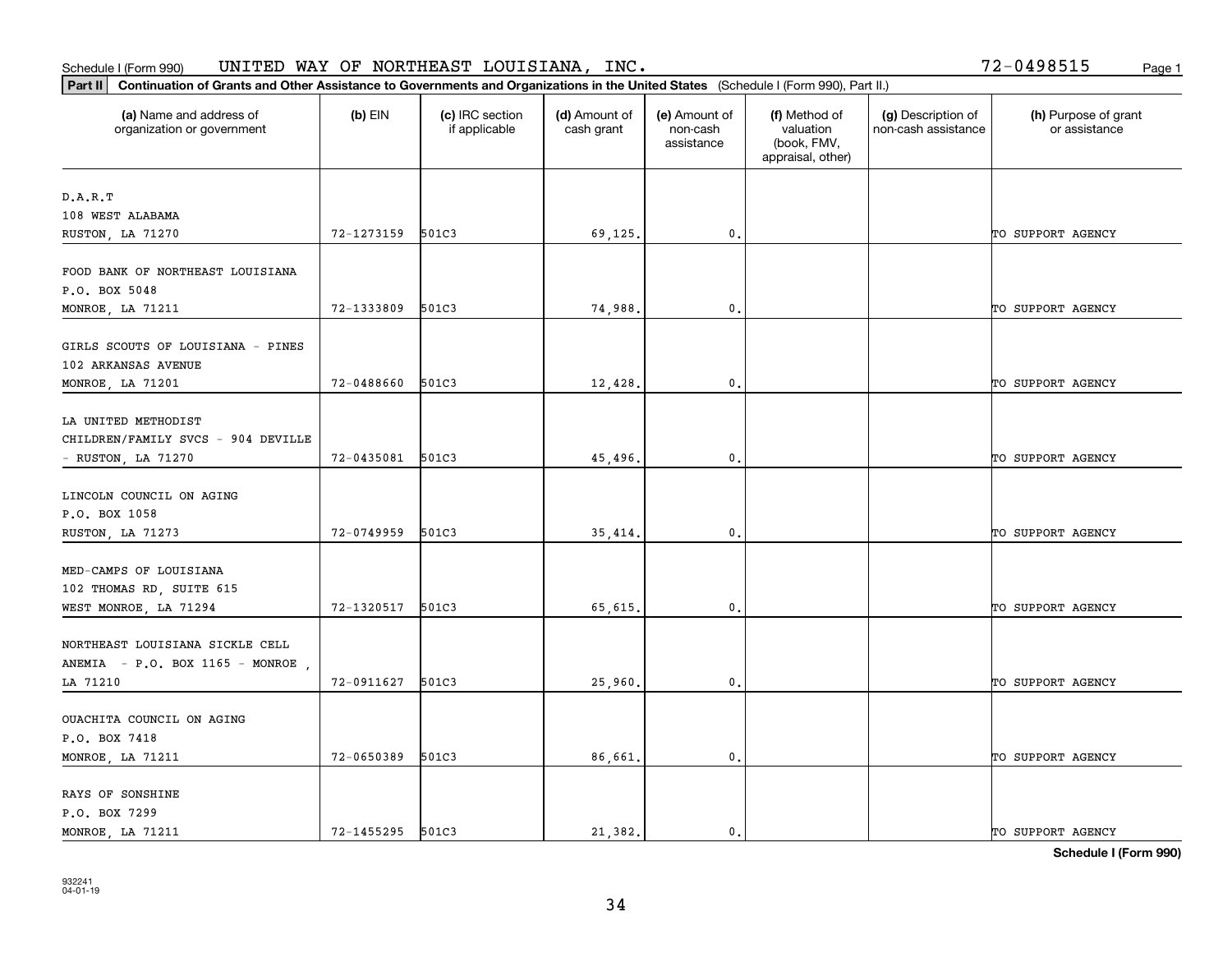Schedule I (Form 990) UNITED WAY OF NORTHEAST LOUISIANA, INC. 72-0498515

**Part II Continuation of Grants and Other Assistance to Governments and Organizations in the United States** (Schedule I (Form 990), Part II.)

| (a) Name and address of organization or government | (b) EIN | (c) IRC section if applicable | (d) Amount of cash grant | (e) Amount of non-cash assistance | (f) Method of valuation (book, FMV, appraisal, other) | (g) Description of non-cash assistance | (h) Purpose of grant or assistance |
|---|---|---|---|---|---|---|---|
| D.A.R.T<br>108 WEST ALABAMA<br>RUSTON, LA 71270 | 72-1273159 | 501C3 | 69,125. | 0. | | | TO SUPPORT AGENCY |
| FOOD BANK OF NORTHEAST LOUISIANA<br>P.O. BOX 5048<br>MONROE, LA 71211 | 72-1333809 | 501C3 | 74,988. | 0. | | | TO SUPPORT AGENCY |
| GIRLS SCOUTS OF LOUISIANA - PINES<br>102 ARKANSAS AVENUE<br>MONROE, LA 71201 | 72-0488660 | 501C3 | 12,428. | 0. | | | TO SUPPORT AGENCY |
| LA UNITED METHODIST<br>CHILDREN/FAMILY SVCS - 904 DEVILLE<br>- RUSTON, LA 71270 | 72-0435081 | 501C3 | 45,496. | 0. | | | TO SUPPORT AGENCY |
| LINCOLN COUNCIL ON AGING<br>P.O. BOX 1058<br>RUSTON, LA 71273 | 72-0749959 | 501C3 | 35,414. | 0. | | | TO SUPPORT AGENCY |
| MED-CAMPS OF LOUISIANA<br>102 THOMAS RD, SUITE 615<br>WEST MONROE, LA 71294 | 72-1320517 | 501C3 | 65,615. | 0. | | | TO SUPPORT AGENCY |
| NORTHEAST LOUISIANA SICKLE CELL<br>ANEMIA - P.O. BOX 1165 - MONROE ,<br>LA 71210 | 72-0911627 | 501C3 | 25,960. | 0. | | | TO SUPPORT AGENCY |
| OUACHITA COUNCIL ON AGING<br>P.O. BOX 7418<br>MONROE, LA 71211 | 72-0650389 | 501C3 | 86,661. | 0. | | | TO SUPPORT AGENCY |
| RAYS OF SONSHINE<br>P.O. BOX 7299<br>MONROE, LA 71211 | 72-1455295 | 501C3 | 21,382. | 0. | | | TO SUPPORT AGENCY |

**Schedule I (Form 990)**

932241
04-01-19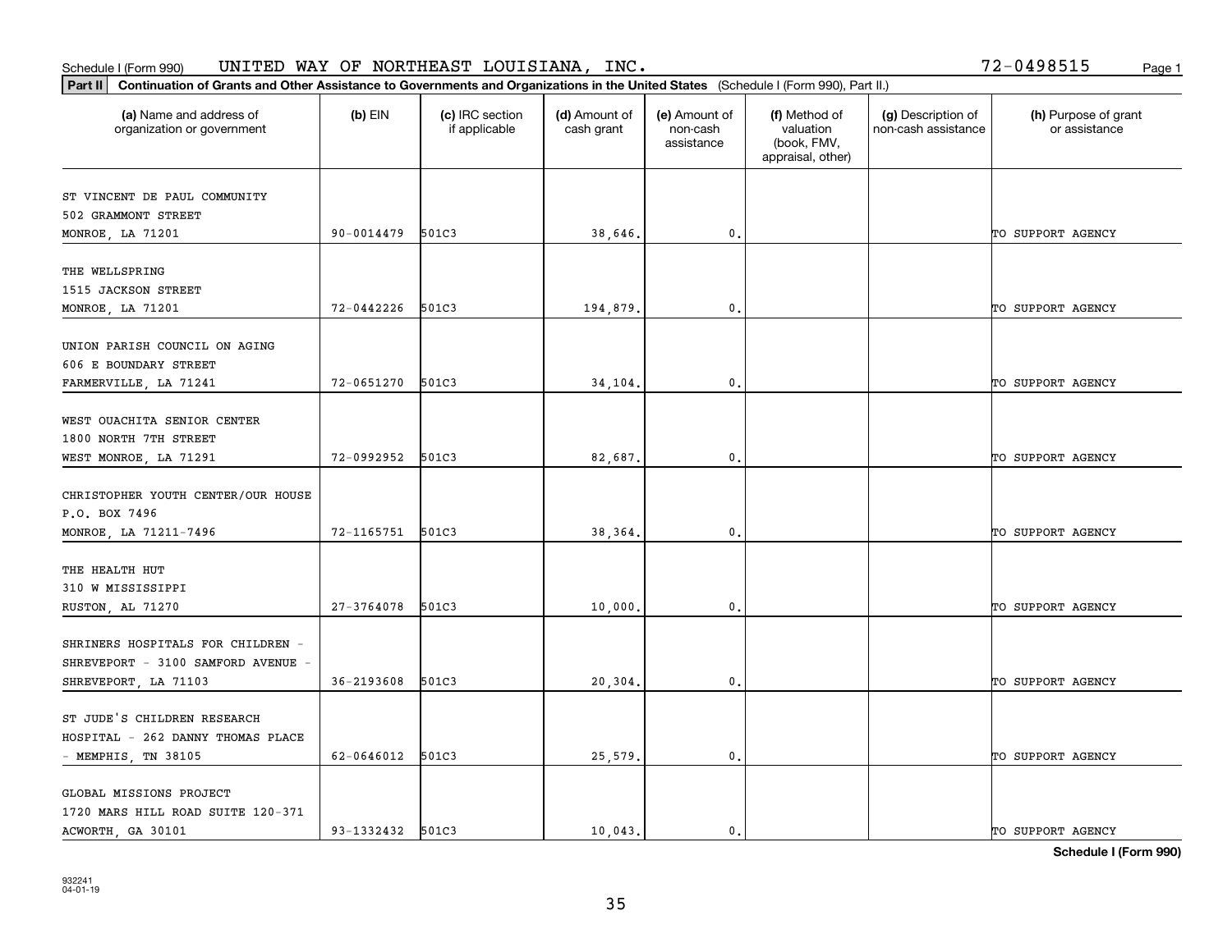Schedule I (Form 990) UNITED WAY OF NORTHEAST LOUISIANA, INC. 72-0498515

**Part II** **Continuation of Grants and Other Assistance to Governments and Organizations in the United States** (Schedule I (Form 990), Part II.)

| (a) Name and address of organization or government | (b) EIN | (c) IRC section if applicable | (d) Amount of cash grant | (e) Amount of non-cash assistance | (f) Method of valuation (book, FMV, appraisal, other) | (g) Description of non-cash assistance | (h) Purpose of grant or assistance |
|---|---|---|---|---|---|---|---|
| ST VINCENT DE PAUL COMMUNITY 502 GRAMMONT STREET MONROE, LA 71201 | 90-0014479 | 501C3 | 38,646. | 0. | | | TO SUPPORT AGENCY |
| THE WELLSPRING 1515 JACKSON STREET MONROE, LA 71201 | 72-0442226 | 501C3 | 194,879. | 0. | | | TO SUPPORT AGENCY |
| UNION PARISH COUNCIL ON AGING 606 E BOUNDARY STREET FARMERVILLE, LA 71241 | 72-0651270 | 501C3 | 34,104. | 0. | | | TO SUPPORT AGENCY |
| WEST OUACHITA SENIOR CENTER 1800 NORTH 7TH STREET WEST MONROE, LA 71291 | 72-0992952 | 501C3 | 82,687. | 0. | | | TO SUPPORT AGENCY |
| CHRISTOPHER YOUTH CENTER/OUR HOUSE P.O. BOX 7496 MONROE, LA 71211-7496 | 72-1165751 | 501C3 | 38,364. | 0. | | | TO SUPPORT AGENCY |
| THE HEALTH HUT 310 W MISSISSIPPI RUSTON, AL 71270 | 27-3764078 | 501C3 | 10,000. | 0. | | | TO SUPPORT AGENCY |
| SHRINERS HOSPITALS FOR CHILDREN - SHREVEPORT - 3100 SAMFORD AVENUE - SHREVEPORT, LA 71103 | 36-2193608 | 501C3 | 20,304. | 0. | | | TO SUPPORT AGENCY |
| ST JUDE'S CHILDREN RESEARCH HOSPITAL - 262 DANNY THOMAS PLACE - MEMPHIS, TN 38105 | 62-0646012 | 501C3 | 25,579. | 0. | | | TO SUPPORT AGENCY |
| GLOBAL MISSIONS PROJECT 1720 MARS HILL ROAD SUITE 120-371 ACWORTH, GA 30101 | 93-1332432 | 501C3 | 10,043. | 0. | | | TO SUPPORT AGENCY |

932241 04-01-19

**Schedule I (Form 990)**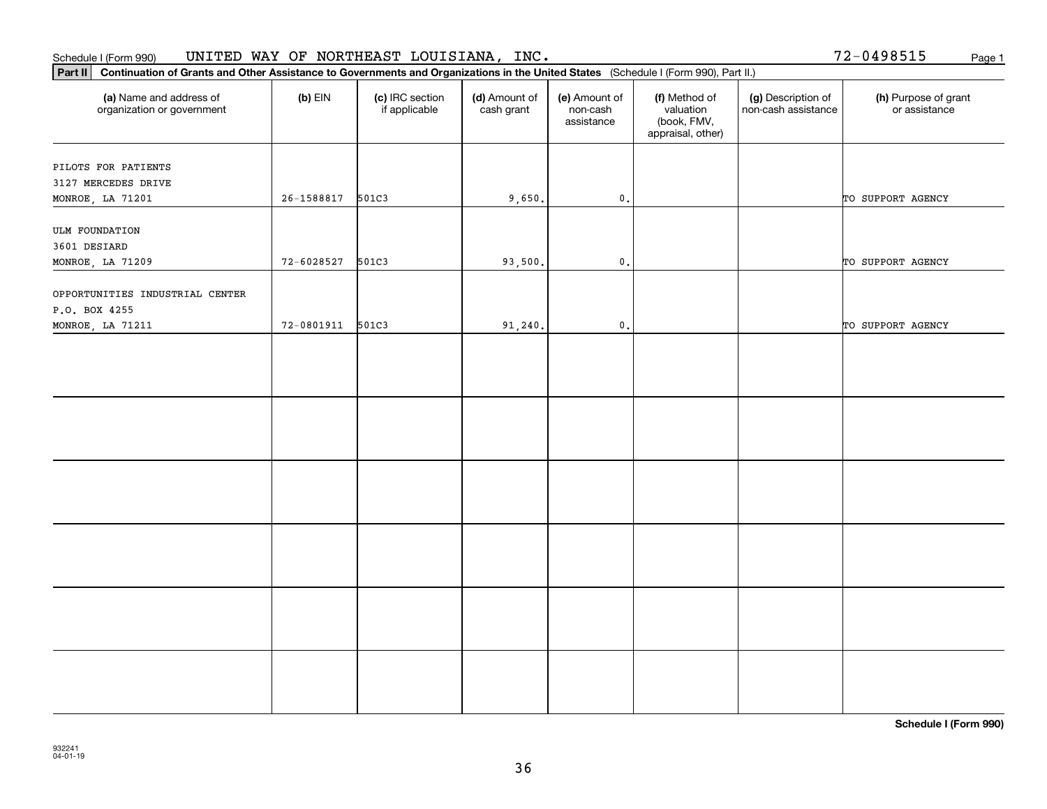Schedule I (Form 990) UNITED WAY OF NORTHEAST LOUISIANA, INC. 72-0498515 Page 1

**Part II Continuation of Grants and Other Assistance to Governments and Organizations in the United States** (Schedule I (Form 990), Part II.)

| (a) Name and address of organization or government | (b) EIN | (c) IRC section if applicable | (d) Amount of cash grant | (e) Amount of non-cash assistance | (f) Method of valuation (book, FMV, appraisal, other) | (g) Description of non-cash assistance | (h) Purpose of grant or assistance |
|---|---|---|---|---|---|---|---|
| PILOTS FOR PATIENTS<br>3127 MERCEDES DRIVE<br>MONROE, LA 71201 | 26-1588817 | 501C3 | 9,650. | 0. | | | TO SUPPORT AGENCY |
| ULM FOUNDATION<br>3601 DESIARD<br>MONROE, LA 71209 | 72-6028527 | 501C3 | 93,500. | 0. | | | TO SUPPORT AGENCY |
| OPPORTUNITIES INDUSTRIAL CENTER<br>P.O. BOX 4255<br>MONROE, LA 71211 | 72-0801911 | 501C3 | 91,240. | 0. | | | TO SUPPORT AGENCY |
| | | | | | | | |
| | | | | | | | |
| | | | | | | | |
| | | | | | | | |
| | | | | | | | |
| | | | | | | | |

**Schedule I (Form 990)**

932241
04-01-19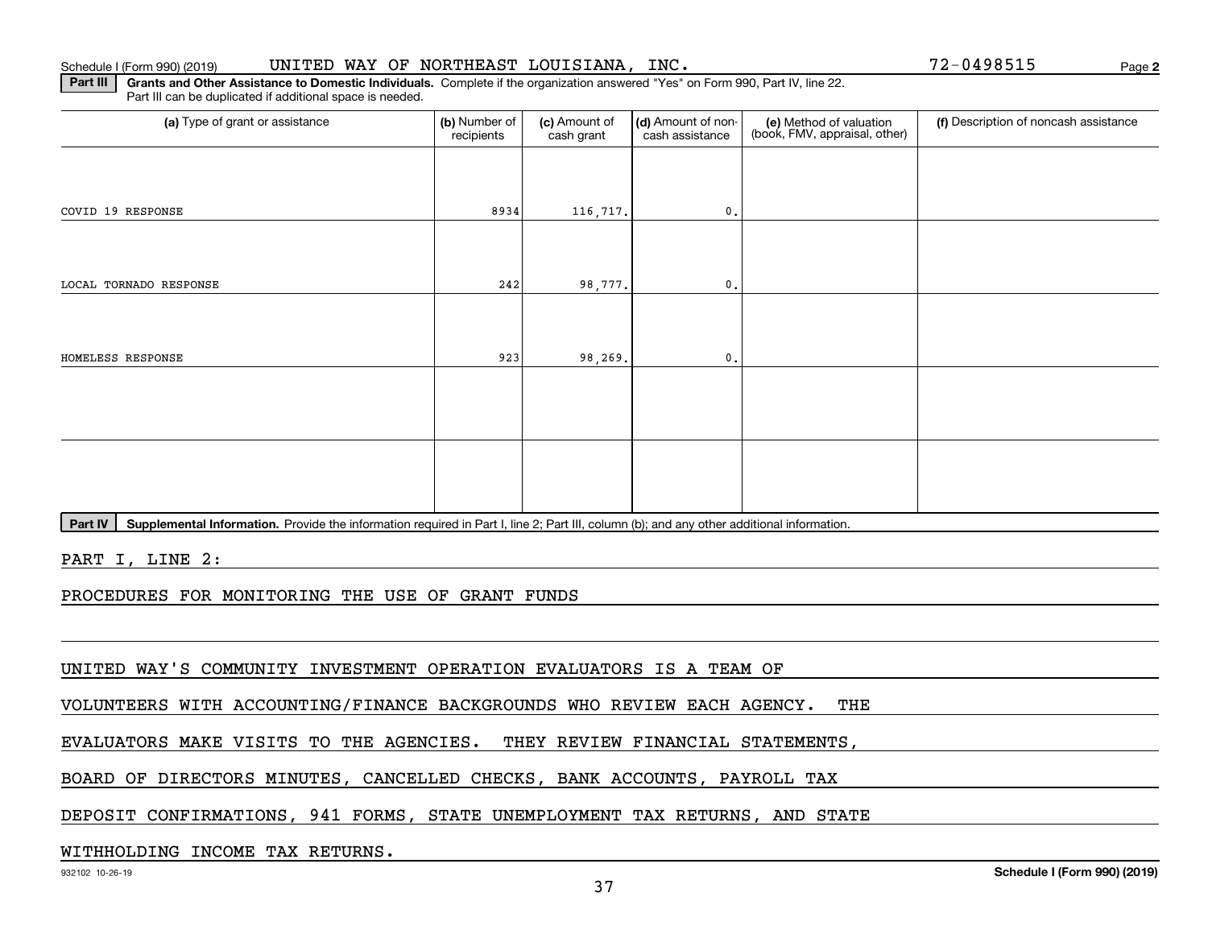Schedule I (Form 990) (2019) UNITED WAY OF NORTHEAST LOUISIANA, INC. 72-0498515 Page 2

**Part III** **Grants and Other Assistance to Domestic Individuals.** Complete if the organization answered "Yes" on Form 990, Part IV, line 22. Part III can be duplicated if additional space is needed.

| (a) Type of grant or assistance | (b) Number of recipients | (c) Amount of cash grant | (d) Amount of non-cash assistance | (e) Method of valuation (book, FMV, appraisal, other) | (f) Description of noncash assistance |
|---|---|---|---|---|---|
| COVID 19 RESPONSE | 8934 | 116,717. | 0. | | |
| LOCAL TORNADO RESPONSE | 242 | 98,777. | 0. | | |
| HOMELESS RESPONSE | 923 | 98,269. | 0. | | |
| | | | | | |
| | | | | | |

**Part IV** **Supplemental Information.** Provide the information required in Part I, line 2; Part III, column (b); and any other additional information.

PART I, LINE 2:

PROCEDURES FOR MONITORING THE USE OF GRANT FUNDS

UNITED WAY'S COMMUNITY INVESTMENT OPERATION EVALUATORS IS A TEAM OF VOLUNTEERS WITH ACCOUNTING/FINANCE BACKGROUNDS WHO REVIEW EACH AGENCY. THE EVALUATORS MAKE VISITS TO THE AGENCIES. THEY REVIEW FINANCIAL STATEMENTS, BOARD OF DIRECTORS MINUTES, CANCELLED CHECKS, BANK ACCOUNTS, PAYROLL TAX DEPOSIT CONFIRMATIONS, 941 FORMS, STATE UNEMPLOYMENT TAX RETURNS, AND STATE WITHHOLDING INCOME TAX RETURNS.

932102 10-26-19 **Schedule I (Form 990) (2019)**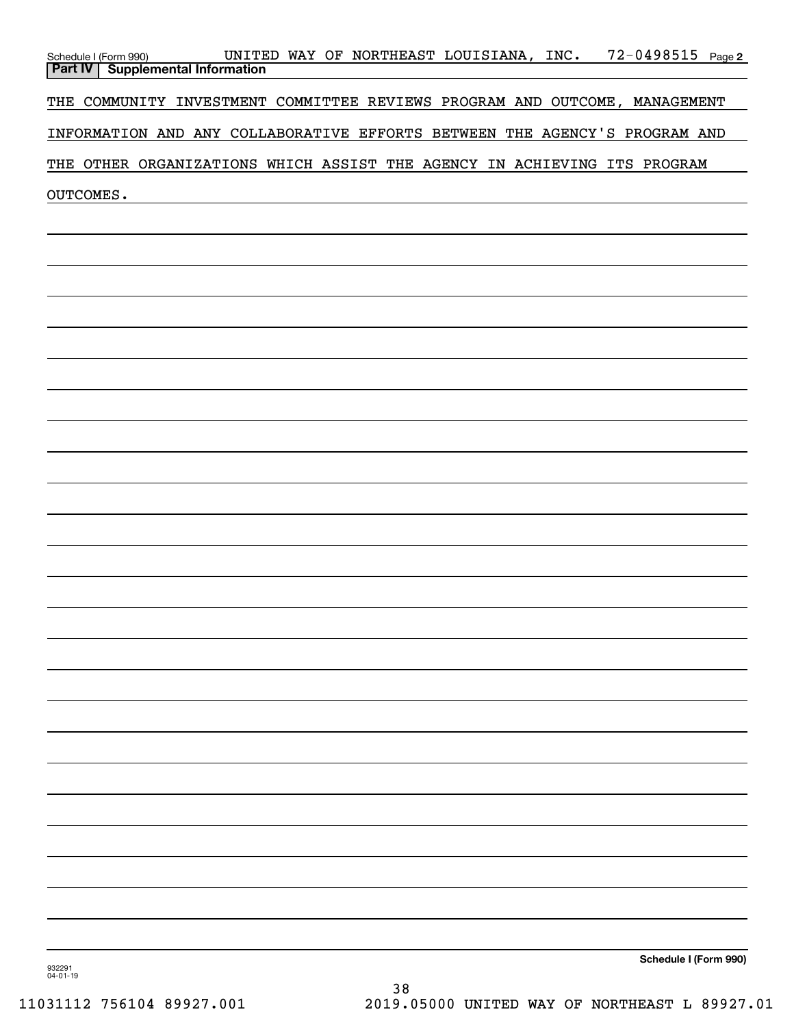Schedule I (Form 990) UNITED WAY OF NORTHEAST LOUISIANA, INC. 72-0498515 Page 2

**Part IV | Supplemental Information**

THE COMMUNITY INVESTMENT COMMITTEE REVIEWS PROGRAM AND OUTCOME, MANAGEMENT INFORMATION AND ANY COLLABORATIVE EFFORTS BETWEEN THE AGENCY'S PROGRAM AND THE OTHER ORGANIZATIONS WHICH ASSIST THE AGENCY IN ACHIEVING ITS PROGRAM OUTCOMES.

Schedule I (Form 990)

932291 04-01-19

11031112 756104 89927.001 2019.05000 UNITED WAY OF NORTHEAST L 89927.01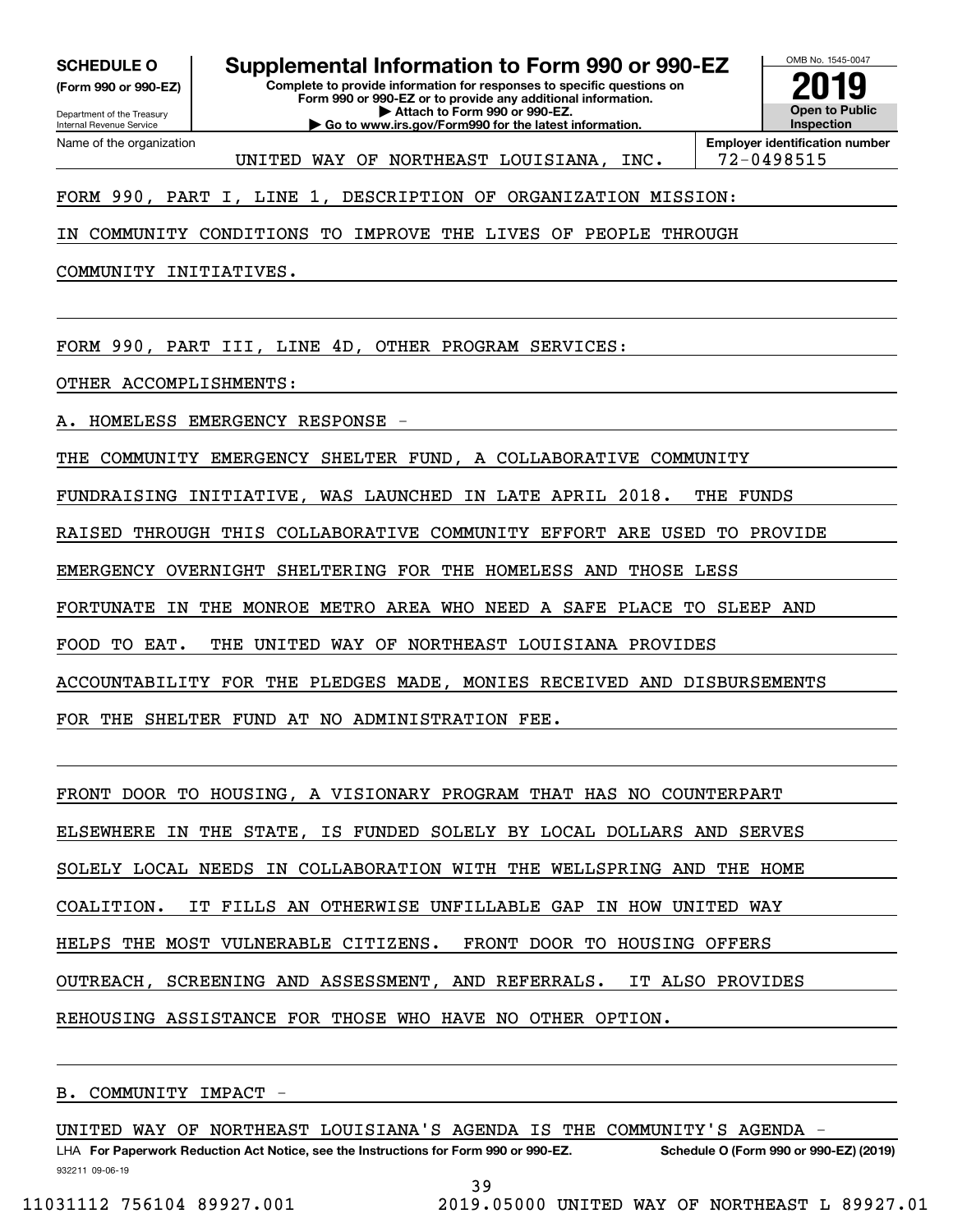**SCHEDULE O**
**(Form 990 or 990-EZ)**

Department of the Treasury
Internal Revenue Service

# Supplemental Information to Form 990 or 990-EZ

**Complete to provide information for responses to specific questions on Form 990 or 990-EZ or to provide any additional information.**
**▶ Attach to Form 990 or 990-EZ.**
**▶ Go to www.irs.gov/Form990 for the latest information.**

OMB No. 1545-0047

**2019**

**Open to Public Inspection**

Name of the organization: UNITED WAY OF NORTHEAST LOUISIANA, INC.

**Employer identification number**: 72-0498515

FORM 990, PART I, LINE 1, DESCRIPTION OF ORGANIZATION MISSION:

IN COMMUNITY CONDITIONS TO IMPROVE THE LIVES OF PEOPLE THROUGH COMMUNITY INITIATIVES.

FORM 990, PART III, LINE 4D, OTHER PROGRAM SERVICES:

OTHER ACCOMPLISHMENTS:

A. HOMELESS EMERGENCY RESPONSE -

THE COMMUNITY EMERGENCY SHELTER FUND, A COLLABORATIVE COMMUNITY FUNDRAISING INITIATIVE, WAS LAUNCHED IN LATE APRIL 2018. THE FUNDS RAISED THROUGH THIS COLLABORATIVE COMMUNITY EFFORT ARE USED TO PROVIDE EMERGENCY OVERNIGHT SHELTERING FOR THE HOMELESS AND THOSE LESS FORTUNATE IN THE MONROE METRO AREA WHO NEED A SAFE PLACE TO SLEEP AND FOOD TO EAT. THE UNITED WAY OF NORTHEAST LOUISIANA PROVIDES ACCOUNTABILITY FOR THE PLEDGES MADE, MONIES RECEIVED AND DISBURSEMENTS FOR THE SHELTER FUND AT NO ADMINISTRATION FEE.

FRONT DOOR TO HOUSING, A VISIONARY PROGRAM THAT HAS NO COUNTERPART ELSEWHERE IN THE STATE, IS FUNDED SOLELY BY LOCAL DOLLARS AND SERVES SOLELY LOCAL NEEDS IN COLLABORATION WITH THE WELLSPRING AND THE HOME COALITION. IT FILLS AN OTHERWISE UNFILLABLE GAP IN HOW UNITED WAY HELPS THE MOST VULNERABLE CITIZENS. FRONT DOOR TO HOUSING OFFERS OUTREACH, SCREENING AND ASSESSMENT, AND REFERRALS. IT ALSO PROVIDES REHOUSING ASSISTANCE FOR THOSE WHO HAVE NO OTHER OPTION.

B. COMMUNITY IMPACT -

UNITED WAY OF NORTHEAST LOUISIANA'S AGENDA IS THE COMMUNITY'S AGENDA -

LHA **For Paperwork Reduction Act Notice, see the Instructions for Form 990 or 990-EZ.** **Schedule O (Form 990 or 990-EZ) (2019)**

932211 09-06-19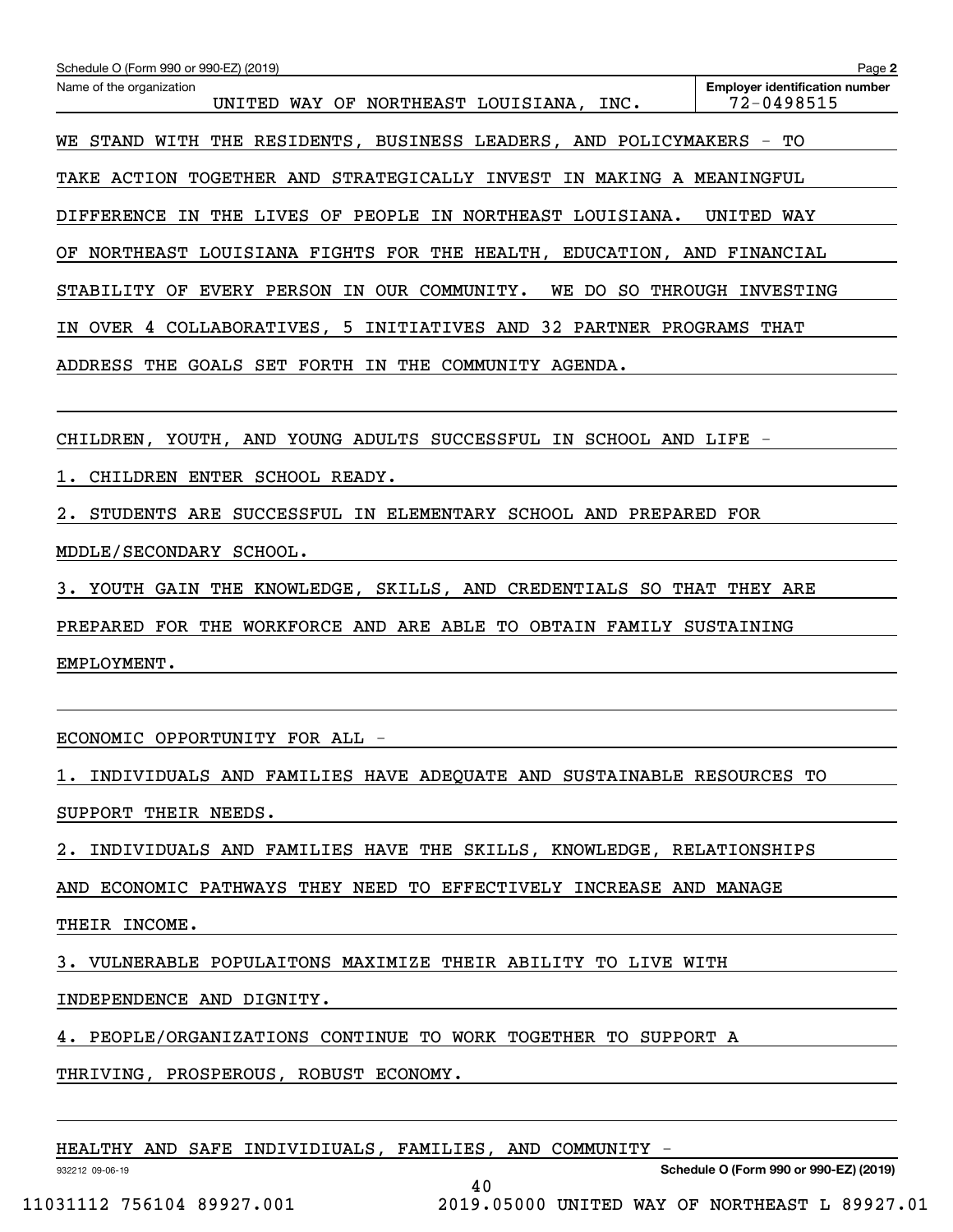Schedule O (Form 990 or 990-EZ) (2019)

Name of the organization: UNITED WAY OF NORTHEAST LOUISIANA, INC.

Employer identification number: 72-0498515

WE STAND WITH THE RESIDENTS, BUSINESS LEADERS, AND POLICYMAKERS - TO TAKE ACTION TOGETHER AND STRATEGICALLY INVEST IN MAKING A MEANINGFUL DIFFERENCE IN THE LIVES OF PEOPLE IN NORTHEAST LOUISIANA. UNITED WAY OF NORTHEAST LOUISIANA FIGHTS FOR THE HEALTH, EDUCATION, AND FINANCIAL STABILITY OF EVERY PERSON IN OUR COMMUNITY. WE DO SO THROUGH INVESTING IN OVER 4 COLLABORATIVES, 5 INITIATIVES AND 32 PARTNER PROGRAMS THAT ADDRESS THE GOALS SET FORTH IN THE COMMUNITY AGENDA.

CHILDREN, YOUTH, AND YOUNG ADULTS SUCCESSFUL IN SCHOOL AND LIFE -

1. CHILDREN ENTER SCHOOL READY.
2. STUDENTS ARE SUCCESSFUL IN ELEMENTARY SCHOOL AND PREPARED FOR MDDLE/SECONDARY SCHOOL.
3. YOUTH GAIN THE KNOWLEDGE, SKILLS, AND CREDENTIALS SO THAT THEY ARE PREPARED FOR THE WORKFORCE AND ARE ABLE TO OBTAIN FAMILY SUSTAINING EMPLOYMENT.

ECONOMIC OPPORTUNITY FOR ALL -

1. INDIVIDUALS AND FAMILIES HAVE ADEQUATE AND SUSTAINABLE RESOURCES TO SUPPORT THEIR NEEDS.
2. INDIVIDUALS AND FAMILIES HAVE THE SKILLS, KNOWLEDGE, RELATIONSHIPS AND ECONOMIC PATHWAYS THEY NEED TO EFFECTIVELY INCREASE AND MANAGE THEIR INCOME.
3. VULNERABLE POPULAITONS MAXIMIZE THEIR ABILITY TO LIVE WITH INDEPENDENCE AND DIGNITY.
4. PEOPLE/ORGANIZATIONS CONTINUE TO WORK TOGETHER TO SUPPORT A THRIVING, PROSPEROUS, ROBUST ECONOMY.

HEALTHY AND SAFE INDIVIDIUALS, FAMILIES, AND COMMUNITY -

932212 09-06-19

Schedule O (Form 990 or 990-EZ) (2019)

11031112 756104 89927.001 2019.05000 UNITED WAY OF NORTHEAST L 89927.01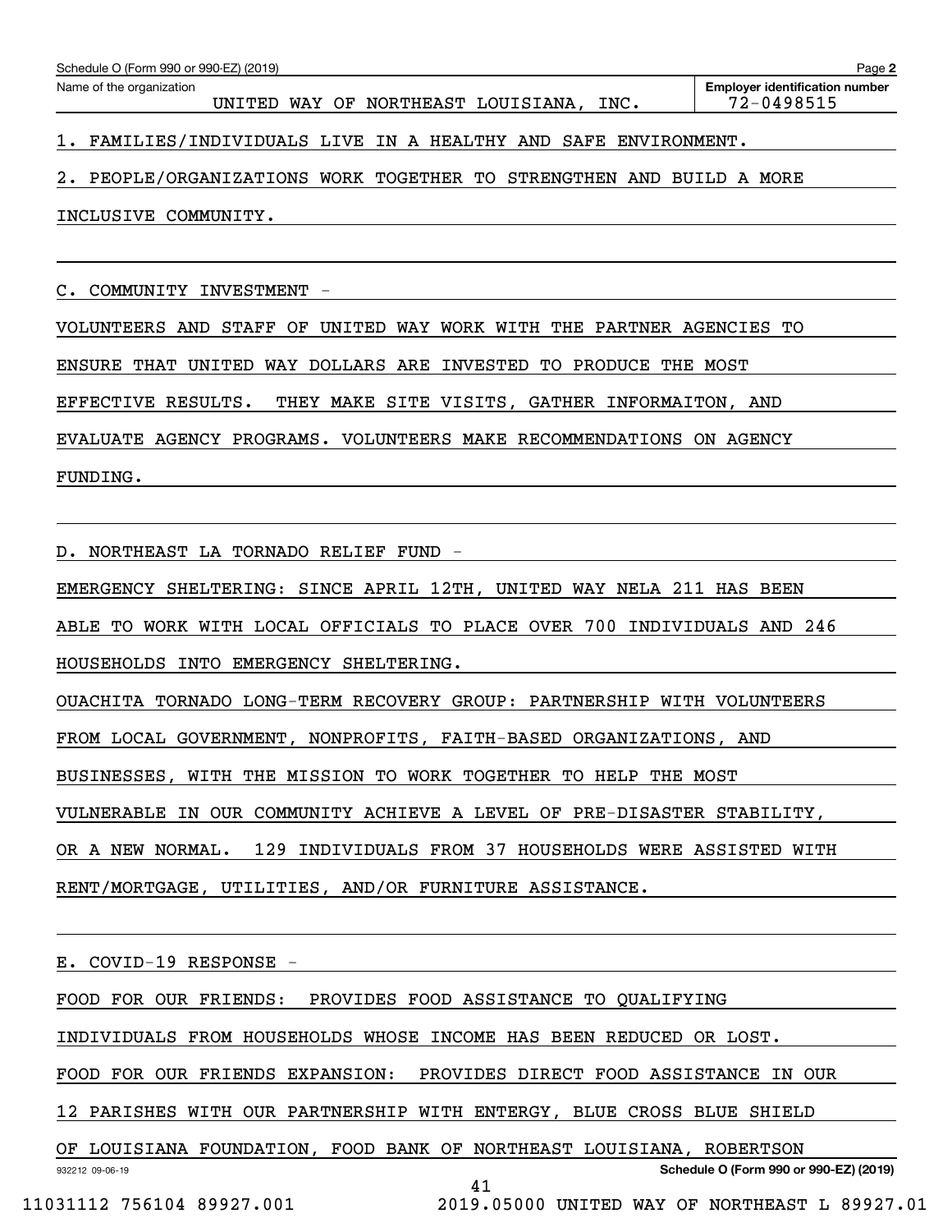Schedule O (Form 990 or 990-EZ) (2019)

Name of the organization: UNITED WAY OF NORTHEAST LOUISIANA, INC.

Employer identification number: 72-0498515

1. FAMILIES/INDIVIDUALS LIVE IN A HEALTHY AND SAFE ENVIRONMENT.

2. PEOPLE/ORGANIZATIONS WORK TOGETHER TO STRENGTHEN AND BUILD A MORE INCLUSIVE COMMUNITY.

C. COMMUNITY INVESTMENT -

VOLUNTEERS AND STAFF OF UNITED WAY WORK WITH THE PARTNER AGENCIES TO ENSURE THAT UNITED WAY DOLLARS ARE INVESTED TO PRODUCE THE MOST EFFECTIVE RESULTS. THEY MAKE SITE VISITS, GATHER INFORMAITON, AND EVALUATE AGENCY PROGRAMS. VOLUNTEERS MAKE RECOMMENDATIONS ON AGENCY FUNDING.

D. NORTHEAST LA TORNADO RELIEF FUND -

EMERGENCY SHELTERING: SINCE APRIL 12TH, UNITED WAY NELA 211 HAS BEEN ABLE TO WORK WITH LOCAL OFFICIALS TO PLACE OVER 700 INDIVIDUALS AND 246 HOUSEHOLDS INTO EMERGENCY SHELTERING.

OUACHITA TORNADO LONG-TERM RECOVERY GROUP: PARTNERSHIP WITH VOLUNTEERS FROM LOCAL GOVERNMENT, NONPROFITS, FAITH-BASED ORGANIZATIONS, AND BUSINESSES, WITH THE MISSION TO WORK TOGETHER TO HELP THE MOST VULNERABLE IN OUR COMMUNITY ACHIEVE A LEVEL OF PRE-DISASTER STABILITY, OR A NEW NORMAL. 129 INDIVIDUALS FROM 37 HOUSEHOLDS WERE ASSISTED WITH RENT/MORTGAGE, UTILITIES, AND/OR FURNITURE ASSISTANCE.

E. COVID-19 RESPONSE -

FOOD FOR OUR FRIENDS: PROVIDES FOOD ASSISTANCE TO QUALIFYING INDIVIDUALS FROM HOUSEHOLDS WHOSE INCOME HAS BEEN REDUCED OR LOST.

FOOD FOR OUR FRIENDS EXPANSION: PROVIDES DIRECT FOOD ASSISTANCE IN OUR 12 PARISHES WITH OUR PARTNERSHIP WITH ENTERGY, BLUE CROSS BLUE SHIELD OF LOUISIANA FOUNDATION, FOOD BANK OF NORTHEAST LOUISIANA, ROBERTSON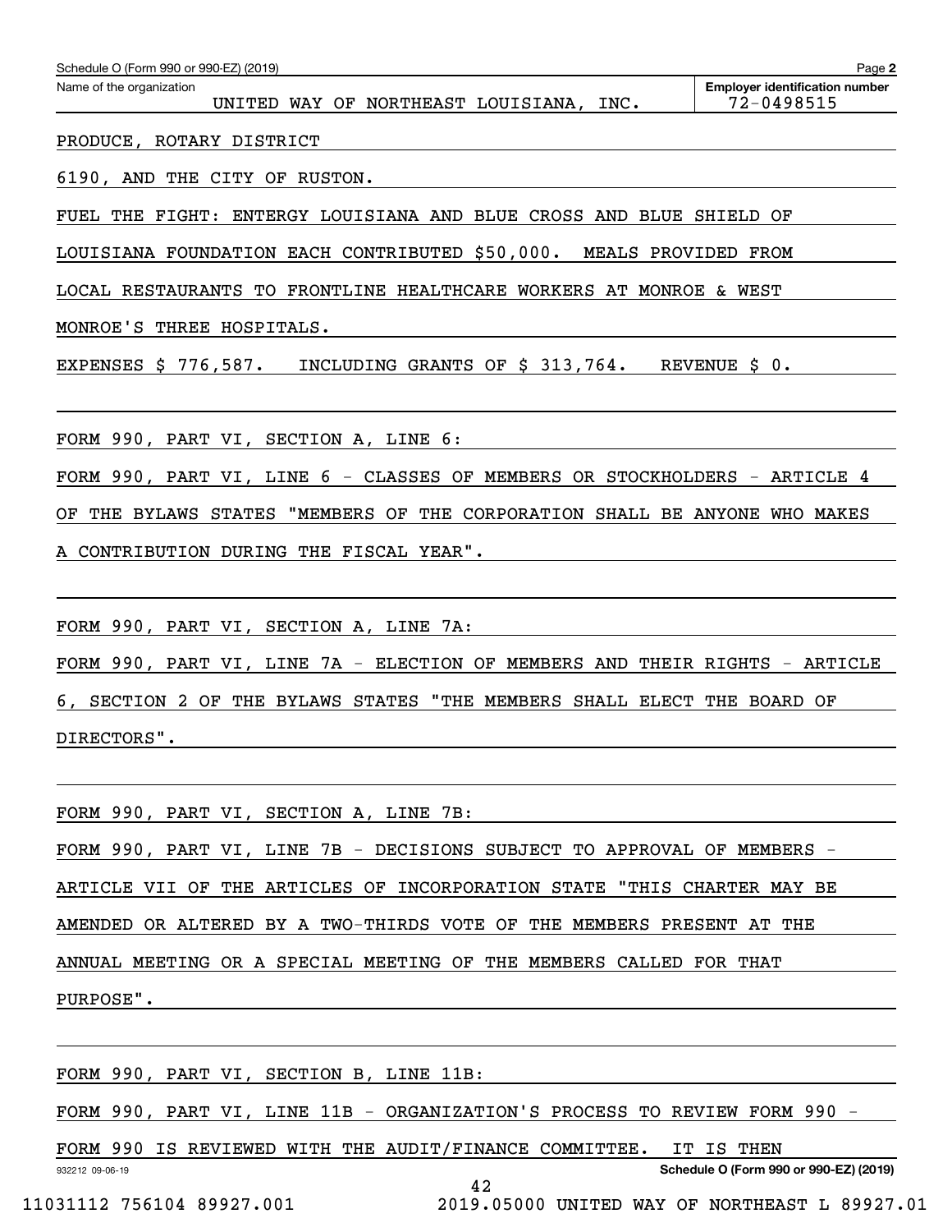Name of the organization: UNITED WAY OF NORTHEAST LOUISIANA, INC.

Employer identification number: 72-0498515

PRODUCE, ROTARY DISTRICT

6190, AND THE CITY OF RUSTON.

FUEL THE FIGHT: ENTERGY LOUISIANA AND BLUE CROSS AND BLUE SHIELD OF LOUISIANA FOUNDATION EACH CONTRIBUTED $50,000. MEALS PROVIDED FROM LOCAL RESTAURANTS TO FRONTLINE HEALTHCARE WORKERS AT MONROE & WEST MONROE'S THREE HOSPITALS.

EXPENSES $ 776,587. INCLUDING GRANTS OF $ 313,764. REVENUE $ 0.

FORM 990, PART VI, SECTION A, LINE 6:

FORM 990, PART VI, LINE 6 - CLASSES OF MEMBERS OR STOCKHOLDERS - ARTICLE 4 OF THE BYLAWS STATES "MEMBERS OF THE CORPORATION SHALL BE ANYONE WHO MAKES A CONTRIBUTION DURING THE FISCAL YEAR".

FORM 990, PART VI, SECTION A, LINE 7A:

FORM 990, PART VI, LINE 7A - ELECTION OF MEMBERS AND THEIR RIGHTS - ARTICLE 6, SECTION 2 OF THE BYLAWS STATES "THE MEMBERS SHALL ELECT THE BOARD OF DIRECTORS".

FORM 990, PART VI, SECTION A, LINE 7B:

FORM 990, PART VI, LINE 7B - DECISIONS SUBJECT TO APPROVAL OF MEMBERS - ARTICLE VII OF THE ARTICLES OF INCORPORATION STATE "THIS CHARTER MAY BE AMENDED OR ALTERED BY A TWO-THIRDS VOTE OF THE MEMBERS PRESENT AT THE ANNUAL MEETING OR A SPECIAL MEETING OF THE MEMBERS CALLED FOR THAT PURPOSE".

FORM 990, PART VI, SECTION B, LINE 11B:

FORM 990, PART VI, LINE 11B - ORGANIZATION'S PROCESS TO REVIEW FORM 990 - FORM 990 IS REVIEWED WITH THE AUDIT/FINANCE COMMITTEE. IT IS THEN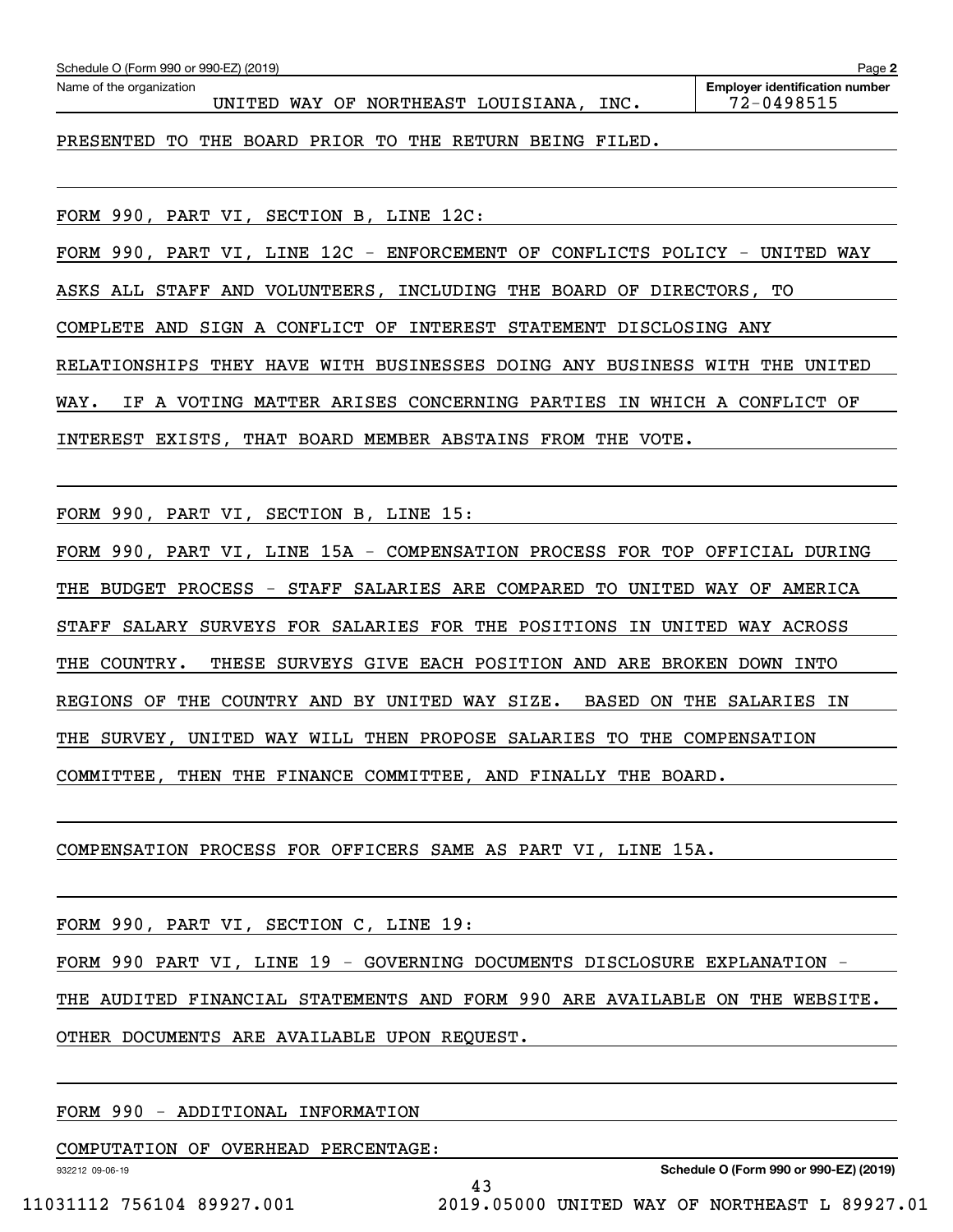Name of the organization: UNITED WAY OF NORTHEAST LOUISIANA, INC.

Employer identification number: 72-0498515

PRESENTED TO THE BOARD PRIOR TO THE RETURN BEING FILED.

FORM 990, PART VI, SECTION B, LINE 12C:

FORM 990, PART VI, LINE 12C - ENFORCEMENT OF CONFLICTS POLICY - UNITED WAY ASKS ALL STAFF AND VOLUNTEERS, INCLUDING THE BOARD OF DIRECTORS, TO COMPLETE AND SIGN A CONFLICT OF INTEREST STATEMENT DISCLOSING ANY RELATIONSHIPS THEY HAVE WITH BUSINESSES DOING ANY BUSINESS WITH THE UNITED WAY. IF A VOTING MATTER ARISES CONCERNING PARTIES IN WHICH A CONFLICT OF INTEREST EXISTS, THAT BOARD MEMBER ABSTAINS FROM THE VOTE.

FORM 990, PART VI, SECTION B, LINE 15:

FORM 990, PART VI, LINE 15A - COMPENSATION PROCESS FOR TOP OFFICIAL DURING THE BUDGET PROCESS - STAFF SALARIES ARE COMPARED TO UNITED WAY OF AMERICA STAFF SALARY SURVEYS FOR SALARIES FOR THE POSITIONS IN UNITED WAY ACROSS THE COUNTRY. THESE SURVEYS GIVE EACH POSITION AND ARE BROKEN DOWN INTO REGIONS OF THE COUNTRY AND BY UNITED WAY SIZE. BASED ON THE SALARIES IN THE SURVEY, UNITED WAY WILL THEN PROPOSE SALARIES TO THE COMPENSATION COMMITTEE, THEN THE FINANCE COMMITTEE, AND FINALLY THE BOARD.

COMPENSATION PROCESS FOR OFFICERS SAME AS PART VI, LINE 15A.

FORM 990, PART VI, SECTION C, LINE 19:

FORM 990 PART VI, LINE 19 - GOVERNING DOCUMENTS DISCLOSURE EXPLANATION - THE AUDITED FINANCIAL STATEMENTS AND FORM 990 ARE AVAILABLE ON THE WEBSITE. OTHER DOCUMENTS ARE AVAILABLE UPON REQUEST.

FORM 990 - ADDITIONAL INFORMATION

COMPUTATION OF OVERHEAD PERCENTAGE: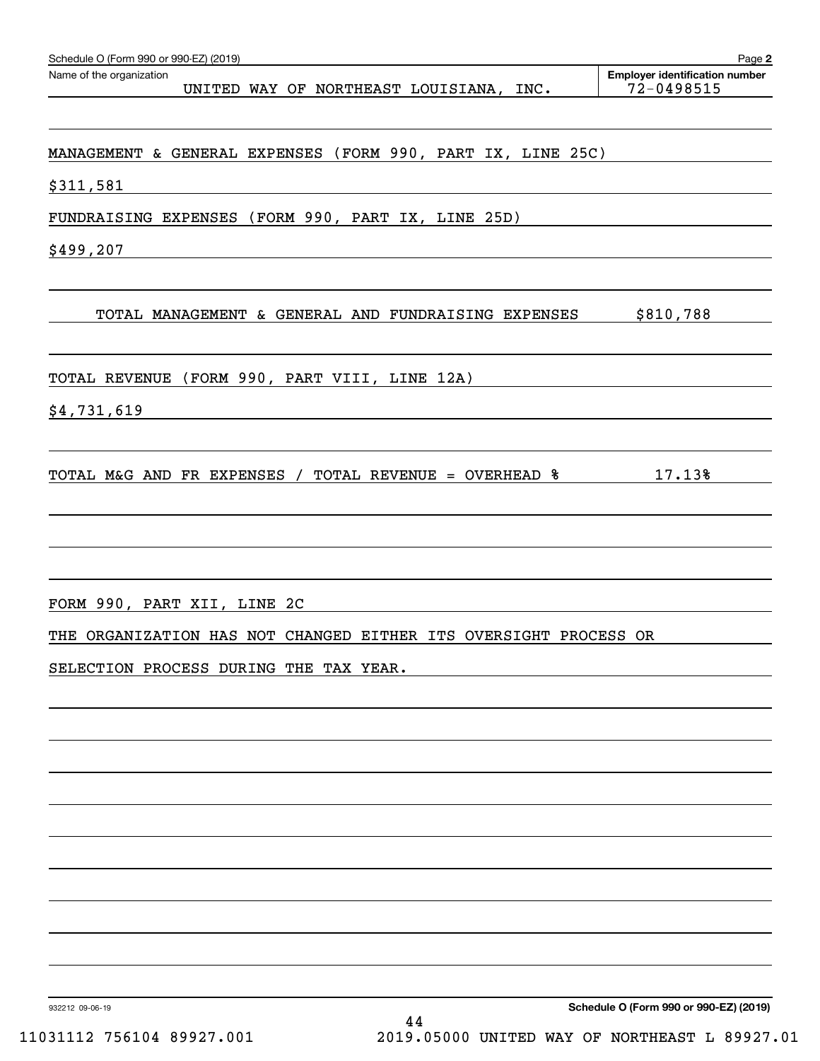Schedule O (Form 990 or 990-EZ) (2019)

Name of the organization: UNITED WAY OF NORTHEAST LOUISIANA, INC.

Employer identification number: 72-0498515

MANAGEMENT & GENERAL EXPENSES (FORM 990, PART IX, LINE 25C)

$311,581

FUNDRAISING EXPENSES (FORM 990, PART IX, LINE 25D)

$499,207

TOTAL MANAGEMENT & GENERAL AND FUNDRAISING EXPENSES $810,788

TOTAL REVENUE (FORM 990, PART VIII, LINE 12A)

$4,731,619

TOTAL M&G AND FR EXPENSES / TOTAL REVENUE = OVERHEAD % 17.13%

FORM 990, PART XII, LINE 2C

THE ORGANIZATION HAS NOT CHANGED EITHER ITS OVERSIGHT PROCESS OR SELECTION PROCESS DURING THE TAX YEAR.

932212 09-06-19

Schedule O (Form 990 or 990-EZ) (2019)

11031112 756104 89927.001 2019.05000 UNITED WAY OF NORTHEAST L 89927.01